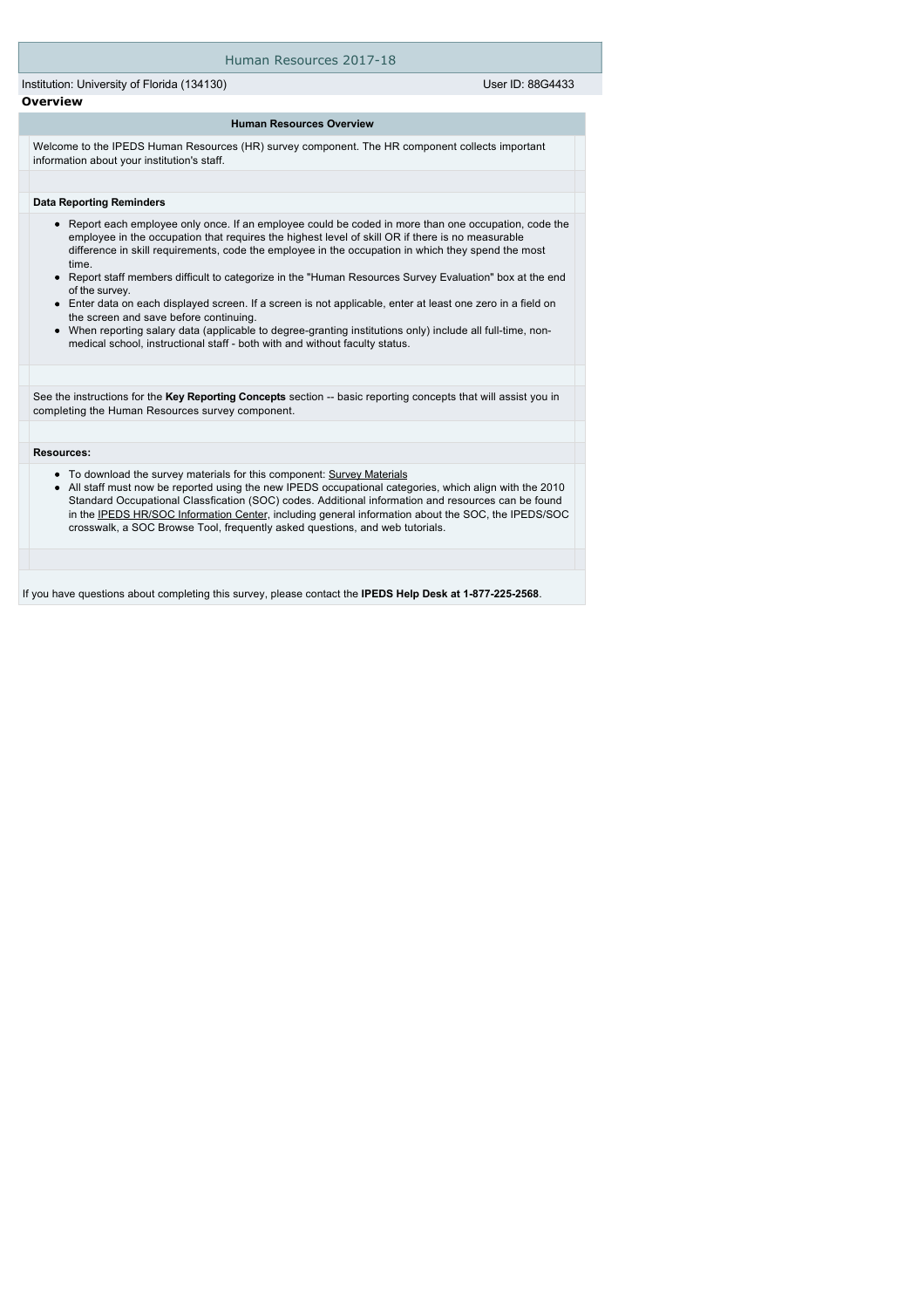# Human Resources 2017-18

Institution: University of Florida (134130) User ID: 88G4433

## Overview

### Human Resources Overview

Welcome to the IPEDS Human Resources (HR) survey component. The HR component collects important information about your institution's staff.

**Data Reporting Reminders**

- Report each employee only once. If an employee could be coded in more than one occupation, code the employee in the occupation that requires the highest level of skill OR if there is no measurable difference in skill requirements, code the employee in the occupation in which they spend the most time.
- Report staff members difficult to categorize in the "Human Resources Survey Evaluation" box at the end of the survey.
- Enter data on each displayed screen. If a screen is not applicable, enter at least one zero in a field on the screen and save before continuing.
- When reporting salary data (applicable to degree-granting institutions only) include all full-time, non-medical school, instructional staff - both with and without faculty status.

See the instructions for the **Key Reporting Concepts** section -- basic reporting concepts that will assist you in completing the Human Resources survey component.

**Resources:**

- To download the survey materials for this component: Survey Materials
- All staff must now be reported using the new IPEDS occupational categories, which align with the 2010 Standard Occupational Classfication (SOC) codes. Additional information and resources can be found in the IPEDS HR/SOC Information Center, including general information about the SOC, the IPEDS/SOC crosswalk, a SOC Browse Tool, frequently asked questions, and web tutorials.

If you have questions about completing this survey, please contact the **IPEDS Help Desk at 1-877-225-2568**.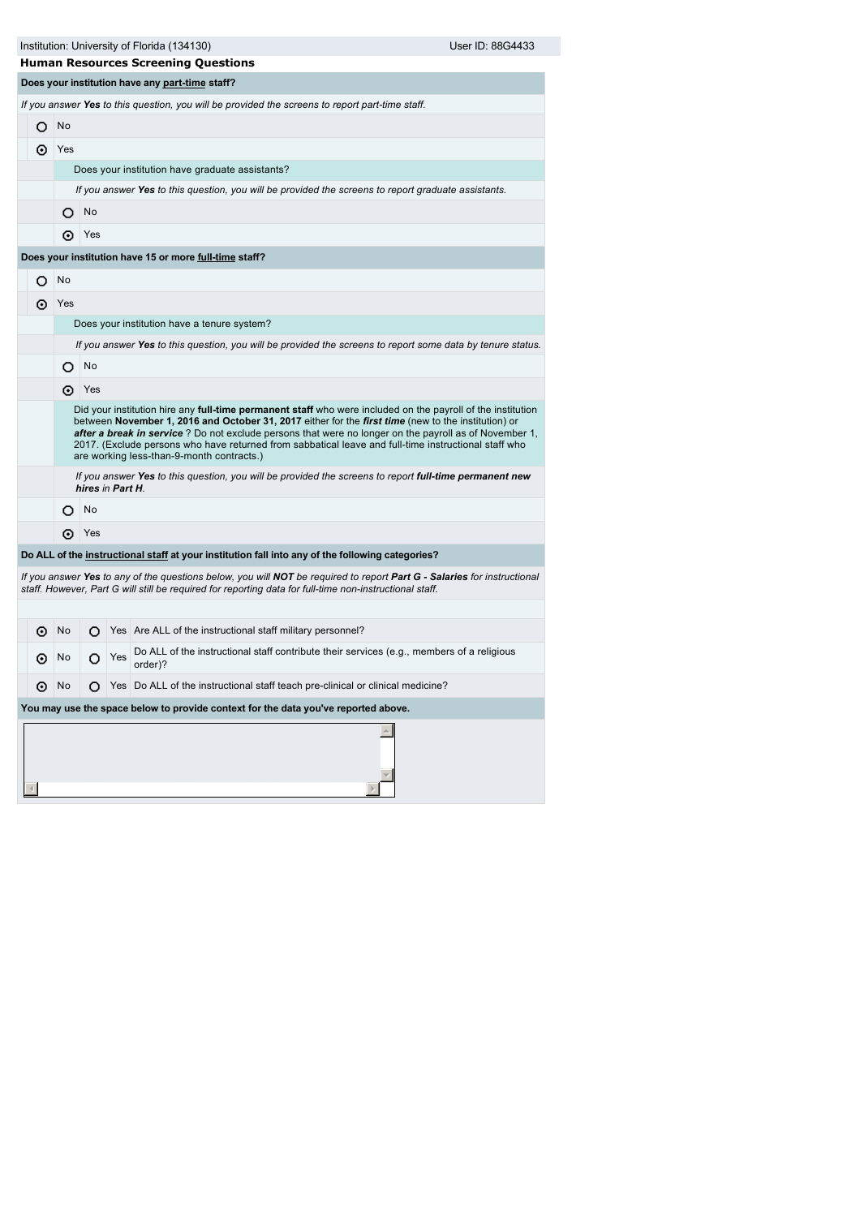Institution: University of Florida (134130) User ID: 88G4433

## Human Resources Screening Questions

**Does your institution have any part-time staff?**

*If you answer **Yes** to this question, you will be provided the screens to report part-time staff.*

- ○ No
- ⊙ Yes

  Does your institution have graduate assistants?

  *If you answer **Yes** to this question, you will be provided the screens to report graduate assistants.*

  - ○ No
  - ⊙ Yes

**Does your institution have 15 or more full-time staff?**

- ○ No
- ⊙ Yes

  Does your institution have a tenure system?

  *If you answer **Yes** to this question, you will be provided the screens to report some data by tenure status.*

  - ○ No
  - ⊙ Yes

  Did your institution hire any **full-time permanent staff** who were included on the payroll of the institution between **November 1, 2016 and October 31, 2017** either for the ***first time*** (new to the institution) or ***after a break in service*** ? Do not exclude persons that were no longer on the payroll as of November 1, 2017. (Exclude persons who have returned from sabbatical leave and full-time instructional staff who are working less-than-9-month contracts.)

  *If you answer **Yes** to this question, you will be provided the screens to report **full-time permanent new hires** in **Part H**.*

  - ○ No
  - ⊙ Yes

**Do ALL of the instructional staff at your institution fall into any of the following categories?**

*If you answer **Yes** to any of the questions below, you will **NOT** be required to report **Part G - Salaries** for instructional staff. However, Part G will still be required for reporting data for full-time non-instructional staff.*

| | | | | |
|---|---|---|---|---|
| ⊙ | No | ○ | Yes | Are ALL of the instructional staff military personnel? |
| ⊙ | No | ○ | Yes | Do ALL of the instructional staff contribute their services (e.g., members of a religious order)? |
| ⊙ | No | ○ | Yes | Do ALL of the instructional staff teach pre-clinical or clinical medicine? |

**You may use the space below to provide context for the data you've reported above.**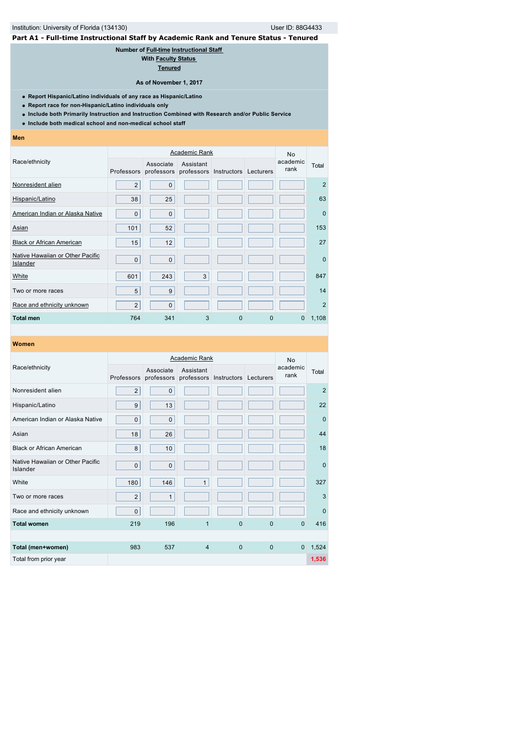Institution: University of Florida (134130) User ID: 88G4433

## Part A1 - Full-time Instructional Staff by Academic Rank and Tenure Status - Tenured

**Number of Full-time Instructional Staff**
**With Faculty Status**
**Tenured**

**As of November 1, 2017**

- **Report Hispanic/Latino individuals of any race as Hispanic/Latino**
- **Report race for non-Hispanic/Latino individuals only**
- **Include both Primarily Instruction and Instruction Combined with Research and/or Public Service**
- **Include both medical school and non-medical school staff**

**Men**

| Race/ethnicity | Academic Rank | | | | | No academic rank | Total |
|---|---|---|---|---|---|---|---|
| | Professors | Associate professors | Assistant professors | Instructors | Lecturers | | |
| Nonresident alien | 2 | 0 | | | | | 2 |
| Hispanic/Latino | 38 | 25 | | | | | 63 |
| American Indian or Alaska Native | 0 | 0 | | | | | 0 |
| Asian | 101 | 52 | | | | | 153 |
| Black or African American | 15 | 12 | | | | | 27 |
| Native Hawaiian or Other Pacific Islander | 0 | 0 | | | | | 0 |
| White | 601 | 243 | 3 | | | | 847 |
| Two or more races | 5 | 9 | | | | | 14 |
| Race and ethnicity unknown | 2 | 0 | | | | | 2 |
| **Total men** | 764 | 341 | 3 | 0 | 0 | 0 | 1,108 |

**Women**

| Race/ethnicity | Academic Rank | | | | | No academic rank | Total |
|---|---|---|---|---|---|---|---|
| | Professors | Associate professors | Assistant professors | Instructors | Lecturers | | |
| Nonresident alien | 2 | 0 | | | | | 2 |
| Hispanic/Latino | 9 | 13 | | | | | 22 |
| American Indian or Alaska Native | 0 | 0 | | | | | 0 |
| Asian | 18 | 26 | | | | | 44 |
| Black or African American | 8 | 10 | | | | | 18 |
| Native Hawaiian or Other Pacific Islander | 0 | 0 | | | | | 0 |
| White | 180 | 146 | 1 | | | | 327 |
| Two or more races | 2 | 1 | | | | | 3 |
| Race and ethnicity unknown | 0 | | | | | | 0 |
| **Total women** | 219 | 196 | 1 | 0 | 0 | 0 | 416 |
| | | | | | | | |
| **Total (men+women)** | 983 | 537 | 4 | 0 | 0 | 0 | 1,524 |
| Total from prior year | | | | | | | 1,536 |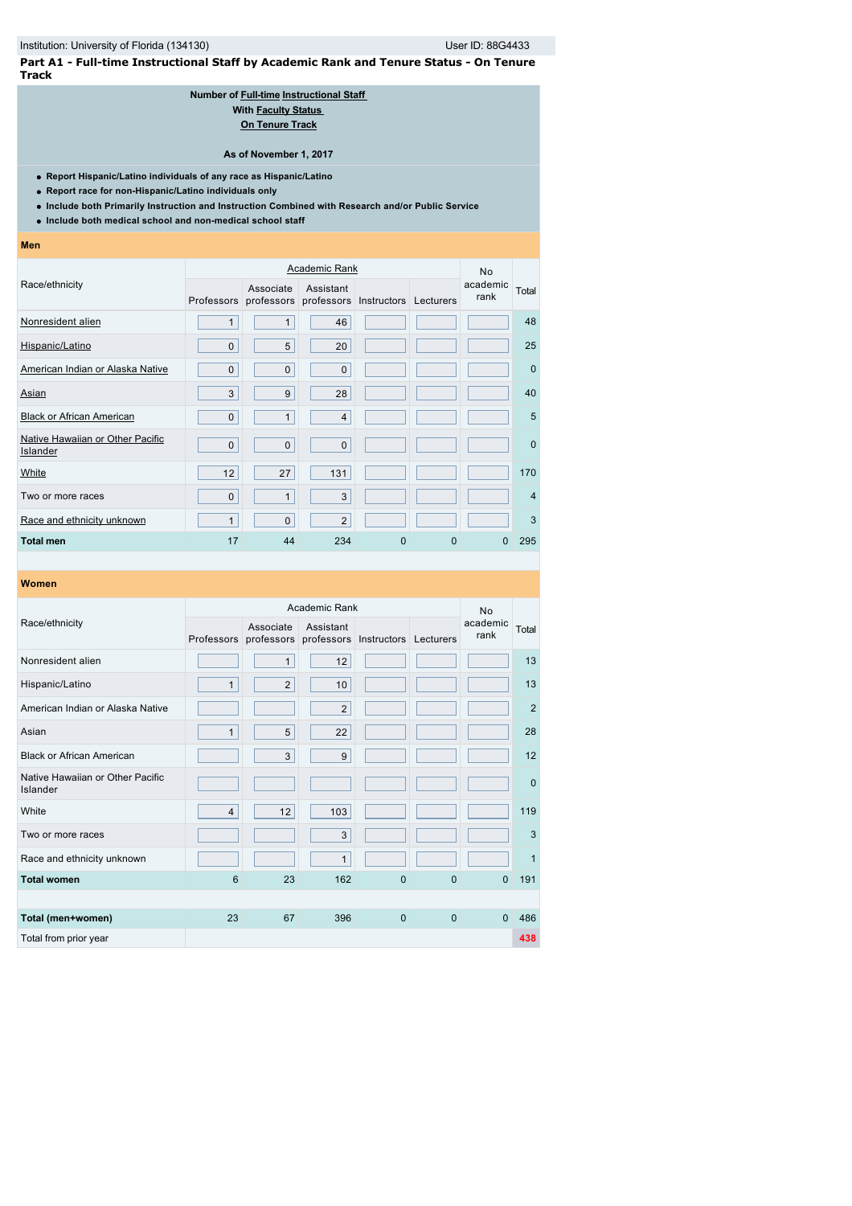Institution: University of Florida (134130) User ID: 88G4433

## Part A1 - Full-time Instructional Staff by Academic Rank and Tenure Status - On Tenure Track

**Number of Full-time Instructional Staff**
**With Faculty Status**
**On Tenure Track**

**As of November 1, 2017**

- **Report Hispanic/Latino individuals of any race as Hispanic/Latino**
- **Report race for non-Hispanic/Latino individuals only**
- **Include both Primarily Instruction and Instruction Combined with Research and/or Public Service**
- **Include both medical school and non-medical school staff**

### Men

| Race/ethnicity | Academic Rank | | | | | No academic rank | Total |
|---|---|---|---|---|---|---|---|
| | Professors | Associate professors | Assistant professors | Instructors | Lecturers | | |
| Nonresident alien | 1 | 1 | 46 | | | | 48 |
| Hispanic/Latino | 0 | 5 | 20 | | | | 25 |
| American Indian or Alaska Native | 0 | 0 | 0 | | | | 0 |
| Asian | 3 | 9 | 28 | | | | 40 |
| Black or African American | 0 | 1 | 4 | | | | 5 |
| Native Hawaiian or Other Pacific Islander | 0 | 0 | 0 | | | | 0 |
| White | 12 | 27 | 131 | | | | 170 |
| Two or more races | 0 | 1 | 3 | | | | 4 |
| Race and ethnicity unknown | 1 | 0 | 2 | | | | 3 |
| **Total men** | 17 | 44 | 234 | 0 | 0 | 0 | 295 |

### Women

| Race/ethnicity | Academic Rank | | | | | No academic rank | Total |
|---|---|---|---|---|---|---|---|
| | Professors | Associate professors | Assistant professors | Instructors | Lecturers | | |
| Nonresident alien | | 1 | 12 | | | | 13 |
| Hispanic/Latino | 1 | 2 | 10 | | | | 13 |
| American Indian or Alaska Native | | | 2 | | | | 2 |
| Asian | 1 | 5 | 22 | | | | 28 |
| Black or African American | | 3 | 9 | | | | 12 |
| Native Hawaiian or Other Pacific Islander | | | | | | | 0 |
| White | 4 | 12 | 103 | | | | 119 |
| Two or more races | | | 3 | | | | 3 |
| Race and ethnicity unknown | | | 1 | | | | 1 |
| **Total women** | 6 | 23 | 162 | 0 | 0 | 0 | 191 |
| | | | | | | | |
| **Total (men+women)** | 23 | 67 | 396 | 0 | 0 | 0 | 486 |
| Total from prior year | | | | | | | 438 |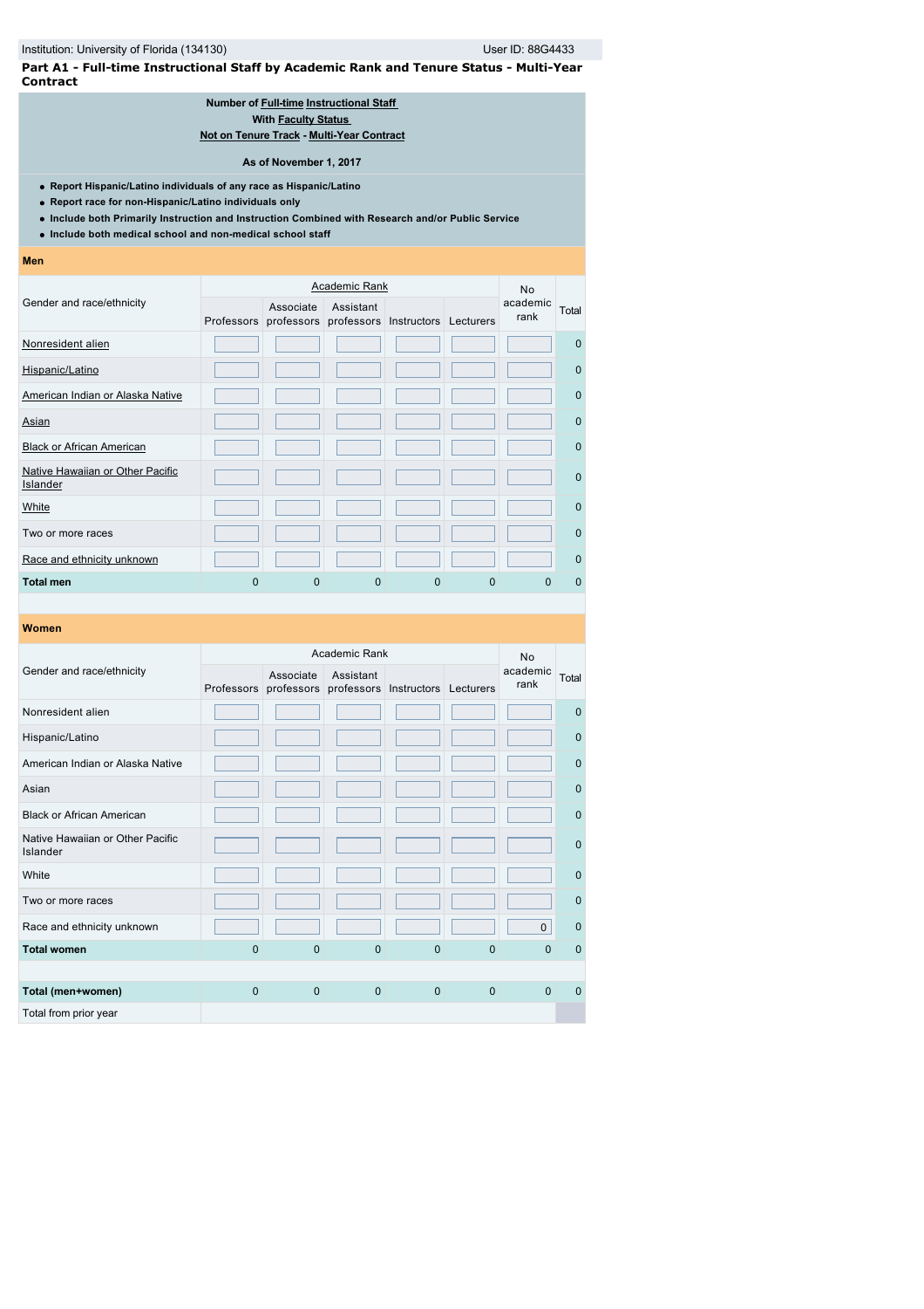Institution: University of Florida (134130) User ID: 88G4433

## Part A1 - Full-time Instructional Staff by Academic Rank and Tenure Status - Multi-Year Contract

**Number of Full-time Instructional Staff**
**With Faculty Status**
**Not on Tenure Track - Multi-Year Contract**

**As of November 1, 2017**

- **Report Hispanic/Latino individuals of any race as Hispanic/Latino**
- **Report race for non-Hispanic/Latino individuals only**
- **Include both Primarily Instruction and Instruction Combined with Research and/or Public Service**
- **Include both medical school and non-medical school staff**

**Men**

| Gender and race/ethnicity | Academic Rank | | | | | No academic rank | Total |
|---|---|---|---|---|---|---|---|
| | Professors | Associate professors | Assistant professors | Instructors | Lecturers | | |
| Nonresident alien | | | | | | | 0 |
| Hispanic/Latino | | | | | | | 0 |
| American Indian or Alaska Native | | | | | | | 0 |
| Asian | | | | | | | 0 |
| Black or African American | | | | | | | 0 |
| Native Hawaiian or Other Pacific Islander | | | | | | | 0 |
| White | | | | | | | 0 |
| Two or more races | | | | | | | 0 |
| Race and ethnicity unknown | | | | | | | 0 |
| **Total men** | 0 | 0 | 0 | 0 | 0 | 0 | 0 |

**Women**

| Gender and race/ethnicity | Academic Rank | | | | | No academic rank | Total |
|---|---|---|---|---|---|---|---|
| | Professors | Associate professors | Assistant professors | Instructors | Lecturers | | |
| Nonresident alien | | | | | | | 0 |
| Hispanic/Latino | | | | | | | 0 |
| American Indian or Alaska Native | | | | | | | 0 |
| Asian | | | | | | | 0 |
| Black or African American | | | | | | | 0 |
| Native Hawaiian or Other Pacific Islander | | | | | | | 0 |
| White | | | | | | | 0 |
| Two or more races | | | | | | | 0 |
| Race and ethnicity unknown | | | | | | 0 | 0 |
| **Total women** | 0 | 0 | 0 | 0 | 0 | 0 | 0 |
| | | | | | | | |
| **Total (men+women)** | 0 | 0 | 0 | 0 | 0 | 0 | 0 |
| Total from prior year | | | | | | | |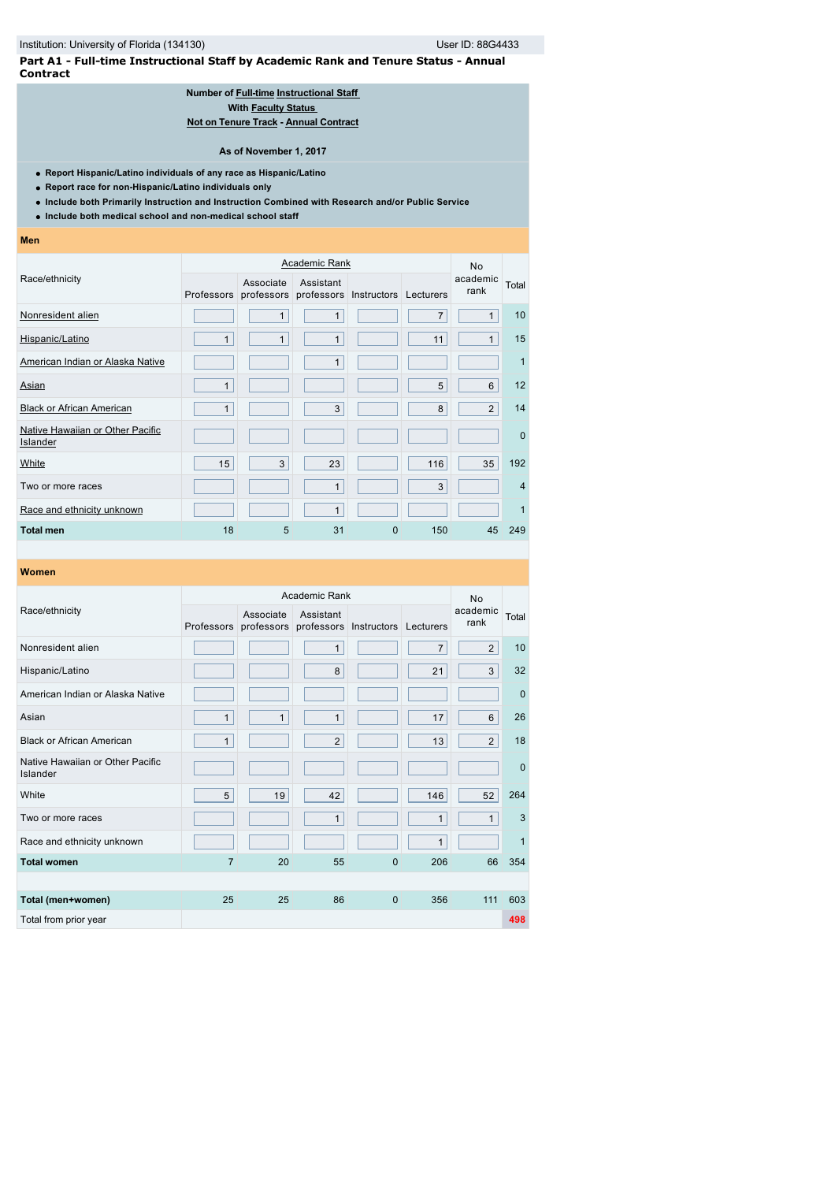Institution: University of Florida (134130) User ID: 88G4433

**Part A1 - Full-time Instructional Staff by Academic Rank and Tenure Status - Annual Contract**

**Number of Full-time Instructional Staff**
**With Faculty Status**
**Not on Tenure Track - Annual Contract**

**As of November 1, 2017**

- **Report Hispanic/Latino individuals of any race as Hispanic/Latino**
- **Report race for non-Hispanic/Latino individuals only**
- **Include both Primarily Instruction and Instruction Combined with Research and/or Public Service**
- **Include both medical school and non-medical school staff**

**Men**

| Race/ethnicity | Academic Rank | | | | | No academic rank | Total |
|---|---|---|---|---|---|---|---|
| | Professors | Associate professors | Assistant professors | Instructors | Lecturers | | |
| Nonresident alien | | 1 | 1 | | 7 | 1 | 10 |
| Hispanic/Latino | 1 | 1 | 1 | | 11 | 1 | 15 |
| American Indian or Alaska Native | | | 1 | | | | 1 |
| Asian | 1 | | | | 5 | 6 | 12 |
| Black or African American | 1 | | 3 | | 8 | 2 | 14 |
| Native Hawaiian or Other Pacific Islander | | | | | | | 0 |
| White | 15 | 3 | 23 | | 116 | 35 | 192 |
| Two or more races | | | 1 | | 3 | | 4 |
| Race and ethnicity unknown | | | 1 | | | | 1 |
| **Total men** | 18 | 5 | 31 | 0 | 150 | 45 | 249 |

**Women**

| Race/ethnicity | Academic Rank | | | | | No academic rank | Total |
|---|---|---|---|---|---|---|---|
| | Professors | Associate professors | Assistant professors | Instructors | Lecturers | | |
| Nonresident alien | | | 1 | | 7 | 2 | 10 |
| Hispanic/Latino | | | 8 | | 21 | 3 | 32 |
| American Indian or Alaska Native | | | | | | | 0 |
| Asian | 1 | 1 | 1 | | 17 | 6 | 26 |
| Black or African American | 1 | | 2 | | 13 | 2 | 18 |
| Native Hawaiian or Other Pacific Islander | | | | | | | 0 |
| White | 5 | 19 | 42 | | 146 | 52 | 264 |
| Two or more races | | | 1 | | 1 | 1 | 3 |
| Race and ethnicity unknown | | | | | 1 | | 1 |
| **Total women** | 7 | 20 | 55 | 0 | 206 | 66 | 354 |
| | | | | | | | |
| **Total (men+women)** | 25 | 25 | 86 | 0 | 356 | 111 | 603 |
| Total from prior year | | | | | | | 498 |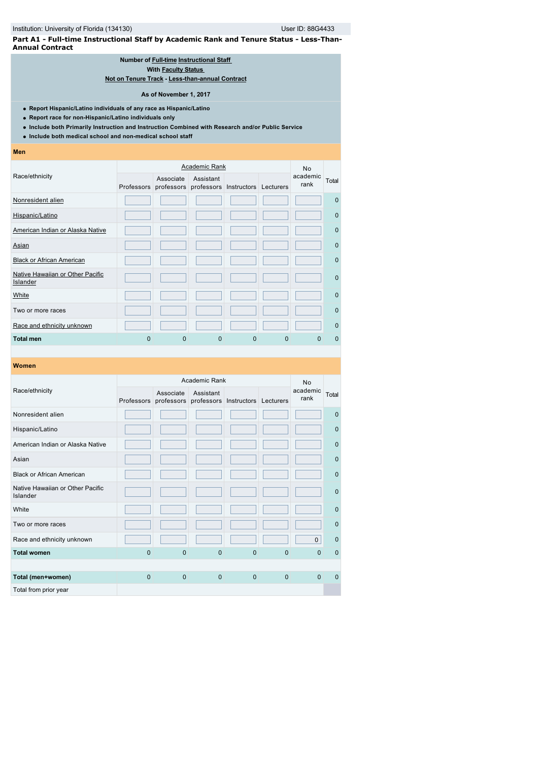Institution: University of Florida (134130) User ID: 88G4433

## Part A1 - Full-time Instructional Staff by Academic Rank and Tenure Status - Less-Than-Annual Contract

**Number of Full-time Instructional Staff**
**With Faculty Status**
**Not on Tenure Track - Less-than-annual Contract**

**As of November 1, 2017**

- **Report Hispanic/Latino individuals of any race as Hispanic/Latino**
- **Report race for non-Hispanic/Latino individuals only**
- **Include both Primarily Instruction and Instruction Combined with Research and/or Public Service**
- **Include both medical school and non-medical school staff**

### Men

| Race/ethnicity | Academic Rank | | | | | No academic rank | Total |
|---|---|---|---|---|---|---|---|
| | Professors | Associate professors | Assistant professors | Instructors | Lecturers | | |
| Nonresident alien | | | | | | | 0 |
| Hispanic/Latino | | | | | | | 0 |
| American Indian or Alaska Native | | | | | | | 0 |
| Asian | | | | | | | 0 |
| Black or African American | | | | | | | 0 |
| Native Hawaiian or Other Pacific Islander | | | | | | | 0 |
| White | | | | | | | 0 |
| Two or more races | | | | | | | 0 |
| Race and ethnicity unknown | | | | | | | 0 |
| **Total men** | 0 | 0 | 0 | 0 | 0 | 0 | 0 |

### Women

| Race/ethnicity | Academic Rank | | | | | No academic rank | Total |
|---|---|---|---|---|---|---|---|
| | Professors | Associate professors | Assistant professors | Instructors | Lecturers | | |
| Nonresident alien | | | | | | | 0 |
| Hispanic/Latino | | | | | | | 0 |
| American Indian or Alaska Native | | | | | | | 0 |
| Asian | | | | | | | 0 |
| Black or African American | | | | | | | 0 |
| Native Hawaiian or Other Pacific Islander | | | | | | | 0 |
| White | | | | | | | 0 |
| Two or more races | | | | | | | 0 |
| Race and ethnicity unknown | | | | | | 0 | 0 |
| **Total women** | 0 | 0 | 0 | 0 | 0 | 0 | 0 |
| | | | | | | | |
| **Total (men+women)** | 0 | 0 | 0 | 0 | 0 | 0 | 0 |
| Total from prior year | | | | | | | |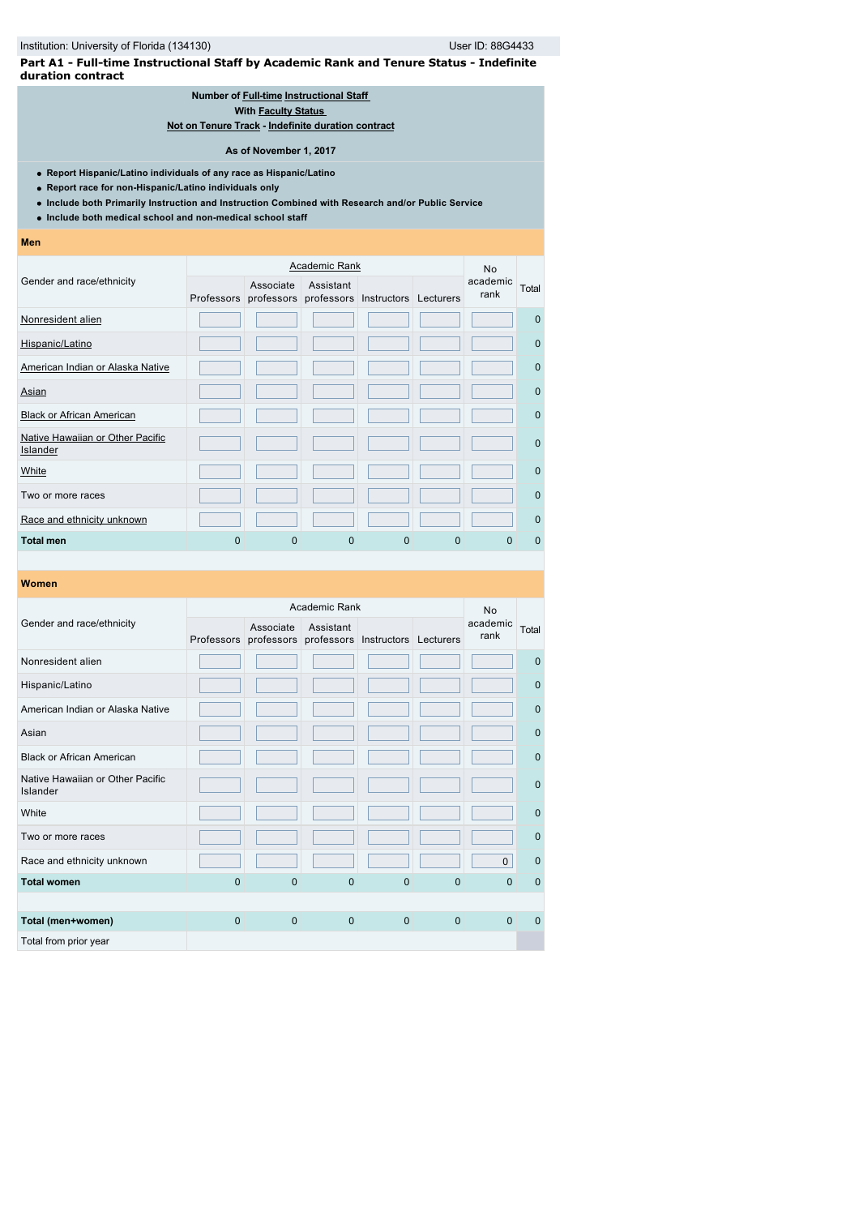Institution: University of Florida (134130) User ID: 88G4433

**Part A1 - Full-time Instructional Staff by Academic Rank and Tenure Status - Indefinite duration contract**

**Number of Full-time Instructional Staff**
**With Faculty Status**
**Not on Tenure Track - Indefinite duration contract**

**As of November 1, 2017**

- **Report Hispanic/Latino individuals of any race as Hispanic/Latino**
- **Report race for non-Hispanic/Latino individuals only**
- **Include both Primarily Instruction and Instruction Combined with Research and/or Public Service**
- **Include both medical school and non-medical school staff**

**Men**

| Gender and race/ethnicity | Academic Rank | | | | | No academic rank | Total |
|---|---|---|---|---|---|---|---|
| | Professors | Associate professors | Assistant professors | Instructors | Lecturers | | |
| Nonresident alien | | | | | | | 0 |
| Hispanic/Latino | | | | | | | 0 |
| American Indian or Alaska Native | | | | | | | 0 |
| Asian | | | | | | | 0 |
| Black or African American | | | | | | | 0 |
| Native Hawaiian or Other Pacific Islander | | | | | | | 0 |
| White | | | | | | | 0 |
| Two or more races | | | | | | | 0 |
| Race and ethnicity unknown | | | | | | | 0 |
| **Total men** | 0 | 0 | 0 | 0 | 0 | 0 | 0 |

**Women**

| Gender and race/ethnicity | Academic Rank | | | | | No academic rank | Total |
|---|---|---|---|---|---|---|---|
| | Professors | Associate professors | Assistant professors | Instructors | Lecturers | | |
| Nonresident alien | | | | | | | 0 |
| Hispanic/Latino | | | | | | | 0 |
| American Indian or Alaska Native | | | | | | | 0 |
| Asian | | | | | | | 0 |
| Black or African American | | | | | | | 0 |
| Native Hawaiian or Other Pacific Islander | | | | | | | 0 |
| White | | | | | | | 0 |
| Two or more races | | | | | | | 0 |
| Race and ethnicity unknown | | | | | | 0 | 0 |
| **Total women** | 0 | 0 | 0 | 0 | 0 | 0 | 0 |
| | | | | | | | |
| **Total (men+women)** | 0 | 0 | 0 | 0 | 0 | 0 | 0 |
| Total from prior year | | | | | | | |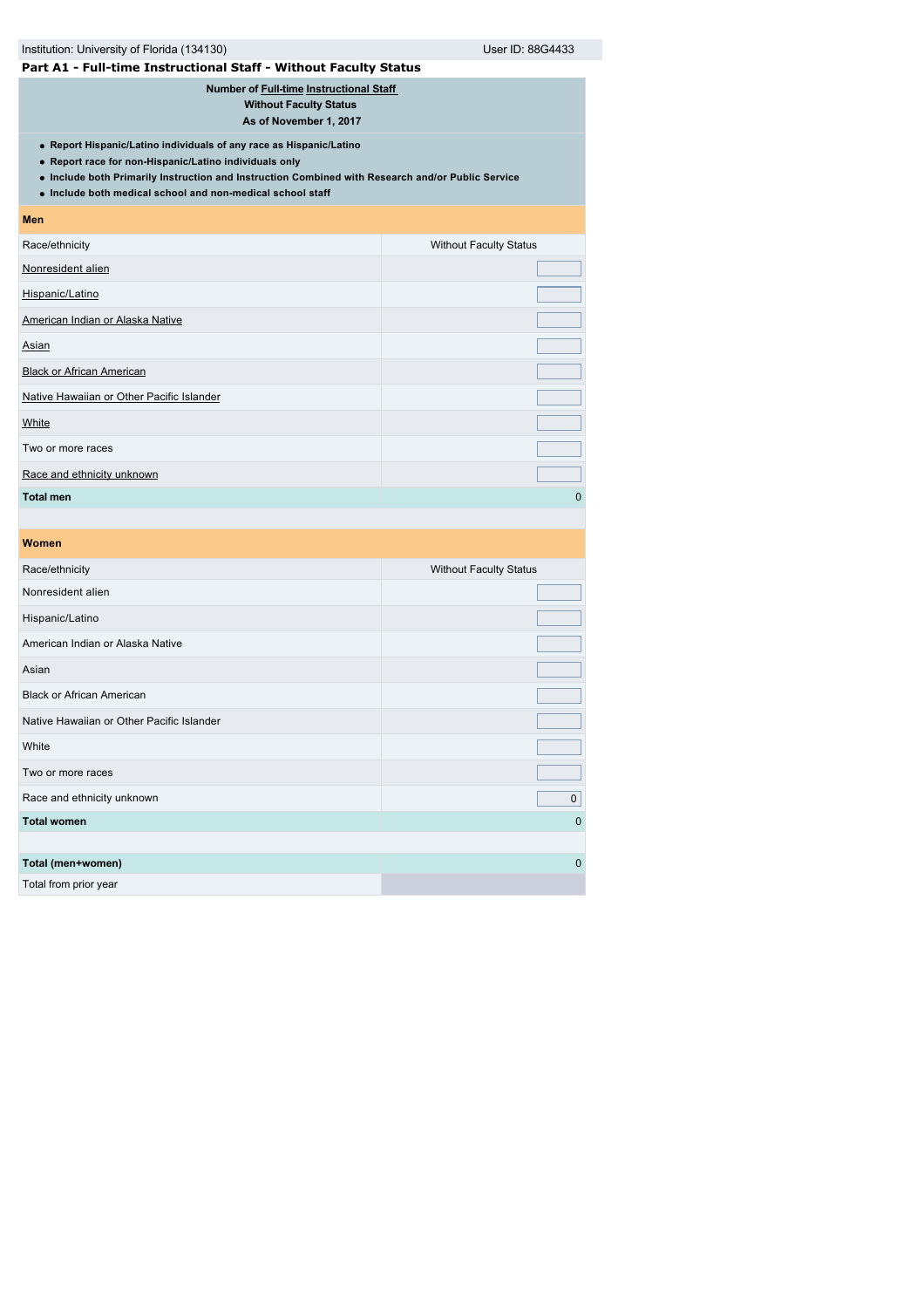Institution: University of Florida (134130)

User ID: 88G4433

## Part A1 - Full-time Instructional Staff - Without Faculty Status

**Number of Full-time Instructional Staff**
**Without Faculty Status**
**As of November 1, 2017**

- **Report Hispanic/Latino individuals of any race as Hispanic/Latino**
- **Report race for non-Hispanic/Latino individuals only**
- **Include both Primarily Instruction and Instruction Combined with Research and/or Public Service**
- **Include both medical school and non-medical school staff**

**Men**

| Race/ethnicity | Without Faculty Status |
|---|---|
| Nonresident alien | |
| Hispanic/Latino | |
| American Indian or Alaska Native | |
| Asian | |
| Black or African American | |
| Native Hawaiian or Other Pacific Islander | |
| White | |
| Two or more races | |
| Race and ethnicity unknown | |
| **Total men** | 0 |

**Women**

| Race/ethnicity | Without Faculty Status |
|---|---|
| Nonresident alien | |
| Hispanic/Latino | |
| American Indian or Alaska Native | |
| Asian | |
| Black or African American | |
| Native Hawaiian or Other Pacific Islander | |
| White | |
| Two or more races | |
| Race and ethnicity unknown | 0 |
| **Total women** | 0 |

| | |
|---|---|
| **Total (men+women)** | 0 |
| Total from prior year | |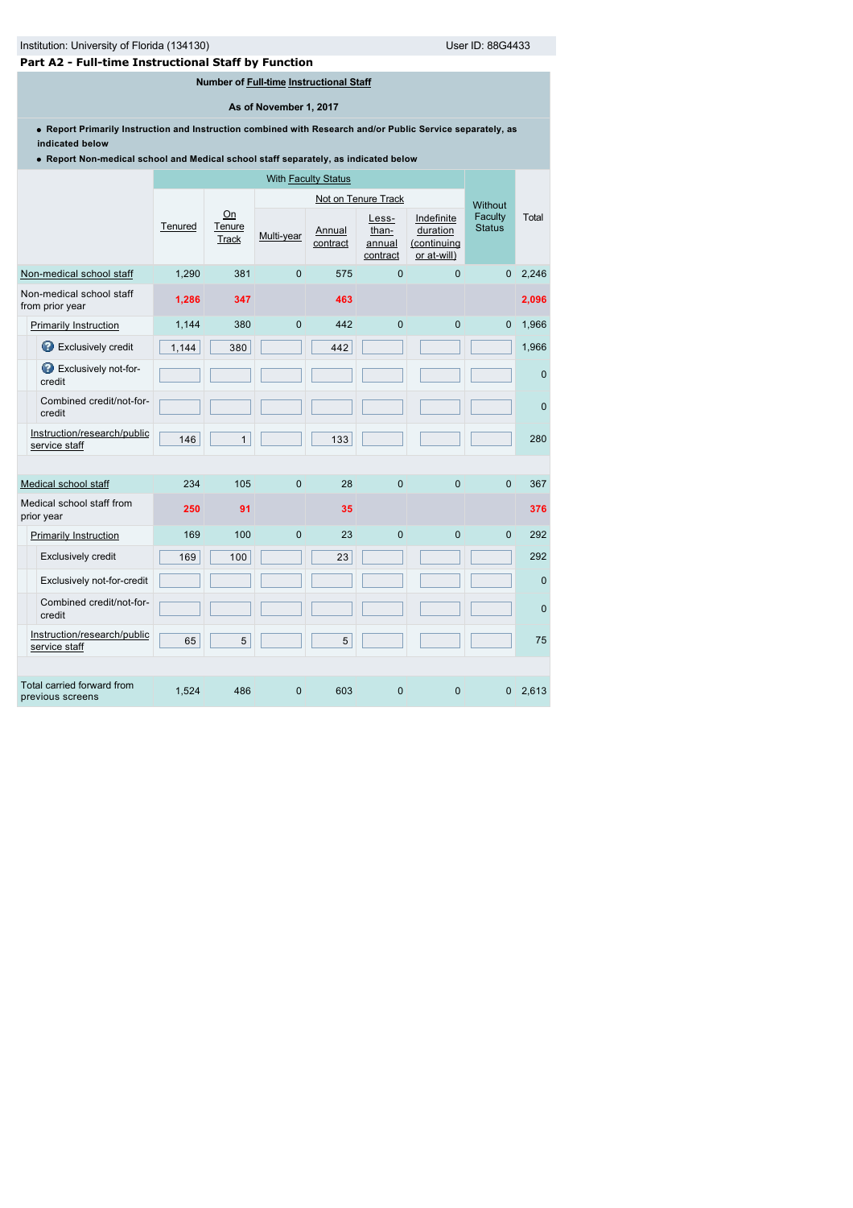Institution: University of Florida (134130)    User ID: 88G4433

**Part A2 - Full-time Instructional Staff by Function**

**Number of Full-time Instructional Staff**

**As of November 1, 2017**

- **Report Primarily Instruction and Instruction combined with Research and/or Public Service separately, as indicated below**
- **Report Non-medical school and Medical school staff separately, as indicated below**

| | With Faculty Status | | | | | | Without Faculty Status | Total |
|---|---|---|---|---|---|---|---|---|
| | Tenured | On Tenure Track | Not on Tenure Track: Multi-year | Not on Tenure Track: Annual contract | Not on Tenure Track: Less-than-annual contract | Not on Tenure Track: Indefinite duration (continuing or at-will) | | |
| Non-medical school staff | 1,290 | 381 | 0 | 575 | 0 | 0 | 0 | 2,246 |
| Non-medical school staff from prior year | 1,286 | 347 | | 463 | | | | 2,096 |
| Primarily Instruction | 1,144 | 380 | 0 | 442 | 0 | 0 | 0 | 1,966 |
| Exclusively credit | 1,144 | 380 | | 442 | | | | 1,966 |
| Exclusively not-for-credit | | | | | | | | 0 |
| Combined credit/not-for-credit | | | | | | | | 0 |
| Instruction/research/public service staff | 146 | 1 | | 133 | | | | 280 |
| | | | | | | | | |
| Medical school staff | 234 | 105 | 0 | 28 | 0 | 0 | 0 | 367 |
| Medical school staff from prior year | 250 | 91 | | 35 | | | | 376 |
| Primarily Instruction | 169 | 100 | 0 | 23 | 0 | 0 | 0 | 292 |
| Exclusively credit | 169 | 100 | | 23 | | | | 292 |
| Exclusively not-for-credit | | | | | | | | 0 |
| Combined credit/not-for-credit | | | | | | | | 0 |
| Instruction/research/public service staff | 65 | 5 | | 5 | | | | 75 |
| | | | | | | | | |
| Total carried forward from previous screens | 1,524 | 486 | 0 | 603 | 0 | 0 | 0 | 2,613 |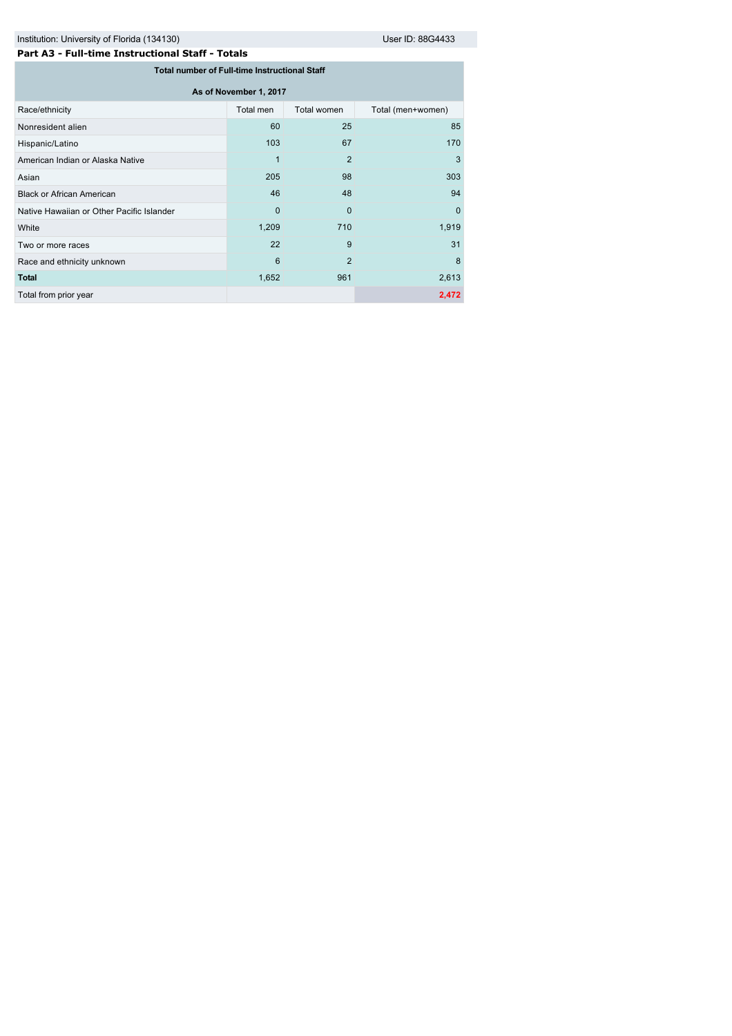Institution: University of Florida (134130) User ID: 88G4433

**Part A3 - Full-time Instructional Staff - Totals**

| Total number of Full-time Instructional Staff | | | |
|---|---|---|---|
| As of November 1, 2017 | | | |
| Race/ethnicity | Total men | Total women | Total (men+women) |
| Nonresident alien | 60 | 25 | 85 |
| Hispanic/Latino | 103 | 67 | 170 |
| American Indian or Alaska Native | 1 | 2 | 3 |
| Asian | 205 | 98 | 303 |
| Black or African American | 46 | 48 | 94 |
| Native Hawaiian or Other Pacific Islander | 0 | 0 | 0 |
| White | 1,209 | 710 | 1,919 |
| Two or more races | 22 | 9 | 31 |
| Race and ethnicity unknown | 6 | 2 | 8 |
| **Total** | 1,652 | 961 | 2,613 |
| Total from prior year | | | 2,472 |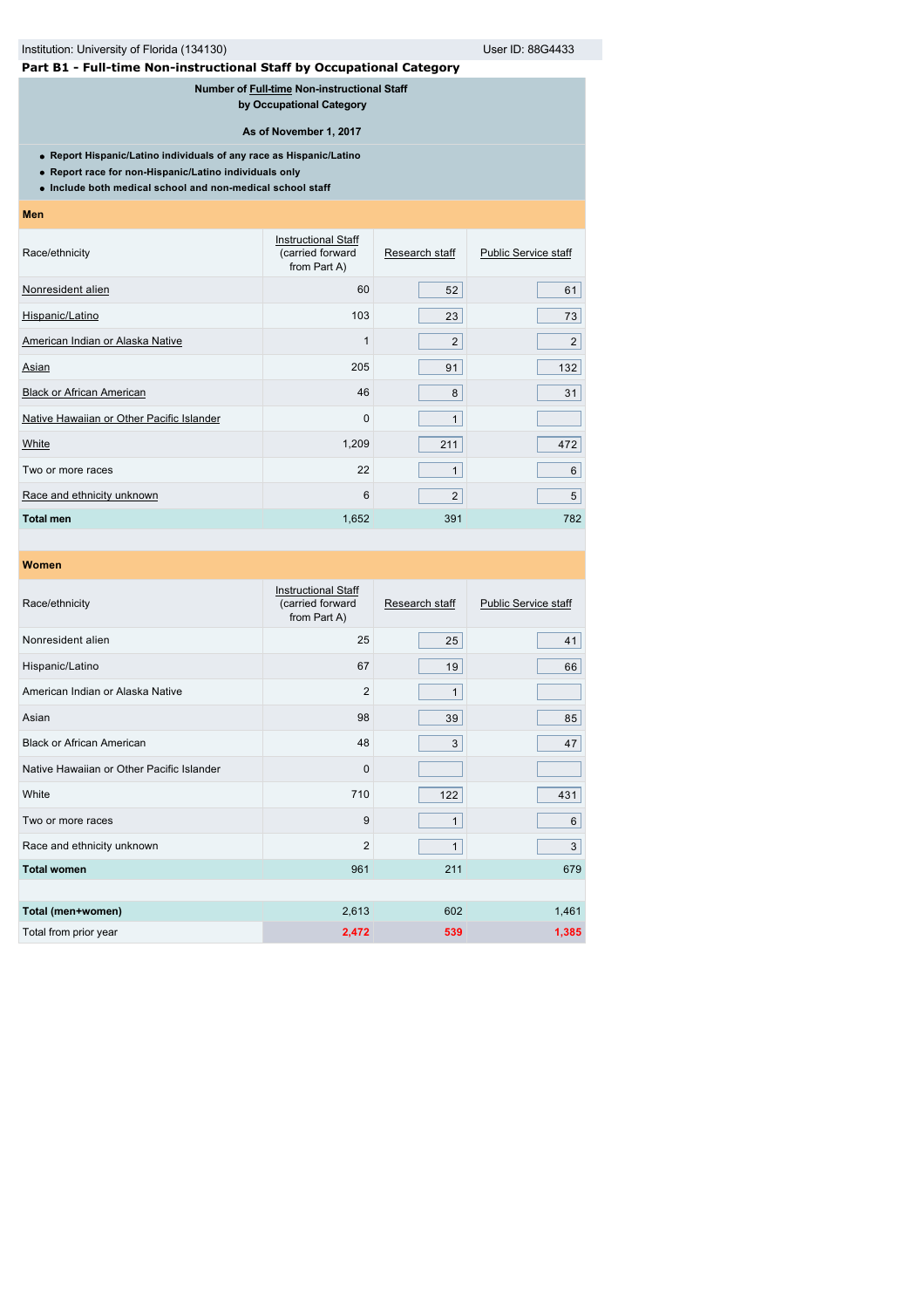Institution: University of Florida (134130) User ID: 88G4433

## Part B1 - Full-time Non-instructional Staff by Occupational Category

**Number of Full-time Non-instructional Staff by Occupational Category**

**As of November 1, 2017**

- **Report Hispanic/Latino individuals of any race as Hispanic/Latino**
- **Report race for non-Hispanic/Latino individuals only**
- **Include both medical school and non-medical school staff**

**Men**

| Race/ethnicity | Instructional Staff (carried forward from Part A) | Research staff | Public Service staff |
|---|---|---|---|
| Nonresident alien | 60 | 52 | 61 |
| Hispanic/Latino | 103 | 23 | 73 |
| American Indian or Alaska Native | 1 | 2 | 2 |
| Asian | 205 | 91 | 132 |
| Black or African American | 46 | 8 | 31 |
| Native Hawaiian or Other Pacific Islander | 0 | 1 | |
| White | 1,209 | 211 | 472 |
| Two or more races | 22 | 1 | 6 |
| Race and ethnicity unknown | 6 | 2 | 5 |
| **Total men** | 1,652 | 391 | 782 |

**Women**

| Race/ethnicity | Instructional Staff (carried forward from Part A) | Research staff | Public Service staff |
|---|---|---|---|
| Nonresident alien | 25 | 25 | 41 |
| Hispanic/Latino | 67 | 19 | 66 |
| American Indian or Alaska Native | 2 | 1 | |
| Asian | 98 | 39 | 85 |
| Black or African American | 48 | 3 | 47 |
| Native Hawaiian or Other Pacific Islander | 0 | | |
| White | 710 | 122 | 431 |
| Two or more races | 9 | 1 | 6 |
| Race and ethnicity unknown | 2 | 1 | 3 |
| **Total women** | 961 | 211 | 679 |
| | | | |
| **Total (men+women)** | 2,613 | 602 | 1,461 |
| Total from prior year | 2,472 | 539 | 1,385 |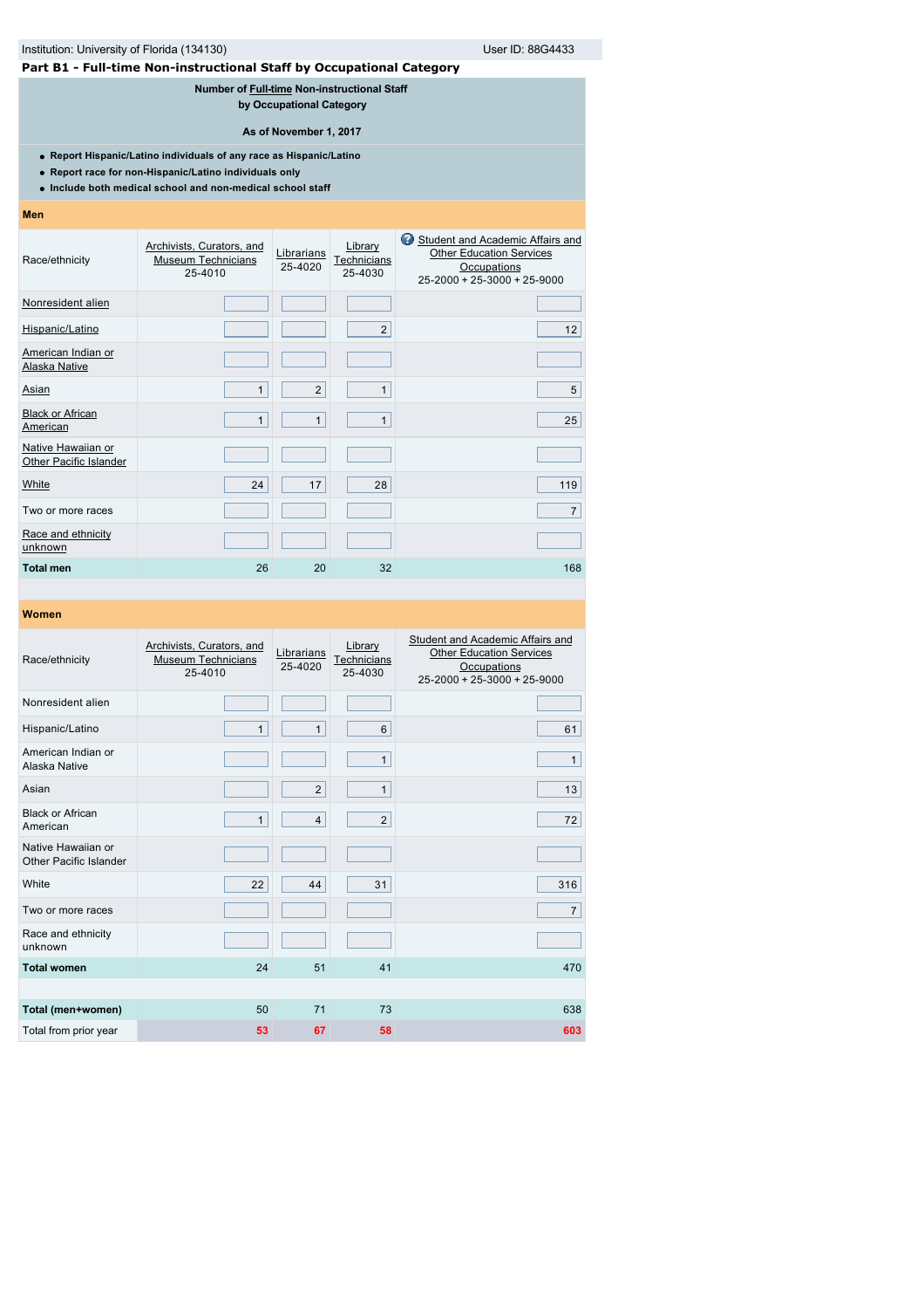Institution: University of Florida (134130) User ID: 88G4433

## Part B1 - Full-time Non-instructional Staff by Occupational Category

**Number of Full-time Non-instructional Staff by Occupational Category**

**As of November 1, 2017**

- **Report Hispanic/Latino individuals of any race as Hispanic/Latino**
- **Report race for non-Hispanic/Latino individuals only**
- **Include both medical school and non-medical school staff**

### Men

| Race/ethnicity | Archivists, Curators, and Museum Technicians 25-4010 | Librarians 25-4020 | Library Technicians 25-4030 | Student and Academic Affairs and Other Education Services Occupations 25-2000 + 25-3000 + 25-9000 |
|---|---|---|---|---|
| Nonresident alien | | | | |
| Hispanic/Latino | | | 2 | 12 |
| American Indian or Alaska Native | | | | |
| Asian | 1 | 2 | 1 | 5 |
| Black or African American | 1 | 1 | 1 | 25 |
| Native Hawaiian or Other Pacific Islander | | | | |
| White | 24 | 17 | 28 | 119 |
| Two or more races | | | | 7 |
| Race and ethnicity unknown | | | | |
| **Total men** | 26 | 20 | 32 | 168 |

### Women

| Race/ethnicity | Archivists, Curators, and Museum Technicians 25-4010 | Librarians 25-4020 | Library Technicians 25-4030 | Student and Academic Affairs and Other Education Services Occupations 25-2000 + 25-3000 + 25-9000 |
|---|---|---|---|---|
| Nonresident alien | | | | |
| Hispanic/Latino | 1 | 1 | 6 | 61 |
| American Indian or Alaska Native | | | 1 | 1 |
| Asian | | 2 | 1 | 13 |
| Black or African American | 1 | 4 | 2 | 72 |
| Native Hawaiian or Other Pacific Islander | | | | |
| White | 22 | 44 | 31 | 316 |
| Two or more races | | | | 7 |
| Race and ethnicity unknown | | | | |
| **Total women** | 24 | 51 | 41 | 470 |
| | | | | |
| **Total (men+women)** | 50 | 71 | 73 | 638 |
| Total from prior year | 53 | 67 | 58 | 603 |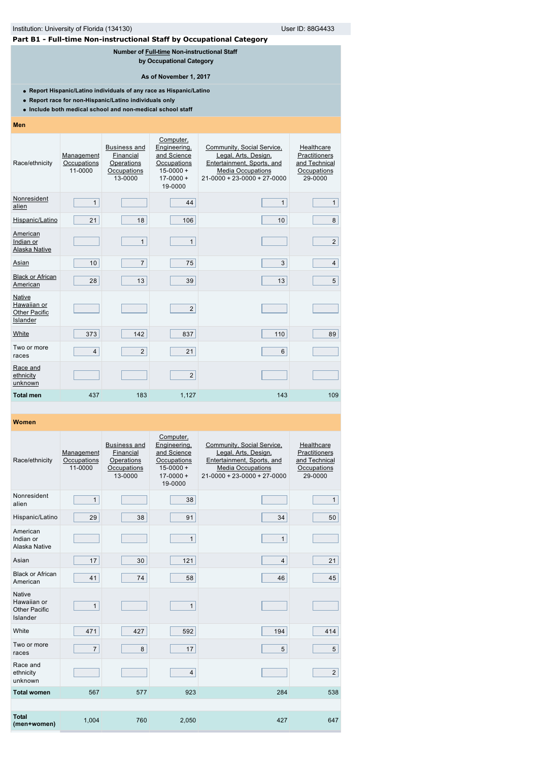Institution: University of Florida (134130) User ID: 88G4433

## Part B1 - Full-time Non-instructional Staff by Occupational Category

**Number of Full-time Non-instructional Staff by Occupational Category**

**As of November 1, 2017**

- **Report Hispanic/Latino individuals of any race as Hispanic/Latino**
- **Report race for non-Hispanic/Latino individuals only**
- **Include both medical school and non-medical school staff**

### Men

| Race/ethnicity | Management Occupations 11-0000 | Business and Financial Operations Occupations 13-0000 | Computer, Engineering, and Science Occupations 15-0000 + 17-0000 + 19-0000 | Community, Social Service, Legal, Arts, Design, Entertainment, Sports, and Media Occupations 21-0000 + 23-0000 + 27-0000 | Healthcare Practitioners and Technical Occupations 29-0000 |
|---|---|---|---|---|---|
| Nonresident alien | 1 | | 44 | 1 | 1 |
| Hispanic/Latino | 21 | 18 | 106 | 10 | 8 |
| American Indian or Alaska Native | | 1 | 1 | | 2 |
| Asian | 10 | 7 | 75 | 3 | 4 |
| Black or African American | 28 | 13 | 39 | 13 | 5 |
| Native Hawaiian or Other Pacific Islander | | | 2 | | |
| White | 373 | 142 | 837 | 110 | 89 |
| Two or more races | 4 | 2 | 21 | 6 | |
| Race and ethnicity unknown | | | 2 | | |
| **Total men** | 437 | 183 | 1,127 | 143 | 109 |

### Women

| Race/ethnicity | Management Occupations 11-0000 | Business and Financial Operations Occupations 13-0000 | Computer, Engineering, and Science Occupations 15-0000 + 17-0000 + 19-0000 | Community, Social Service, Legal, Arts, Design, Entertainment, Sports, and Media Occupations 21-0000 + 23-0000 + 27-0000 | Healthcare Practitioners and Technical Occupations 29-0000 |
|---|---|---|---|---|---|
| Nonresident alien | 1 | | 38 | | 1 |
| Hispanic/Latino | 29 | 38 | 91 | 34 | 50 |
| American Indian or Alaska Native | | | 1 | 1 | |
| Asian | 17 | 30 | 121 | 4 | 21 |
| Black or African American | 41 | 74 | 58 | 46 | 45 |
| Native Hawaiian or Other Pacific Islander | 1 | | 1 | | |
| White | 471 | 427 | 592 | 194 | 414 |
| Two or more races | 7 | 8 | 17 | 5 | 5 |
| Race and ethnicity unknown | | | 4 | | 2 |
| **Total women** | 567 | 577 | 923 | 284 | 538 |
| **Total (men+women)** | 1,004 | 760 | 2,050 | 427 | 647 |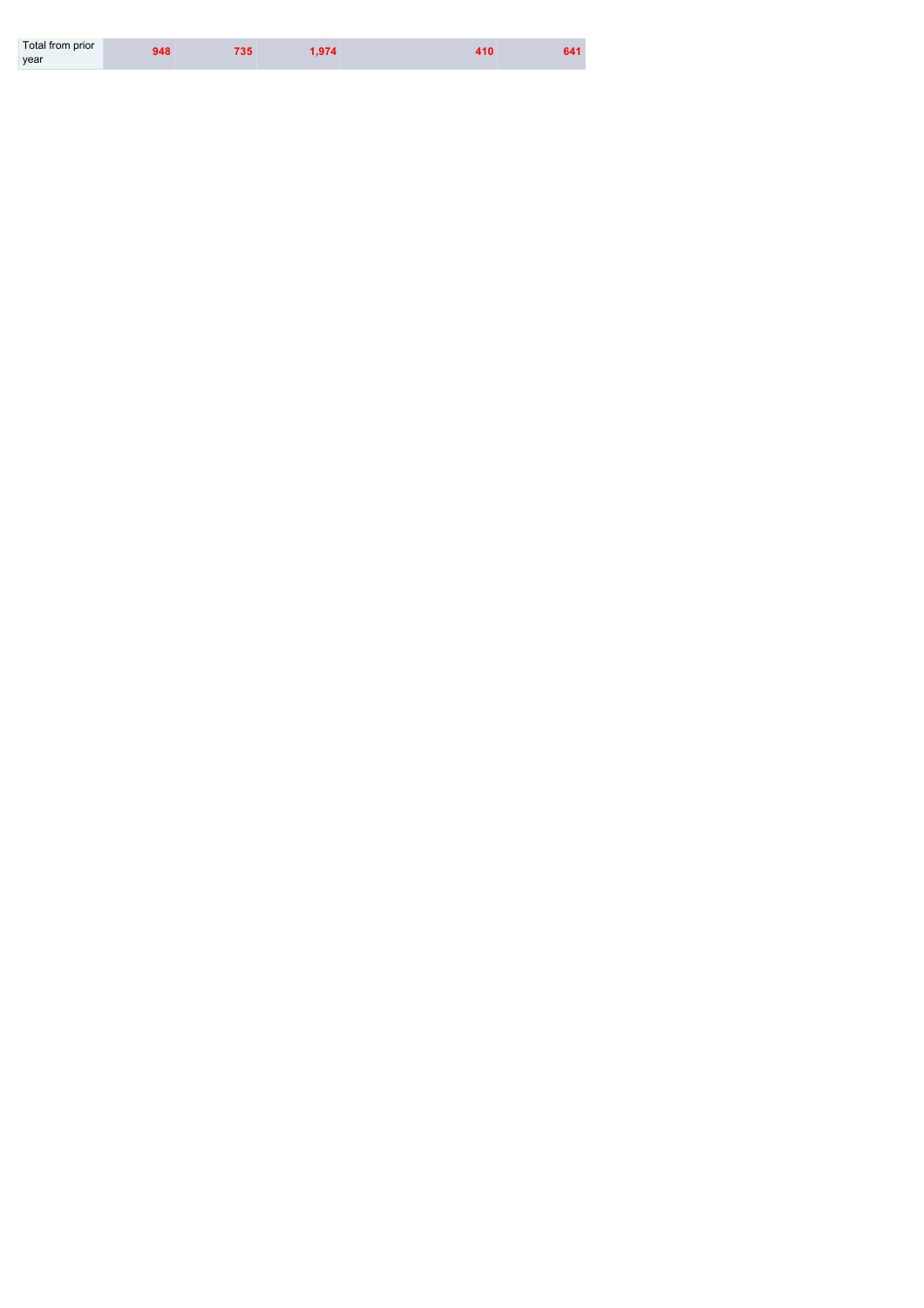| | | | | | |
|---|---|---|---|---|---|
| Total from prior year | **948** | **735** | **1,974** | **410** | **641** |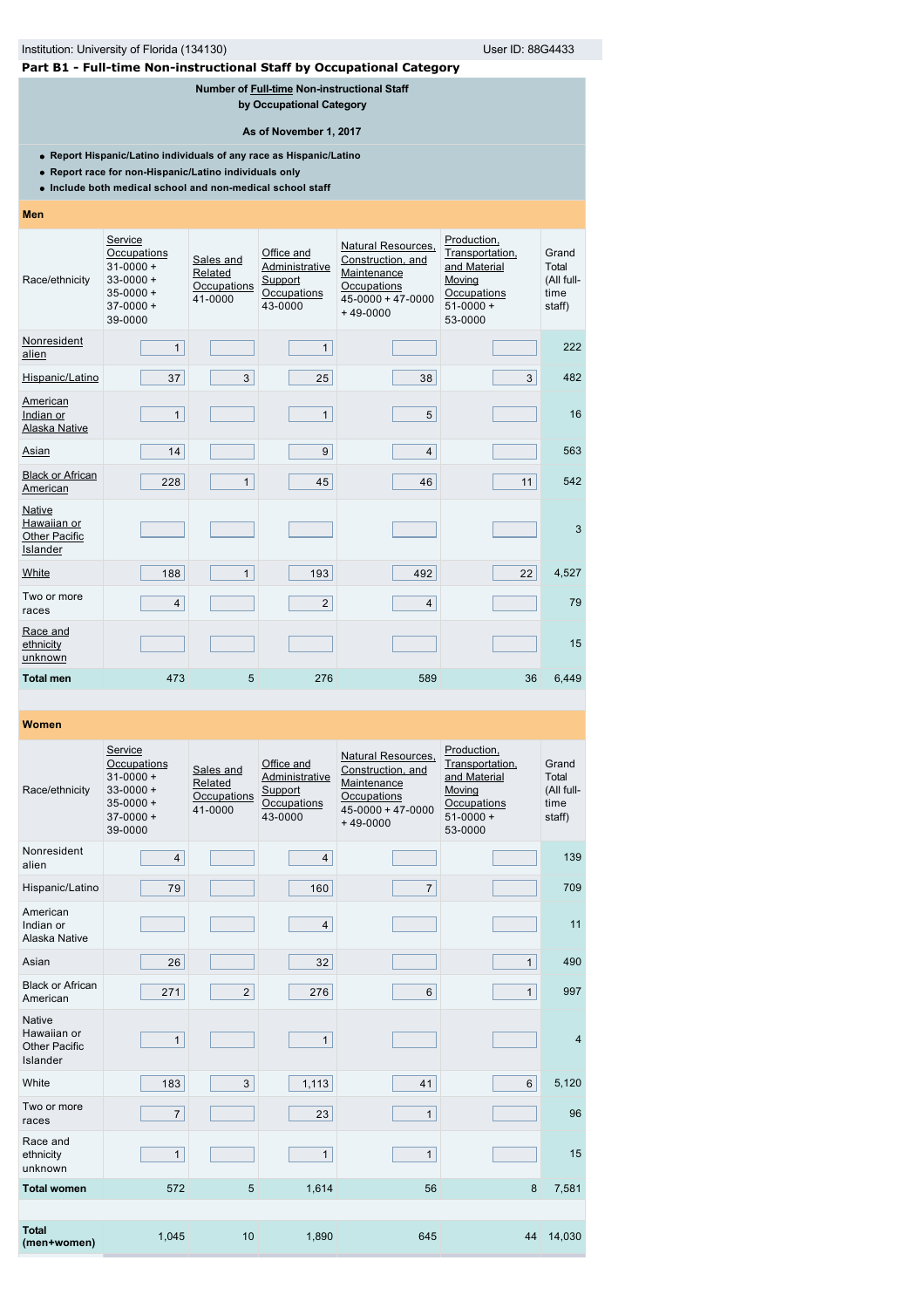Institution: University of Florida (134130) User ID: 88G4433

## Part B1 - Full-time Non-instructional Staff by Occupational Category

**Number of Full-time Non-instructional Staff by Occupational Category**

**As of November 1, 2017**

- **Report Hispanic/Latino individuals of any race as Hispanic/Latino**
- **Report race for non-Hispanic/Latino individuals only**
- **Include both medical school and non-medical school staff**

**Men**

| Race/ethnicity | Service Occupations 31-0000 + 33-0000 + 35-0000 + 37-0000 + 39-0000 | Sales and Related Occupations 41-0000 | Office and Administrative Support Occupations 43-0000 | Natural Resources, Construction, and Maintenance Occupations 45-0000 + 47-0000 + 49-0000 | Production, Transportation, and Material Moving Occupations 51-0000 + 53-0000 | Grand Total (All full-time staff) |
|---|---|---|---|---|---|---|
| Nonresident alien | 1 | | 1 | | | 222 |
| Hispanic/Latino | 37 | 3 | 25 | 38 | 3 | 482 |
| American Indian or Alaska Native | 1 | | 1 | 5 | | 16 |
| Asian | 14 | | 9 | 4 | | 563 |
| Black or African American | 228 | 1 | 45 | 46 | 11 | 542 |
| Native Hawaiian or Other Pacific Islander | | | | | | 3 |
| White | 188 | 1 | 193 | 492 | 22 | 4,527 |
| Two or more races | 4 | | 2 | 4 | | 79 |
| Race and ethnicity unknown | | | | | | 15 |
| **Total men** | 473 | 5 | 276 | 589 | 36 | 6,449 |

**Women**

| Race/ethnicity | Service Occupations 31-0000 + 33-0000 + 35-0000 + 37-0000 + 39-0000 | Sales and Related Occupations 41-0000 | Office and Administrative Support Occupations 43-0000 | Natural Resources, Construction, and Maintenance Occupations 45-0000 + 47-0000 + 49-0000 | Production, Transportation, and Material Moving Occupations 51-0000 + 53-0000 | Grand Total (All full-time staff) |
|---|---|---|---|---|---|---|
| Nonresident alien | 4 | | 4 | | | 139 |
| Hispanic/Latino | 79 | | 160 | 7 | | 709 |
| American Indian or Alaska Native | | | 4 | | | 11 |
| Asian | 26 | | 32 | | 1 | 490 |
| Black or African American | 271 | 2 | 276 | 6 | 1 | 997 |
| Native Hawaiian or Other Pacific Islander | 1 | | 1 | | | 4 |
| White | 183 | 3 | 1,113 | 41 | 6 | 5,120 |
| Two or more races | 7 | | 23 | 1 | | 96 |
| Race and ethnicity unknown | 1 | | 1 | 1 | | 15 |
| **Total women** | 572 | 5 | 1,614 | 56 | 8 | 7,581 |
| **Total (men+women)** | 1,045 | 10 | 1,890 | 645 | 44 | 14,030 |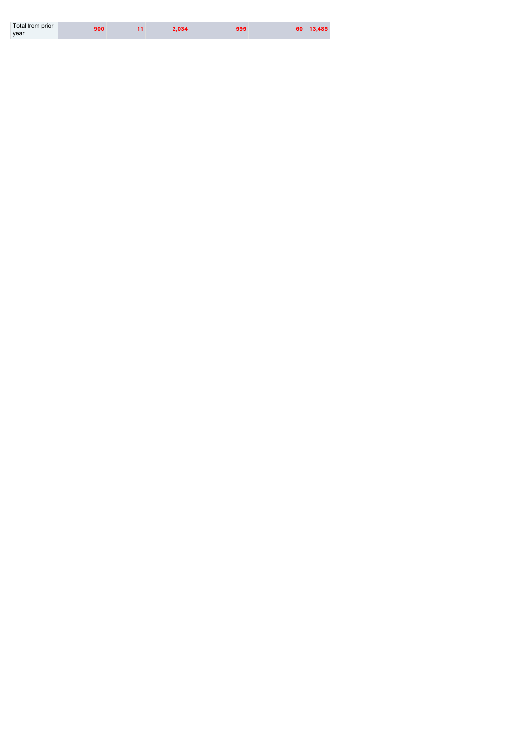| | | | | | | |
|---|---|---|---|---|---|---|
| Total from prior year | **900** | **11** | **2,034** | **595** | **60** | **13,485** |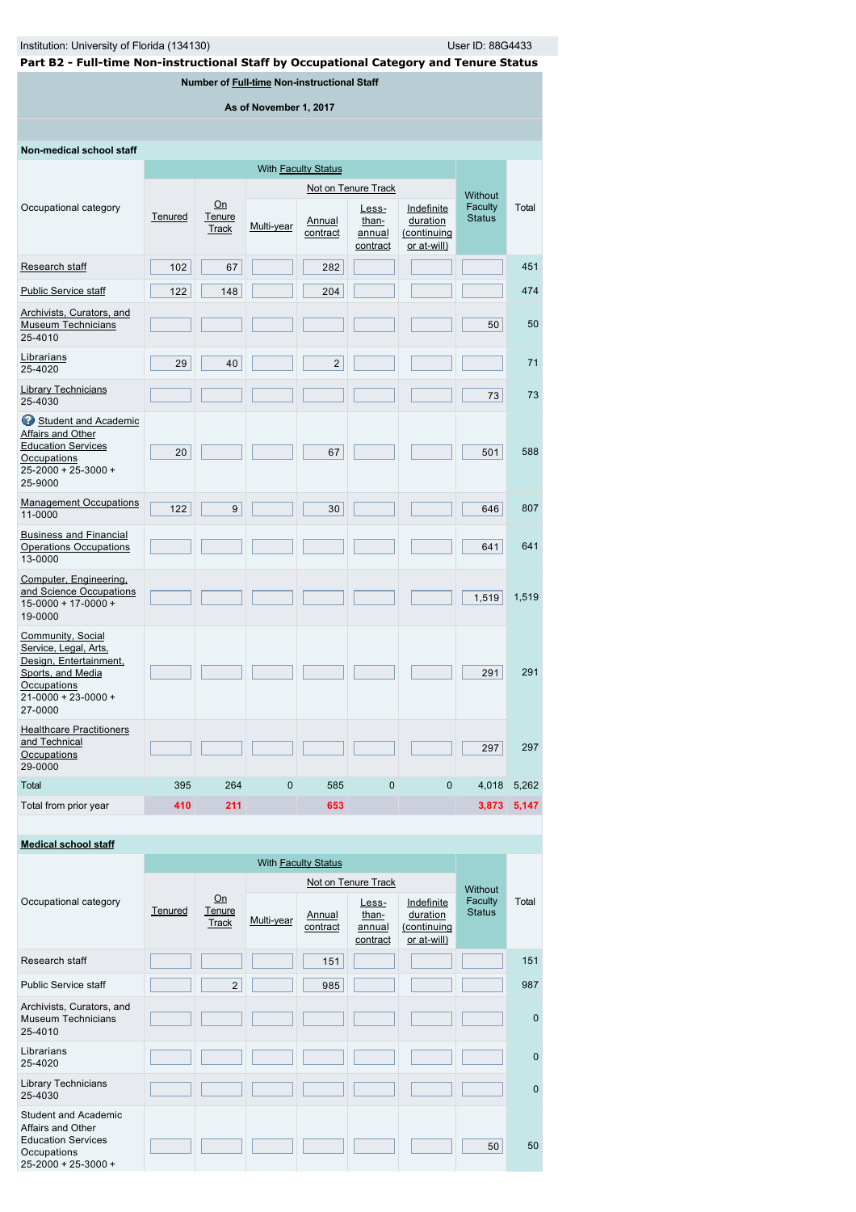Institution: University of Florida (134130) User ID: 88G4433

## Part B2 - Full-time Non-instructional Staff by Occupational Category and Tenure Status

**Number of Full-time Non-instructional Staff**

**As of November 1, 2017**

**Non-medical school staff**

| Occupational category | With Faculty Status | | | | | | Without Faculty Status | Total |
|---|---|---|---|---|---|---|---|---|
| | Tenured | On Tenure Track | Not on Tenure Track | | | | | |
| | | | Multi-year | Annual contract | Less-than-annual contract | Indefinite duration (continuing or at-will) | | |
| Research staff | 102 | 67 | | 282 | | | | 451 |
| Public Service staff | 122 | 148 | | 204 | | | | 474 |
| Archivists, Curators, and Museum Technicians 25-4010 | | | | | | | 50 | 50 |
| Librarians 25-4020 | 29 | 40 | | 2 | | | | 71 |
| Library Technicians 25-4030 | | | | | | | 73 | 73 |
| Student and Academic Affairs and Other Education Services Occupations 25-2000 + 25-3000 + 25-9000 | 20 | | | 67 | | | 501 | 588 |
| Management Occupations 11-0000 | 122 | 9 | | 30 | | | 646 | 807 |
| Business and Financial Operations Occupations 13-0000 | | | | | | | 641 | 641 |
| Computer, Engineering, and Science Occupations 15-0000 + 17-0000 + 19-0000 | | | | | | | 1,519 | 1,519 |
| Community, Social Service, Legal, Arts, Design, Entertainment, Sports, and Media Occupations 21-0000 + 23-0000 + 27-0000 | | | | | | | 291 | 291 |
| Healthcare Practitioners and Technical Occupations 29-0000 | | | | | | | 297 | 297 |
| Total | 395 | 264 | 0 | 585 | 0 | 0 | 4,018 | 5,262 |
| Total from prior year | 410 | 211 | | 653 | | | 3,873 | 5,147 |

**Medical school staff**

| Occupational category | With Faculty Status | | | | | | Without Faculty Status | Total |
|---|---|---|---|---|---|---|---|---|
| | Tenured | On Tenure Track | Not on Tenure Track | | | | | |
| | | | Multi-year | Annual contract | Less-than-annual contract | Indefinite duration (continuing or at-will) | | |
| Research staff | | | | 151 | | | | 151 |
| Public Service staff | | 2 | | 985 | | | | 987 |
| Archivists, Curators, and Museum Technicians 25-4010 | | | | | | | | 0 |
| Librarians 25-4020 | | | | | | | | 0 |
| Library Technicians 25-4030 | | | | | | | | 0 |
| Student and Academic Affairs and Other Education Services Occupations 25-2000 + 25-3000 + | | | | | | | 50 | 50 |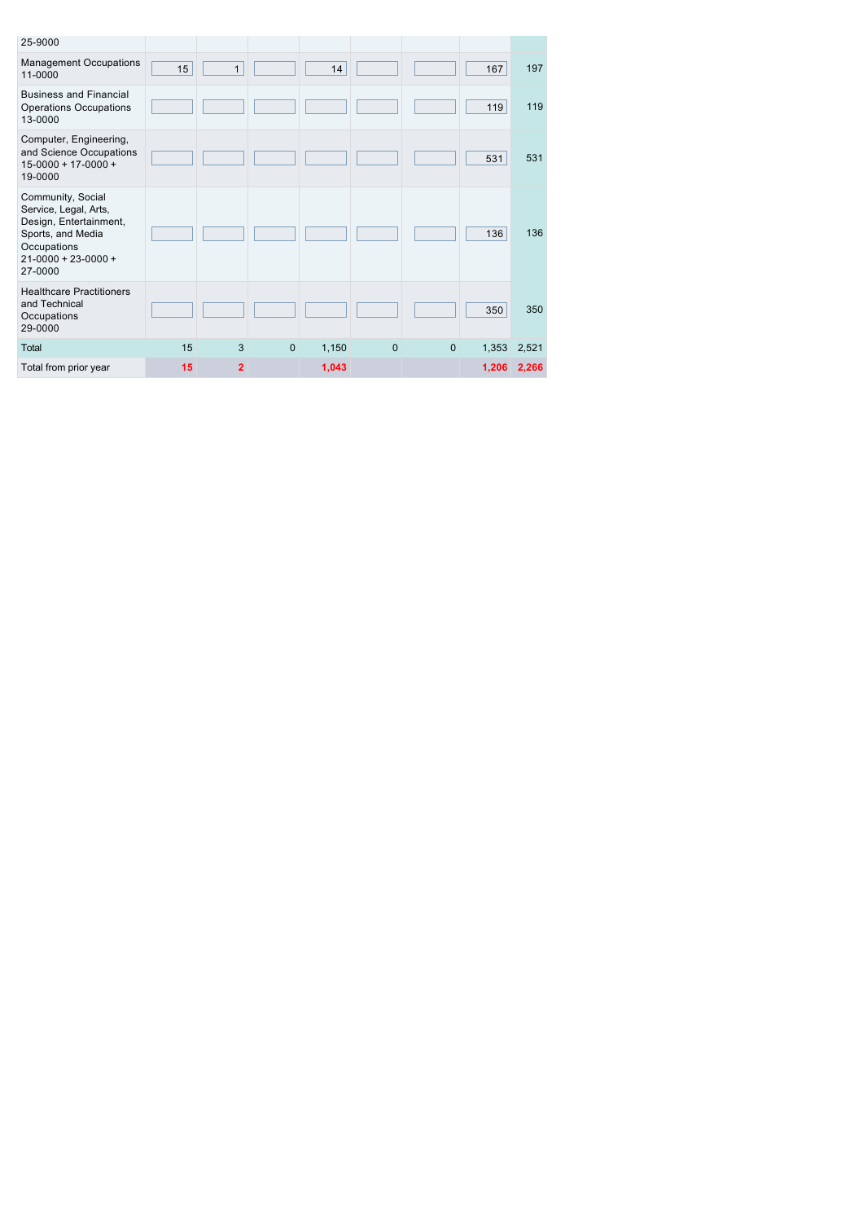| | | | | | | | | |
|---|---|---|---|---|---|---|---|---|
| 25-9000 | | | | | | | | |
| Management Occupations 11-0000 | 15 | 1 | | 14 | | | 167 | 197 |
| Business and Financial Operations Occupations 13-0000 | | | | | | | 119 | 119 |
| Computer, Engineering, and Science Occupations 15-0000 + 17-0000 + 19-0000 | | | | | | | 531 | 531 |
| Community, Social Service, Legal, Arts, Design, Entertainment, Sports, and Media Occupations 21-0000 + 23-0000 + 27-0000 | | | | | | | 136 | 136 |
| Healthcare Practitioners and Technical Occupations 29-0000 | | | | | | | 350 | 350 |
| Total | 15 | 3 | 0 | 1,150 | 0 | 0 | 1,353 | 2,521 |
| Total from prior year | **15** | **2** | | **1,043** | | | **1,206** | **2,266** |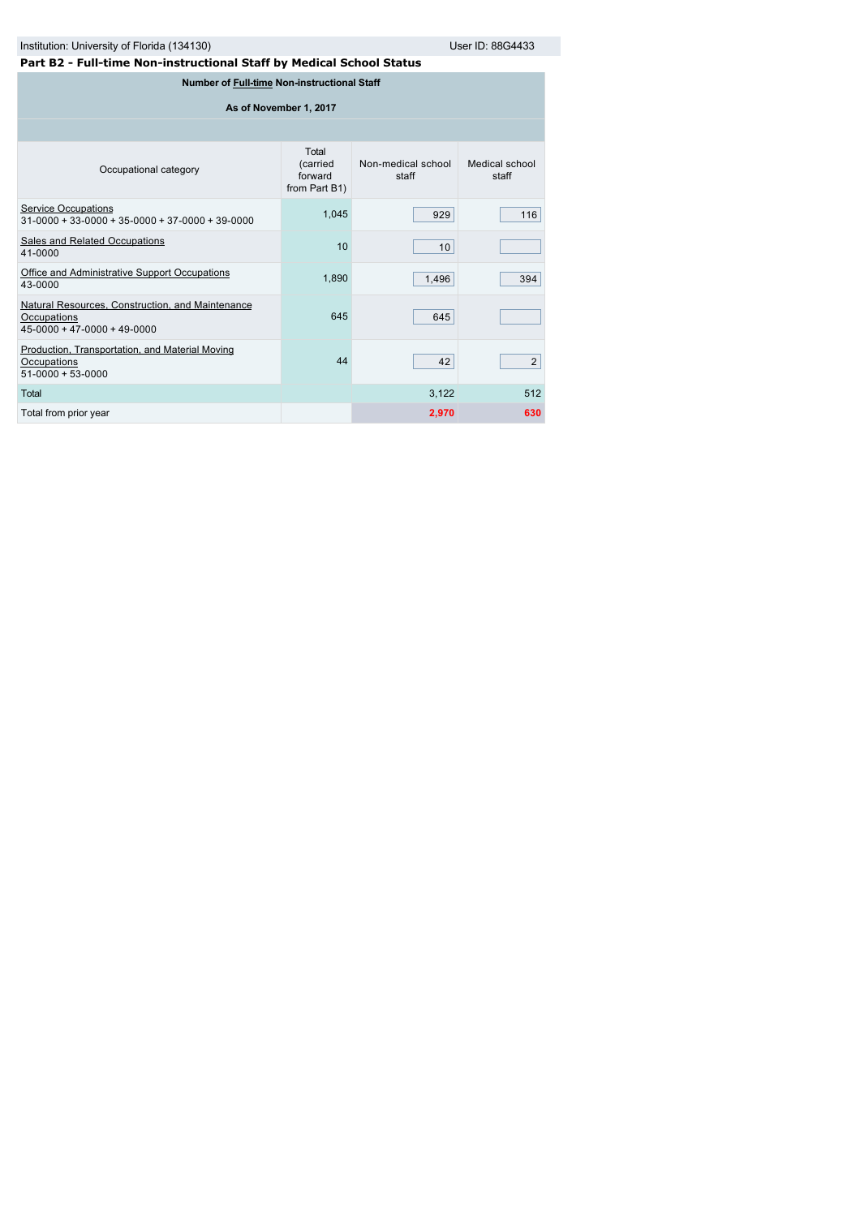Institution: University of Florida (134130) User ID: 88G4433

## Part B2 - Full-time Non-instructional Staff by Medical School Status

**Number of Full-time Non-instructional Staff**

**As of November 1, 2017**

| Occupational category | Total (carried forward from Part B1) | Non-medical school staff | Medical school staff |
|---|---|---|---|
| Service Occupations<br>31-0000 + 33-0000 + 35-0000 + 37-0000 + 39-0000 | 1,045 | 929 | 116 |
| Sales and Related Occupations<br>41-0000 | 10 | 10 | |
| Office and Administrative Support Occupations<br>43-0000 | 1,890 | 1,496 | 394 |
| Natural Resources, Construction, and Maintenance Occupations<br>45-0000 + 47-0000 + 49-0000 | 645 | 645 | |
| Production, Transportation, and Material Moving Occupations<br>51-0000 + 53-0000 | 44 | 42 | 2 |
| Total | | 3,122 | 512 |
| Total from prior year | | 2,970 | 630 |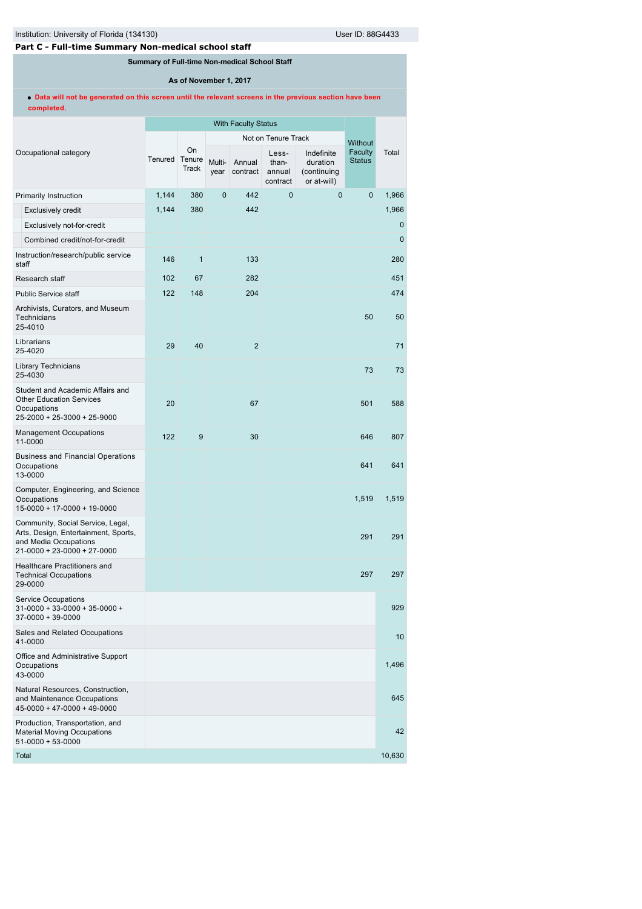Institution: University of Florida (134130) User ID: 88G4433

**Part C - Full-time Summary Non-medical school staff**

**Summary of Full-time Non-medical School Staff**

**As of November 1, 2017**

- **Data will not be generated on this screen until the relevant screens in the previous section have been completed.**

| Occupational category | With Faculty Status | | | | | | Without Faculty Status | Total |
|---|---|---|---|---|---|---|---|---|
| | | | Not on Tenure Track | | | | | |
| | Tenured | On Tenure Track | Multi-year | Annual contract | Less-than-annual contract | Indefinite duration (continuing or at-will) | | |
| Primarily Instruction | 1,144 | 380 | 0 | 442 | 0 | 0 | 0 | 1,966 |
| Exclusively credit | 1,144 | 380 | | 442 | | | | 1,966 |
| Exclusively not-for-credit | | | | | | | | 0 |
| Combined credit/not-for-credit | | | | | | | | 0 |
| Instruction/research/public service staff | 146 | 1 | | 133 | | | | 280 |
| Research staff | 102 | 67 | | 282 | | | | 451 |
| Public Service staff | 122 | 148 | | 204 | | | | 474 |
| Archivists, Curators, and Museum Technicians 25-4010 | | | | | | | 50 | 50 |
| Librarians 25-4020 | 29 | 40 | | 2 | | | | 71 |
| Library Technicians 25-4030 | | | | | | | 73 | 73 |
| Student and Academic Affairs and Other Education Services Occupations 25-2000 + 25-3000 + 25-9000 | 20 | | | 67 | | | 501 | 588 |
| Management Occupations 11-0000 | 122 | 9 | | 30 | | | 646 | 807 |
| Business and Financial Operations Occupations 13-0000 | | | | | | | 641 | 641 |
| Computer, Engineering, and Science Occupations 15-0000 + 17-0000 + 19-0000 | | | | | | | 1,519 | 1,519 |
| Community, Social Service, Legal, Arts, Design, Entertainment, Sports, and Media Occupations 21-0000 + 23-0000 + 27-0000 | | | | | | | 291 | 291 |
| Healthcare Practitioners and Technical Occupations 29-0000 | | | | | | | 297 | 297 |
| Service Occupations 31-0000 + 33-0000 + 35-0000 + 37-0000 + 39-0000 | | | | | | | | 929 |
| Sales and Related Occupations 41-0000 | | | | | | | | 10 |
| Office and Administrative Support Occupations 43-0000 | | | | | | | | 1,496 |
| Natural Resources, Construction, and Maintenance Occupations 45-0000 + 47-0000 + 49-0000 | | | | | | | | 645 |
| Production, Transportation, and Material Moving Occupations 51-0000 + 53-0000 | | | | | | | | 42 |
| Total | | | | | | | | 10,630 |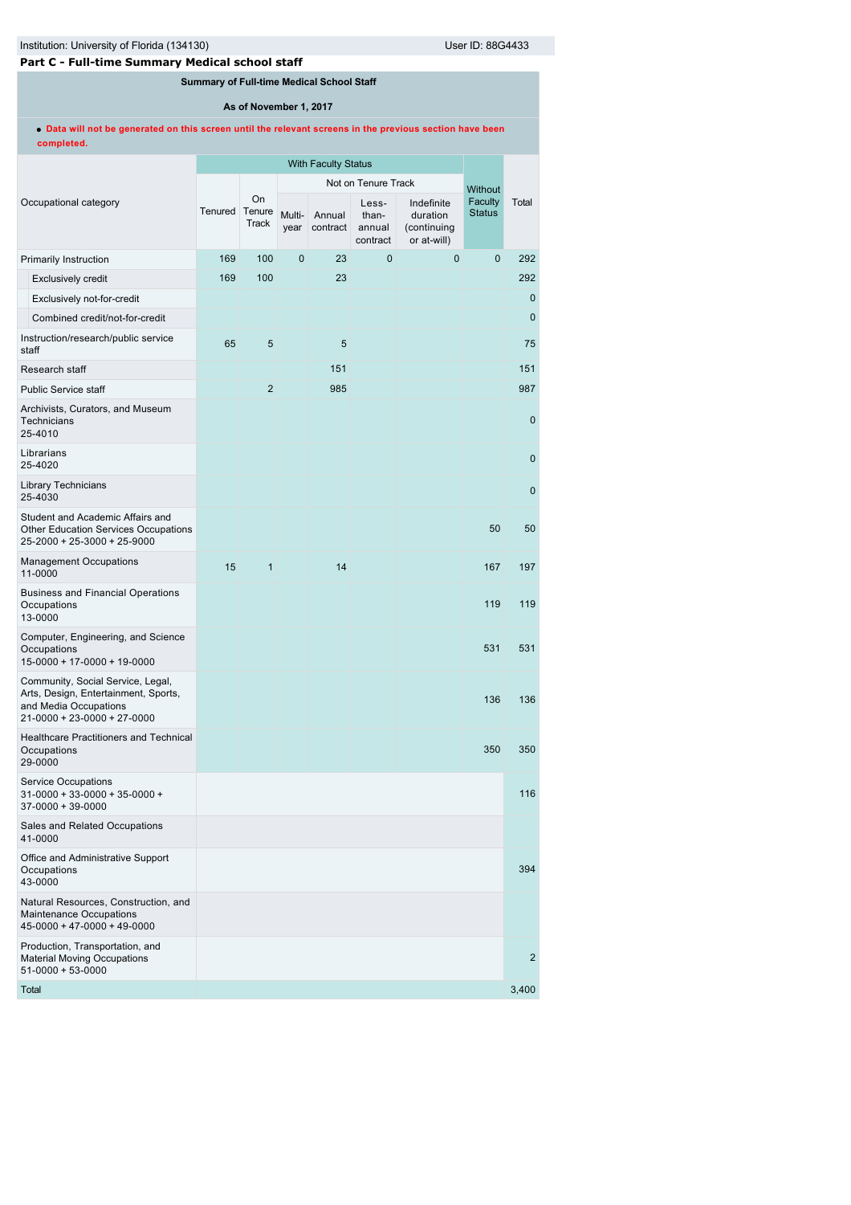Institution: University of Florida (134130) User ID: 88G4433

## Part C - Full-time Summary Medical school staff

**Summary of Full-time Medical School Staff**

**As of November 1, 2017**

- **Data will not be generated on this screen until the relevant screens in the previous section have been completed.**

| Occupational category | With Faculty Status | | | | | | Without Faculty Status | Total |
|---|---|---|---|---|---|---|---|---|
| | Tenured | On Tenure Track | Not on Tenure Track | | | | | |
| | | | Multi-year | Annual contract | Less-than-annual contract | Indefinite duration (continuing or at-will) | | |
| Primarily Instruction | 169 | 100 | 0 | 23 | 0 | 0 | 0 | 292 |
| Exclusively credit | 169 | 100 | | 23 | | | | 292 |
| Exclusively not-for-credit | | | | | | | | 0 |
| Combined credit/not-for-credit | | | | | | | | 0 |
| Instruction/research/public service staff | 65 | 5 | | 5 | | | | 75 |
| Research staff | | | | 151 | | | | 151 |
| Public Service staff | | 2 | | 985 | | | | 987 |
| Archivists, Curators, and Museum Technicians 25-4010 | | | | | | | | 0 |
| Librarians 25-4020 | | | | | | | | 0 |
| Library Technicians 25-4030 | | | | | | | | 0 |
| Student and Academic Affairs and Other Education Services Occupations 25-2000 + 25-3000 + 25-9000 | | | | | | | 50 | 50 |
| Management Occupations 11-0000 | 15 | 1 | | 14 | | | 167 | 197 |
| Business and Financial Operations Occupations 13-0000 | | | | | | | 119 | 119 |
| Computer, Engineering, and Science Occupations 15-0000 + 17-0000 + 19-0000 | | | | | | | 531 | 531 |
| Community, Social Service, Legal, Arts, Design, Entertainment, Sports, and Media Occupations 21-0000 + 23-0000 + 27-0000 | | | | | | | 136 | 136 |
| Healthcare Practitioners and Technical Occupations 29-0000 | | | | | | | 350 | 350 |
| Service Occupations 31-0000 + 33-0000 + 35-0000 + 37-0000 + 39-0000 | | | | | | | | 116 |
| Sales and Related Occupations 41-0000 | | | | | | | | |
| Office and Administrative Support Occupations 43-0000 | | | | | | | | 394 |
| Natural Resources, Construction, and Maintenance Occupations 45-0000 + 47-0000 + 49-0000 | | | | | | | | |
| Production, Transportation, and Material Moving Occupations 51-0000 + 53-0000 | | | | | | | | 2 |
| Total | | | | | | | | 3,400 |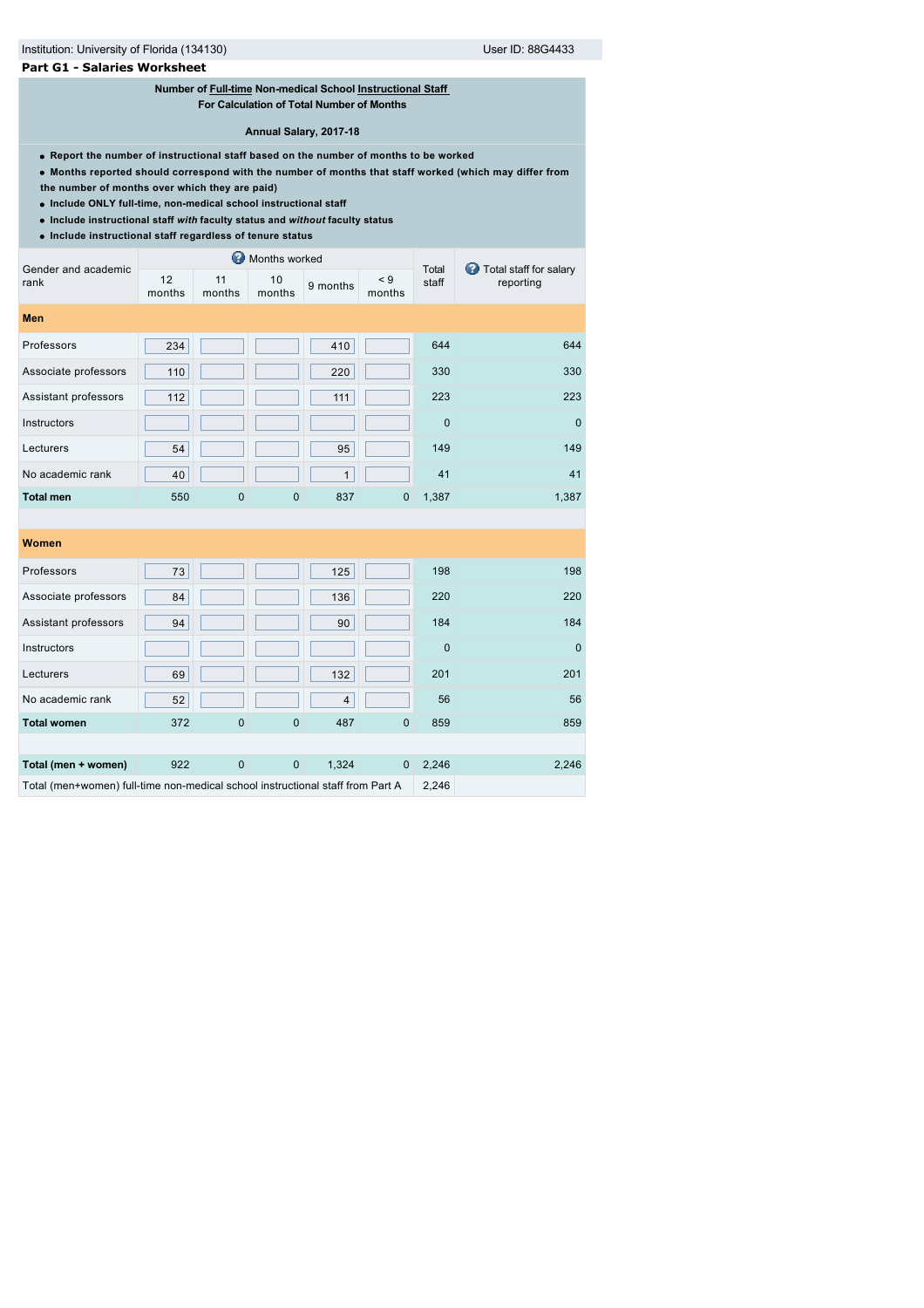Institution: University of Florida (134130) User ID: 88G4433

## Part G1 - Salaries Worksheet

**Number of Full-time Non-medical School Instructional Staff**
**For Calculation of Total Number of Months**

**Annual Salary, 2017-18**

- **Report the number of instructional staff based on the number of months to be worked**
- **Months reported should correspond with the number of months that staff worked (which may differ from the number of months over which they are paid)**
- **Include ONLY full-time, non-medical school instructional staff**
- **Include instructional staff *with* faculty status and *without* faculty status**
- **Include instructional staff regardless of tenure status**

| Gender and academic rank | Months worked | | | | | Total staff | Total staff for salary reporting |
|---|---|---|---|---|---|---|---|
| | 12 months | 11 months | 10 months | 9 months | < 9 months | | |
| **Men** | | | | | | | |
| Professors | 234 | | | 410 | | 644 | 644 |
| Associate professors | 110 | | | 220 | | 330 | 330 |
| Assistant professors | 112 | | | 111 | | 223 | 223 |
| Instructors | | | | | | 0 | 0 |
| Lecturers | 54 | | | 95 | | 149 | 149 |
| No academic rank | 40 | | | 1 | | 41 | 41 |
| **Total men** | 550 | 0 | 0 | 837 | 0 | 1,387 | 1,387 |
| **Women** | | | | | | | |
| Professors | 73 | | | 125 | | 198 | 198 |
| Associate professors | 84 | | | 136 | | 220 | 220 |
| Assistant professors | 94 | | | 90 | | 184 | 184 |
| Instructors | | | | | | 0 | 0 |
| Lecturers | 69 | | | 132 | | 201 | 201 |
| No academic rank | 52 | | | 4 | | 56 | 56 |
| **Total women** | 372 | 0 | 0 | 487 | 0 | 859 | 859 |
| **Total (men + women)** | 922 | 0 | 0 | 1,324 | 0 | 2,246 | 2,246 |
| Total (men+women) full-time non-medical school instructional staff from Part A | | | | | | 2,246 | |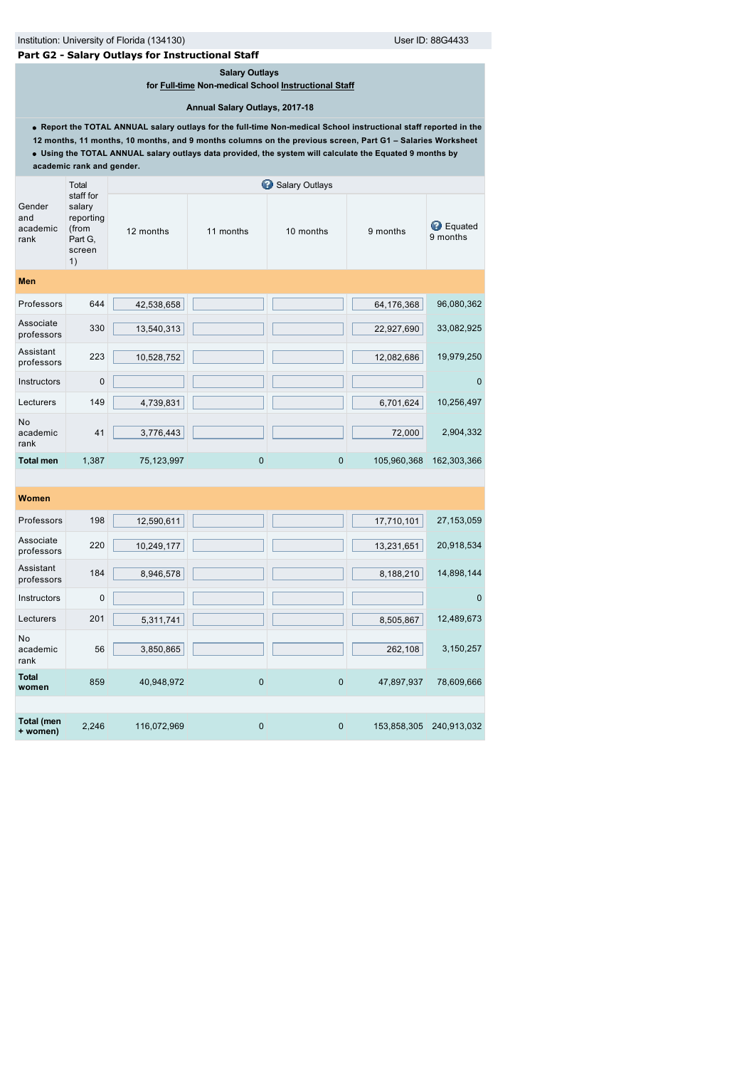Institution: University of Florida (134130) User ID: 88G4433

## Part G2 - Salary Outlays for Instructional Staff

**Salary Outlays**
**for Full-time Non-medical School Instructional Staff**

**Annual Salary Outlays, 2017-18**

- **Report the TOTAL ANNUAL salary outlays for the full-time Non-medical School instructional staff reported in the 12 months, 11 months, 10 months, and 9 months columns on the previous screen, Part G1 – Salaries Worksheet**
- **Using the TOTAL ANNUAL salary outlays data provided, the system will calculate the Equated 9 months by academic rank and gender.**

| Gender and academic rank | Total staff for salary reporting (from Part G, screen 1) | Salary Outlays | | | | |
|---|---|---|---|---|---|---|
| | | 12 months | 11 months | 10 months | 9 months | Equated 9 months |
| **Men** | | | | | | |
| Professors | 644 | 42,538,658 | | | 64,176,368 | 96,080,362 |
| Associate professors | 330 | 13,540,313 | | | 22,927,690 | 33,082,925 |
| Assistant professors | 223 | 10,528,752 | | | 12,082,686 | 19,979,250 |
| Instructors | 0 | | | | | 0 |
| Lecturers | 149 | 4,739,831 | | | 6,701,624 | 10,256,497 |
| No academic rank | 41 | 3,776,443 | | | 72,000 | 2,904,332 |
| **Total men** | 1,387 | 75,123,997 | 0 | 0 | 105,960,368 | 162,303,366 |
| **Women** | | | | | | |
| Professors | 198 | 12,590,611 | | | 17,710,101 | 27,153,059 |
| Associate professors | 220 | 10,249,177 | | | 13,231,651 | 20,918,534 |
| Assistant professors | 184 | 8,946,578 | | | 8,188,210 | 14,898,144 |
| Instructors | 0 | | | | | 0 |
| Lecturers | 201 | 5,311,741 | | | 8,505,867 | 12,489,673 |
| No academic rank | 56 | 3,850,865 | | | 262,108 | 3,150,257 |
| **Total women** | 859 | 40,948,972 | 0 | 0 | 47,897,937 | 78,609,666 |
| **Total (men + women)** | 2,246 | 116,072,969 | 0 | 0 | 153,858,305 | 240,913,032 |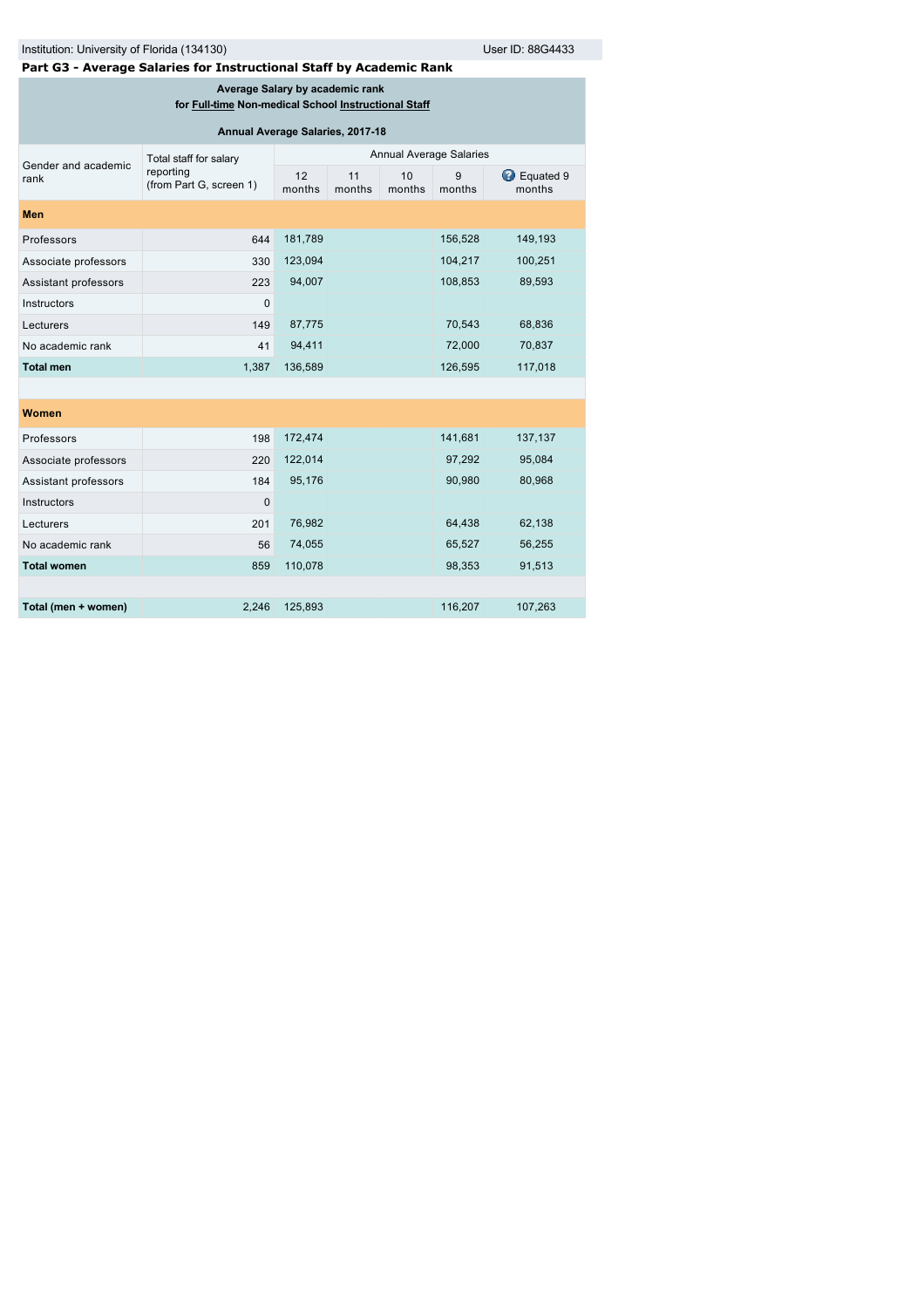Institution: University of Florida (134130) User ID: 88G4433

## Part G3 - Average Salaries for Instructional Staff by Academic Rank

**Average Salary by academic rank**
**for Full-time Non-medical School Instructional Staff**

**Annual Average Salaries, 2017-18**

| Gender and academic rank | Total staff for salary reporting (from Part G, screen 1) | Annual Average Salaries | | | | |
|---|---|---|---|---|---|---|
| | | 12 months | 11 months | 10 months | 9 months | Equated 9 months |
| **Men** | | | | | | |
| Professors | 644 | 181,789 | | | 156,528 | 149,193 |
| Associate professors | 330 | 123,094 | | | 104,217 | 100,251 |
| Assistant professors | 223 | 94,007 | | | 108,853 | 89,593 |
| Instructors | 0 | | | | | |
| Lecturers | 149 | 87,775 | | | 70,543 | 68,836 |
| No academic rank | 41 | 94,411 | | | 72,000 | 70,837 |
| **Total men** | 1,387 | 136,589 | | | 126,595 | 117,018 |
| **Women** | | | | | | |
| Professors | 198 | 172,474 | | | 141,681 | 137,137 |
| Associate professors | 220 | 122,014 | | | 97,292 | 95,084 |
| Assistant professors | 184 | 95,176 | | | 90,980 | 80,968 |
| Instructors | 0 | | | | | |
| Lecturers | 201 | 76,982 | | | 64,438 | 62,138 |
| No academic rank | 56 | 74,055 | | | 65,527 | 56,255 |
| **Total women** | 859 | 110,078 | | | 98,353 | 91,513 |
| **Total (men + women)** | 2,246 | 125,893 | | | 116,207 | 107,263 |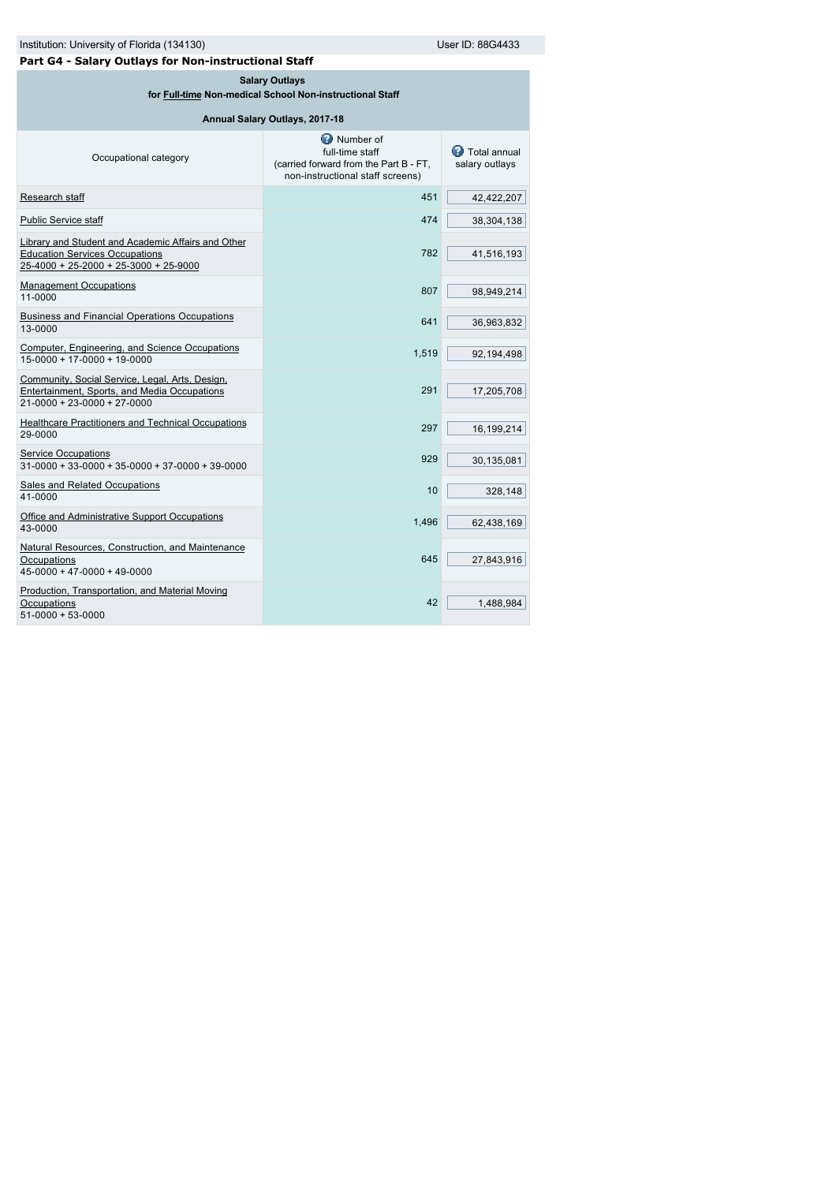Institution: University of Florida (134130) User ID: 88G4433

## Part G4 - Salary Outlays for Non-instructional Staff

**Salary Outlays**
**for Full-time Non-medical School Non-instructional Staff**

**Annual Salary Outlays, 2017-18**

| Occupational category | Number of full-time staff (carried forward from the Part B - FT, non-instructional staff screens) | Total annual salary outlays |
|---|---|---|
| Research staff | 451 | 42,422,207 |
| Public Service staff | 474 | 38,304,138 |
| Library and Student and Academic Affairs and Other Education Services Occupations 25-4000 + 25-2000 + 25-3000 + 25-9000 | 782 | 41,516,193 |
| Management Occupations 11-0000 | 807 | 98,949,214 |
| Business and Financial Operations Occupations 13-0000 | 641 | 36,963,832 |
| Computer, Engineering, and Science Occupations 15-0000 + 17-0000 + 19-0000 | 1,519 | 92,194,498 |
| Community, Social Service, Legal, Arts, Design, Entertainment, Sports, and Media Occupations 21-0000 + 23-0000 + 27-0000 | 291 | 17,205,708 |
| Healthcare Practitioners and Technical Occupations 29-0000 | 297 | 16,199,214 |
| Service Occupations 31-0000 + 33-0000 + 35-0000 + 37-0000 + 39-0000 | 929 | 30,135,081 |
| Sales and Related Occupations 41-0000 | 10 | 328,148 |
| Office and Administrative Support Occupations 43-0000 | 1,496 | 62,438,169 |
| Natural Resources, Construction, and Maintenance Occupations 45-0000 + 47-0000 + 49-0000 | 645 | 27,843,916 |
| Production, Transportation, and Material Moving Occupations 51-0000 + 53-0000 | 42 | 1,488,984 |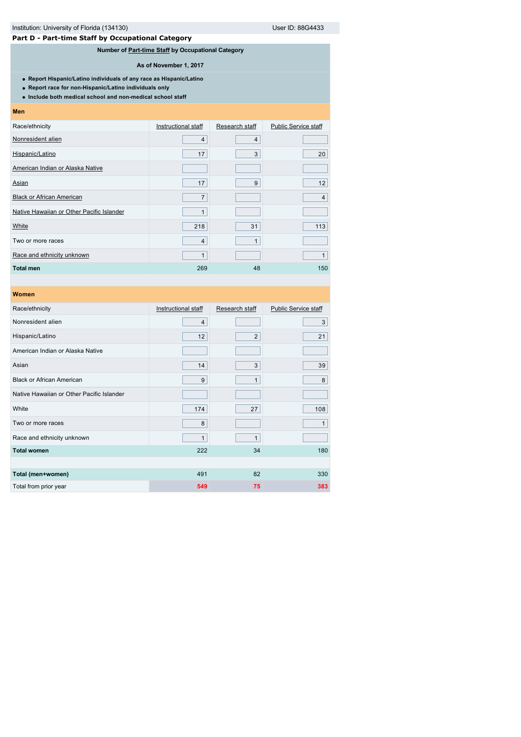Institution: University of Florida (134130) User ID: 88G4433

## Part D - Part-time Staff by Occupational Category

**Number of Part-time Staff by Occupational Category**

**As of November 1, 2017**

- **Report Hispanic/Latino individuals of any race as Hispanic/Latino**
- **Report race for non-Hispanic/Latino individuals only**
- **Include both medical school and non-medical school staff**

**Men**

| Race/ethnicity | Instructional staff | Research staff | Public Service staff |
|---|---|---|---|
| Nonresident alien | 4 | 4 | |
| Hispanic/Latino | 17 | 3 | 20 |
| American Indian or Alaska Native | | | |
| Asian | 17 | 9 | 12 |
| Black or African American | 7 | | 4 |
| Native Hawaiian or Other Pacific Islander | 1 | | |
| White | 218 | 31 | 113 |
| Two or more races | 4 | 1 | |
| Race and ethnicity unknown | 1 | | 1 |
| **Total men** | 269 | 48 | 150 |

**Women**

| Race/ethnicity | Instructional staff | Research staff | Public Service staff |
|---|---|---|---|
| Nonresident alien | 4 | | 3 |
| Hispanic/Latino | 12 | 2 | 21 |
| American Indian or Alaska Native | | | |
| Asian | 14 | 3 | 39 |
| Black or African American | 9 | 1 | 8 |
| Native Hawaiian or Other Pacific Islander | | | |
| White | 174 | 27 | 108 |
| Two or more races | 8 | | 1 |
| Race and ethnicity unknown | 1 | 1 | |
| **Total women** | 222 | 34 | 180 |

| | Instructional staff | Research staff | Public Service staff |
|---|---|---|---|
| **Total (men+women)** | 491 | 82 | 330 |
| Total from prior year | 549 | 75 | 383 |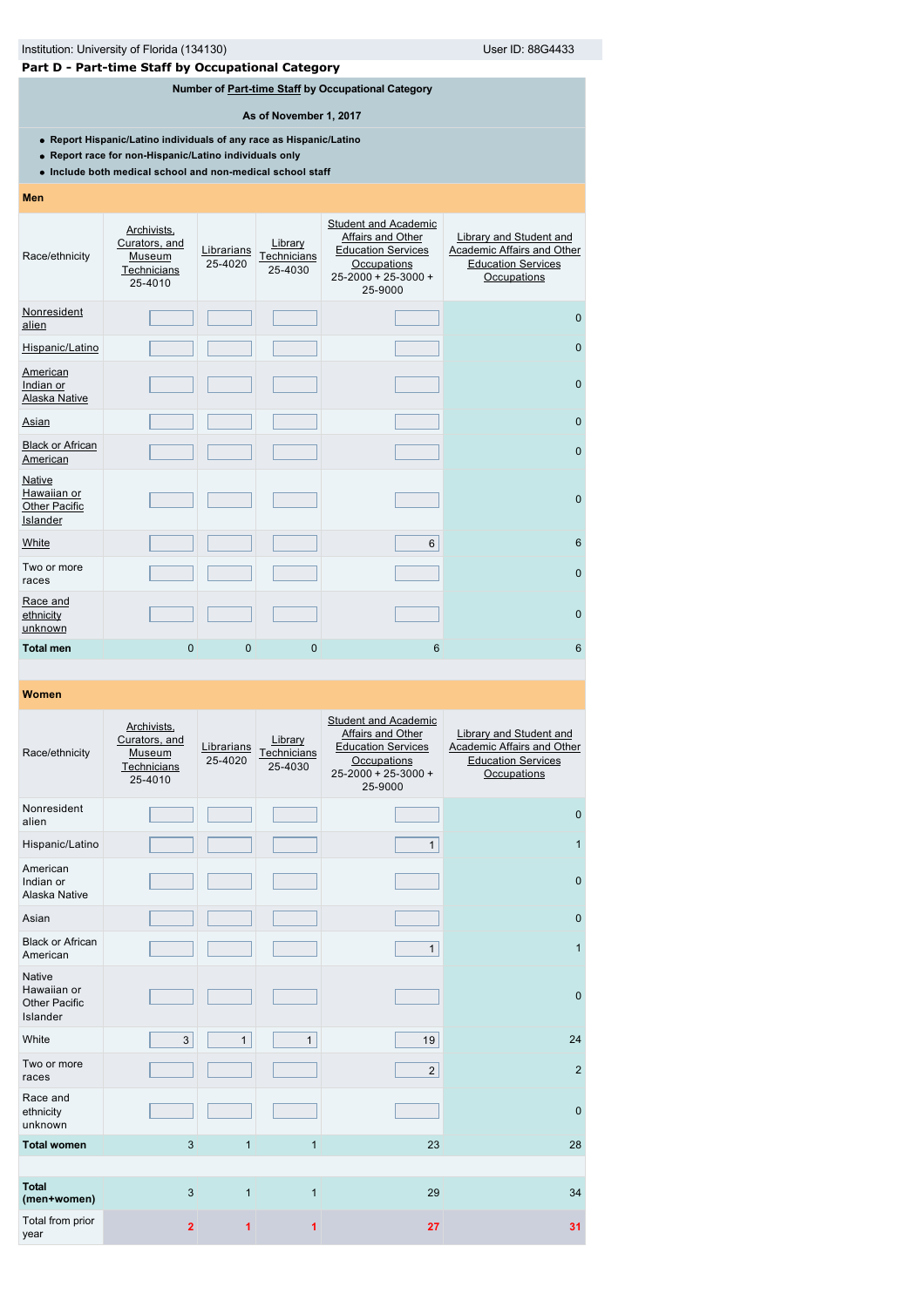Institution: University of Florida (134130) User ID: 88G4433

## Part D - Part-time Staff by Occupational Category

**Number of Part-time Staff by Occupational Category**

**As of November 1, 2017**

- **Report Hispanic/Latino individuals of any race as Hispanic/Latino**
- **Report race for non-Hispanic/Latino individuals only**
- **Include both medical school and non-medical school staff**

**Men**

| Race/ethnicity | Archivists, Curators, and Museum Technicians 25-4010 | Librarians 25-4020 | Library Technicians 25-4030 | Student and Academic Affairs and Other Education Services Occupations 25-2000 + 25-3000 + 25-9000 | Library and Student and Academic Affairs and Other Education Services Occupations |
|---|---|---|---|---|---|
| Nonresident alien | | | | | 0 |
| Hispanic/Latino | | | | | 0 |
| American Indian or Alaska Native | | | | | 0 |
| Asian | | | | | 0 |
| Black or African American | | | | | 0 |
| Native Hawaiian or Other Pacific Islander | | | | | 0 |
| White | | | | 6 | 6 |
| Two or more races | | | | | 0 |
| Race and ethnicity unknown | | | | | 0 |
| **Total men** | 0 | 0 | 0 | 6 | 6 |

**Women**

| Race/ethnicity | Archivists, Curators, and Museum Technicians 25-4010 | Librarians 25-4020 | Library Technicians 25-4030 | Student and Academic Affairs and Other Education Services Occupations 25-2000 + 25-3000 + 25-9000 | Library and Student and Academic Affairs and Other Education Services Occupations |
|---|---|---|---|---|---|
| Nonresident alien | | | | | 0 |
| Hispanic/Latino | | | | 1 | 1 |
| American Indian or Alaska Native | | | | | 0 |
| Asian | | | | | 0 |
| Black or African American | | | | 1 | 1 |
| Native Hawaiian or Other Pacific Islander | | | | | 0 |
| White | 3 | 1 | 1 | 19 | 24 |
| Two or more races | | | | 2 | 2 |
| Race and ethnicity unknown | | | | | 0 |
| **Total women** | 3 | 1 | 1 | 23 | 28 |
| **Total (men+women)** | 3 | 1 | 1 | 29 | 34 |
| Total from prior year | 2 | 1 | 1 | 27 | 31 |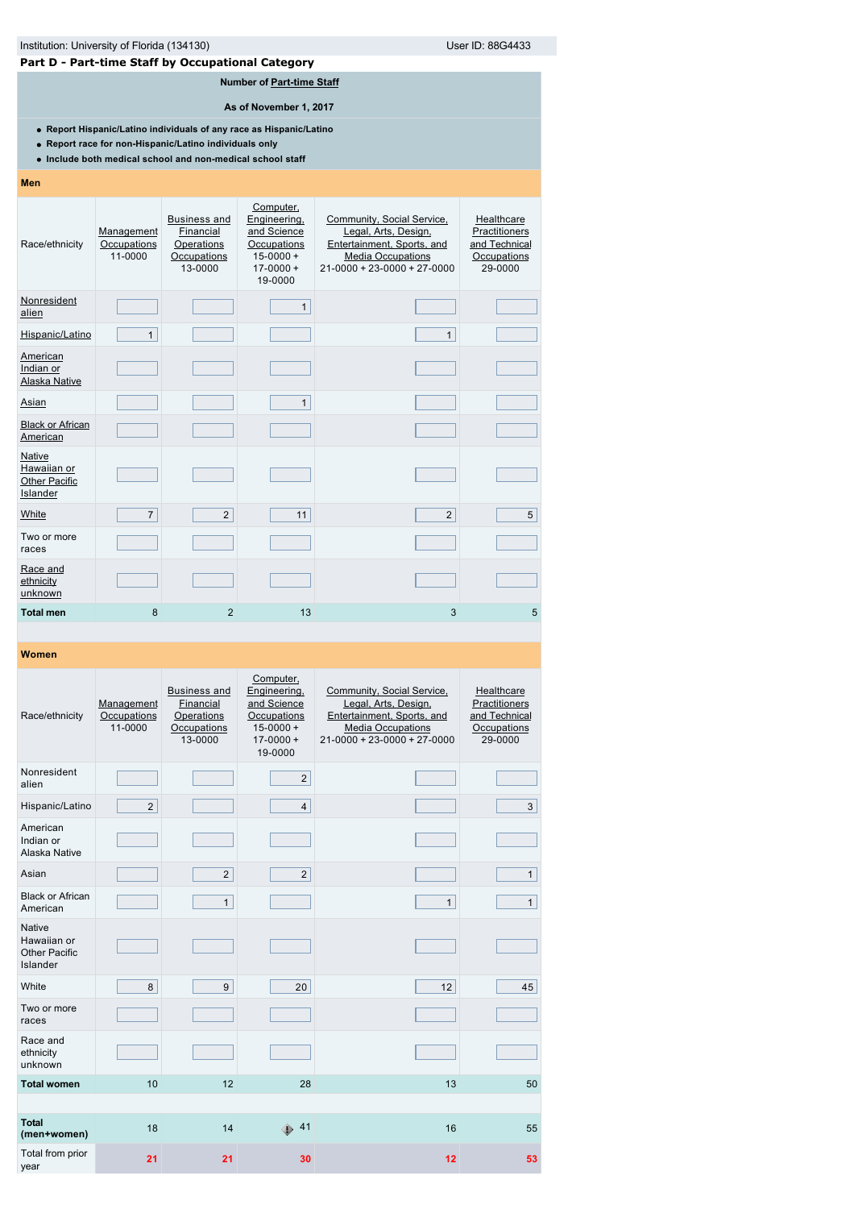Institution: University of Florida (134130) User ID: 88G4433

## Part D - Part-time Staff by Occupational Category

**Number of Part-time Staff**

**As of November 1, 2017**

- **Report Hispanic/Latino individuals of any race as Hispanic/Latino**
- **Report race for non-Hispanic/Latino individuals only**
- **Include both medical school and non-medical school staff**

### Men

| Race/ethnicity | Management Occupations 11-0000 | Business and Financial Operations Occupations 13-0000 | Computer, Engineering, and Science Occupations 15-0000 + 17-0000 + 19-0000 | Community, Social Service, Legal, Arts, Design, Entertainment, Sports, and Media Occupations 21-0000 + 23-0000 + 27-0000 | Healthcare Practitioners and Technical Occupations 29-0000 |
|---|---|---|---|---|---|
| Nonresident alien | | | 1 | | |
| Hispanic/Latino | 1 | | | 1 | |
| American Indian or Alaska Native | | | | | |
| Asian | | | 1 | | |
| Black or African American | | | | | |
| Native Hawaiian or Other Pacific Islander | | | | | |
| White | 7 | 2 | 11 | 2 | 5 |
| Two or more races | | | | | |
| Race and ethnicity unknown | | | | | |
| **Total men** | 8 | 2 | 13 | 3 | 5 |

### Women

| Race/ethnicity | Management Occupations 11-0000 | Business and Financial Operations Occupations 13-0000 | Computer, Engineering, and Science Occupations 15-0000 + 17-0000 + 19-0000 | Community, Social Service, Legal, Arts, Design, Entertainment, Sports, and Media Occupations 21-0000 + 23-0000 + 27-0000 | Healthcare Practitioners and Technical Occupations 29-0000 |
|---|---|---|---|---|---|
| Nonresident alien | | | 2 | | |
| Hispanic/Latino | 2 | | 4 | | 3 |
| American Indian or Alaska Native | | | | | |
| Asian | | 2 | 2 | | 1 |
| Black or African American | | 1 | | 1 | 1 |
| Native Hawaiian or Other Pacific Islander | | | | | |
| White | 8 | 9 | 20 | 12 | 45 |
| Two or more races | | | | | |
| Race and ethnicity unknown | | | | | |
| **Total women** | 10 | 12 | 28 | 13 | 50 |
| **Total (men+women)** | 18 | 14 | 41 | 16 | 55 |
| Total from prior year | 21 | 21 | 30 | 12 | 53 |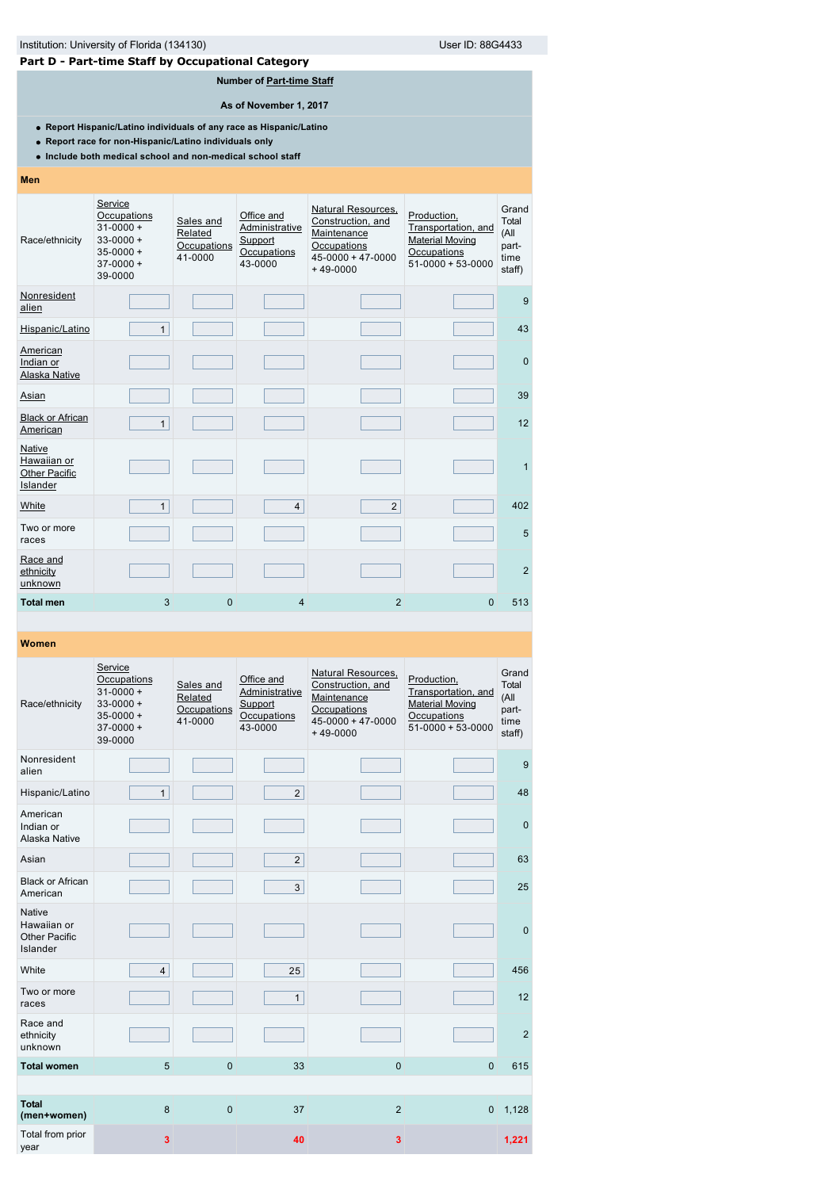Institution: University of Florida (134130) User ID: 88G4433

## Part D - Part-time Staff by Occupational Category

**Number of Part-time Staff**

**As of November 1, 2017**

- **Report Hispanic/Latino individuals of any race as Hispanic/Latino**
- **Report race for non-Hispanic/Latino individuals only**
- **Include both medical school and non-medical school staff**

**Men**

| Race/ethnicity | Service Occupations 31-0000 + 33-0000 + 35-0000 + 37-0000 + 39-0000 | Sales and Related Occupations 41-0000 | Office and Administrative Support Occupations 43-0000 | Natural Resources, Construction, and Maintenance Occupations 45-0000 + 47-0000 + 49-0000 | Production, Transportation, and Material Moving Occupations 51-0000 + 53-0000 | Grand Total (All part-time staff) |
|---|---|---|---|---|---|---|
| Nonresident alien | | | | | | 9 |
| Hispanic/Latino | 1 | | | | | 43 |
| American Indian or Alaska Native | | | | | | 0 |
| Asian | | | | | | 39 |
| Black or African American | 1 | | | | | 12 |
| Native Hawaiian or Other Pacific Islander | | | | | | 1 |
| White | 1 | | 4 | 2 | | 402 |
| Two or more races | | | | | | 5 |
| Race and ethnicity unknown | | | | | | 2 |
| **Total men** | 3 | 0 | 4 | 2 | 0 | 513 |

**Women**

| Race/ethnicity | Service Occupations 31-0000 + 33-0000 + 35-0000 + 37-0000 + 39-0000 | Sales and Related Occupations 41-0000 | Office and Administrative Support Occupations 43-0000 | Natural Resources, Construction, and Maintenance Occupations 45-0000 + 47-0000 + 49-0000 | Production, Transportation, and Material Moving Occupations 51-0000 + 53-0000 | Grand Total (All part-time staff) |
|---|---|---|---|---|---|---|
| Nonresident alien | | | | | | 9 |
| Hispanic/Latino | 1 | | 2 | | | 48 |
| American Indian or Alaska Native | | | | | | 0 |
| Asian | | | 2 | | | 63 |
| Black or African American | | | 3 | | | 25 |
| Native Hawaiian or Other Pacific Islander | | | | | | 0 |
| White | 4 | | 25 | | | 456 |
| Two or more races | | | 1 | | | 12 |
| Race and ethnicity unknown | | | | | | 2 |
| **Total women** | 5 | 0 | 33 | 0 | 0 | 615 |
| **Total (men+women)** | 8 | 0 | 37 | 2 | 0 | 1,128 |
| Total from prior year | 3 | | 40 | 3 | | 1,221 |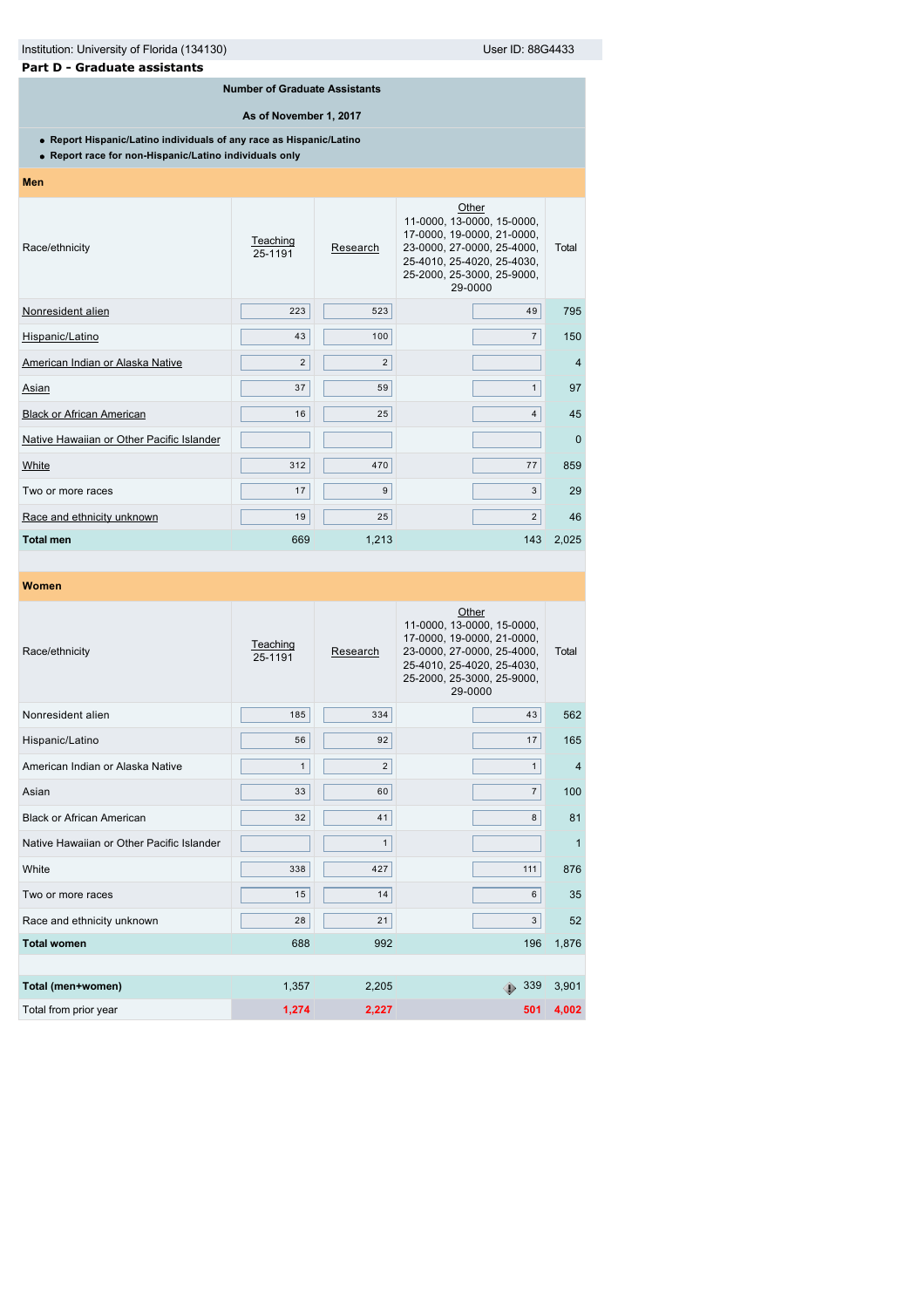Institution: University of Florida (134130)

User ID: 88G4433

**Part D - Graduate assistants**

**Number of Graduate Assistants**

**As of November 1, 2017**

- **Report Hispanic/Latino individuals of any race as Hispanic/Latino**
- **Report race for non-Hispanic/Latino individuals only**

**Men**

| Race/ethnicity | Teaching 25-1191 | Research | Other 11-0000, 13-0000, 15-0000, 17-0000, 19-0000, 21-0000, 23-0000, 27-0000, 25-4000, 25-4010, 25-4020, 25-4030, 25-2000, 25-3000, 25-9000, 29-0000 | Total |
|---|---|---|---|---|
| Nonresident alien | 223 | 523 | 49 | 795 |
| Hispanic/Latino | 43 | 100 | 7 | 150 |
| American Indian or Alaska Native | 2 | 2 | | 4 |
| Asian | 37 | 59 | 1 | 97 |
| Black or African American | 16 | 25 | 4 | 45 |
| Native Hawaiian or Other Pacific Islander | | | | 0 |
| White | 312 | 470 | 77 | 859 |
| Two or more races | 17 | 9 | 3 | 29 |
| Race and ethnicity unknown | 19 | 25 | 2 | 46 |
| **Total men** | 669 | 1,213 | 143 | 2,025 |

**Women**

| Race/ethnicity | Teaching 25-1191 | Research | Other 11-0000, 13-0000, 15-0000, 17-0000, 19-0000, 21-0000, 23-0000, 27-0000, 25-4000, 25-4010, 25-4020, 25-4030, 25-2000, 25-3000, 25-9000, 29-0000 | Total |
|---|---|---|---|---|
| Nonresident alien | 185 | 334 | 43 | 562 |
| Hispanic/Latino | 56 | 92 | 17 | 165 |
| American Indian or Alaska Native | 1 | 2 | 1 | 4 |
| Asian | 33 | 60 | 7 | 100 |
| Black or African American | 32 | 41 | 8 | 81 |
| Native Hawaiian or Other Pacific Islander | | 1 | | 1 |
| White | 338 | 427 | 111 | 876 |
| Two or more races | 15 | 14 | 6 | 35 |
| Race and ethnicity unknown | 28 | 21 | 3 | 52 |
| **Total women** | 688 | 992 | 196 | 1,876 |
| | | | | |
| **Total (men+women)** | 1,357 | 2,205 | 339 | 3,901 |
| Total from prior year | 1,274 | 2,227 | 501 | 4,002 |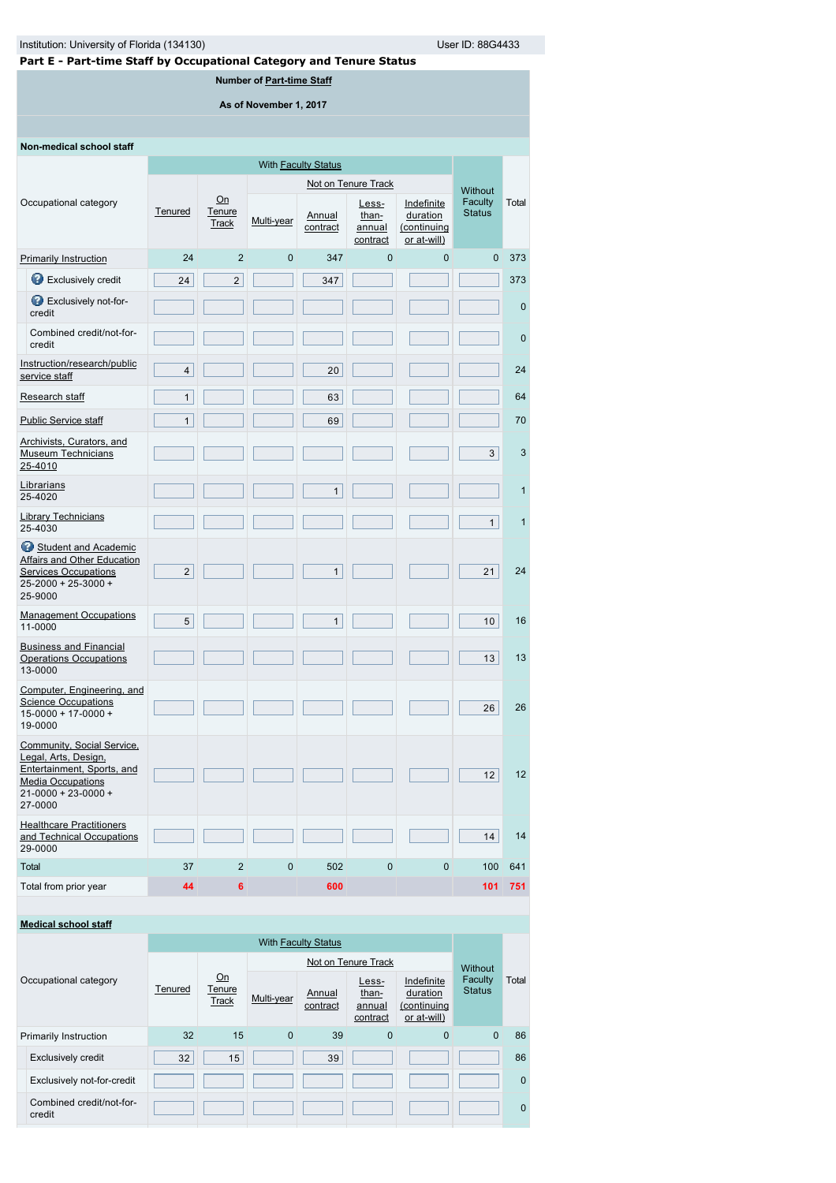Institution: University of Florida (134130) User ID: 88G4433

## Part E - Part-time Staff by Occupational Category and Tenure Status

**Number of Part-time Staff**

**As of November 1, 2017**

**Non-medical school staff**

| Occupational category | With Faculty Status | | | | | | Without Faculty Status | Total |
|---|---|---|---|---|---|---|---|---|
| | Tenured | On Tenure Track | Not on Tenure Track | | | | | |
| | | | Multi-year | Annual contract | Less-than-annual contract | Indefinite duration (continuing or at-will) | | |
| Primarily Instruction | 24 | 2 | 0 | 347 | 0 | 0 | 0 | 373 |
| Exclusively credit | 24 | 2 | | 347 | | | | 373 |
| Exclusively not-for-credit | | | | | | | | 0 |
| Combined credit/not-for-credit | | | | | | | | 0 |
| Instruction/research/public service staff | 4 | | | 20 | | | | 24 |
| Research staff | 1 | | | 63 | | | | 64 |
| Public Service staff | 1 | | | 69 | | | | 70 |
| Archivists, Curators, and Museum Technicians 25-4010 | | | | | | | 3 | 3 |
| Librarians 25-4020 | | | | 1 | | | | 1 |
| Library Technicians 25-4030 | | | | | | | 1 | 1 |
| Student and Academic Affairs and Other Education Services Occupations 25-2000 + 25-3000 + 25-9000 | 2 | | | 1 | | | 21 | 24 |
| Management Occupations 11-0000 | 5 | | | 1 | | | 10 | 16 |
| Business and Financial Operations Occupations 13-0000 | | | | | | | 13 | 13 |
| Computer, Engineering, and Science Occupations 15-0000 + 17-0000 + 19-0000 | | | | | | | 26 | 26 |
| Community, Social Service, Legal, Arts, Design, Entertainment, Sports, and Media Occupations 21-0000 + 23-0000 + 27-0000 | | | | | | | 12 | 12 |
| Healthcare Practitioners and Technical Occupations 29-0000 | | | | | | | 14 | 14 |
| Total | 37 | 2 | 0 | 502 | 0 | 0 | 100 | 641 |
| Total from prior year | 44 | 6 | | 600 | | | 101 | 751 |

**Medical school staff**

| Occupational category | With Faculty Status | | | | | | Without Faculty Status | Total |
|---|---|---|---|---|---|---|---|---|
| | Tenured | On Tenure Track | Not on Tenure Track | | | | | |
| | | | Multi-year | Annual contract | Less-than-annual contract | Indefinite duration (continuing or at-will) | | |
| Primarily Instruction | 32 | 15 | 0 | 39 | 0 | 0 | 0 | 86 |
| Exclusively credit | 32 | 15 | | 39 | | | | 86 |
| Exclusively not-for-credit | | | | | | | | 0 |
| Combined credit/not-for-credit | | | | | | | | 0 |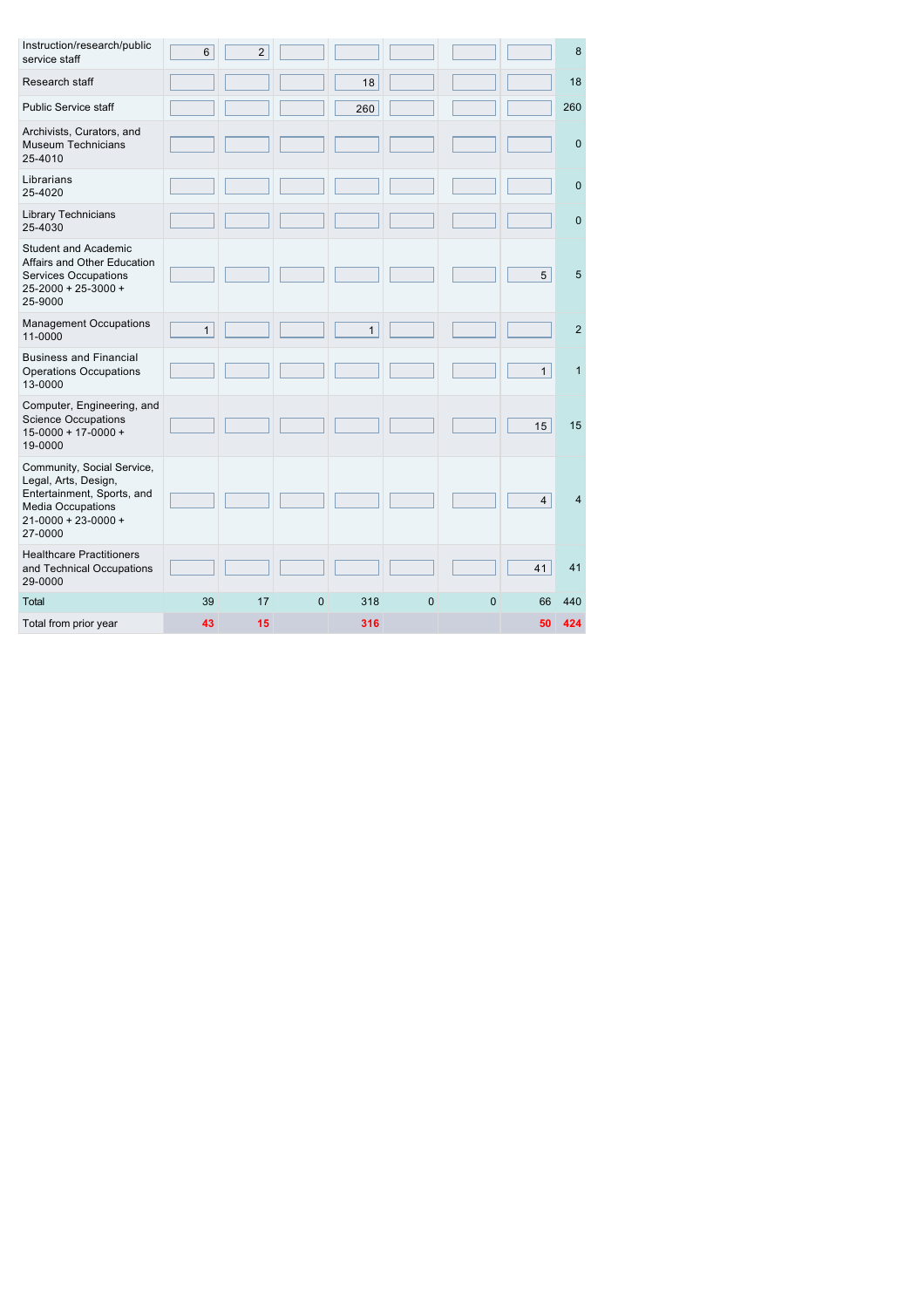| | | | | | | | | |
|---|---|---|---|---|---|---|---|---|
| Instruction/research/public service staff | 6 | 2 | | | | | | 8 |
| Research staff | | | | 18 | | | | 18 |
| Public Service staff | | | | 260 | | | | 260 |
| Archivists, Curators, and Museum Technicians 25-4010 | | | | | | | | 0 |
| Librarians 25-4020 | | | | | | | | 0 |
| Library Technicians 25-4030 | | | | | | | | 0 |
| Student and Academic Affairs and Other Education Services Occupations 25-2000 + 25-3000 + 25-9000 | | | | | | | 5 | 5 |
| Management Occupations 11-0000 | 1 | | | 1 | | | | 2 |
| Business and Financial Operations Occupations 13-0000 | | | | | | | 1 | 1 |
| Computer, Engineering, and Science Occupations 15-0000 + 17-0000 + 19-0000 | | | | | | | 15 | 15 |
| Community, Social Service, Legal, Arts, Design, Entertainment, Sports, and Media Occupations 21-0000 + 23-0000 + 27-0000 | | | | | | | 4 | 4 |
| Healthcare Practitioners and Technical Occupations 29-0000 | | | | | | | 41 | 41 |
| Total | 39 | 17 | 0 | 318 | 0 | 0 | 66 | 440 |
| Total from prior year | 43 | 15 | | 316 | | | 50 | 424 |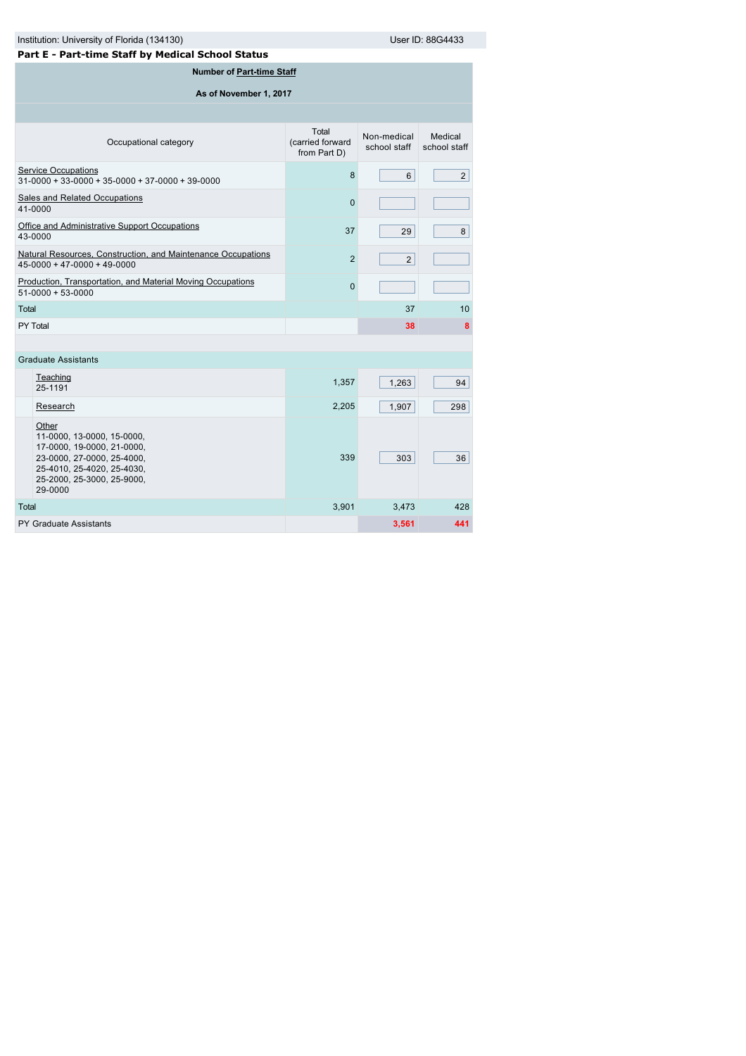Institution: University of Florida (134130) User ID: 88G4433

**Part E - Part-time Staff by Medical School Status**

**Number of Part-time Staff**

**As of November 1, 2017**

| Occupational category | Total (carried forward from Part D) | Non-medical school staff | Medical school staff |
|---|---|---|---|
| Service Occupations 31-0000 + 33-0000 + 35-0000 + 37-0000 + 39-0000 | 8 | 6 | 2 |
| Sales and Related Occupations 41-0000 | 0 | | |
| Office and Administrative Support Occupations 43-0000 | 37 | 29 | 8 |
| Natural Resources, Construction, and Maintenance Occupations 45-0000 + 47-0000 + 49-0000 | 2 | 2 | |
| Production, Transportation, and Material Moving Occupations 51-0000 + 53-0000 | 0 | | |
| Total | | 37 | 10 |
| PY Total | | 38 | 8 |
| | | | |
| Graduate Assistants | | | |
| Teaching 25-1191 | 1,357 | 1,263 | 94 |
| Research | 2,205 | 1,907 | 298 |
| Other 11-0000, 13-0000, 15-0000, 17-0000, 19-0000, 21-0000, 23-0000, 27-0000, 25-4000, 25-4010, 25-4020, 25-4030, 25-2000, 25-3000, 25-9000, 29-0000 | 339 | 303 | 36 |
| Total | 3,901 | 3,473 | 428 |
| PY Graduate Assistants | | 3,561 | 441 |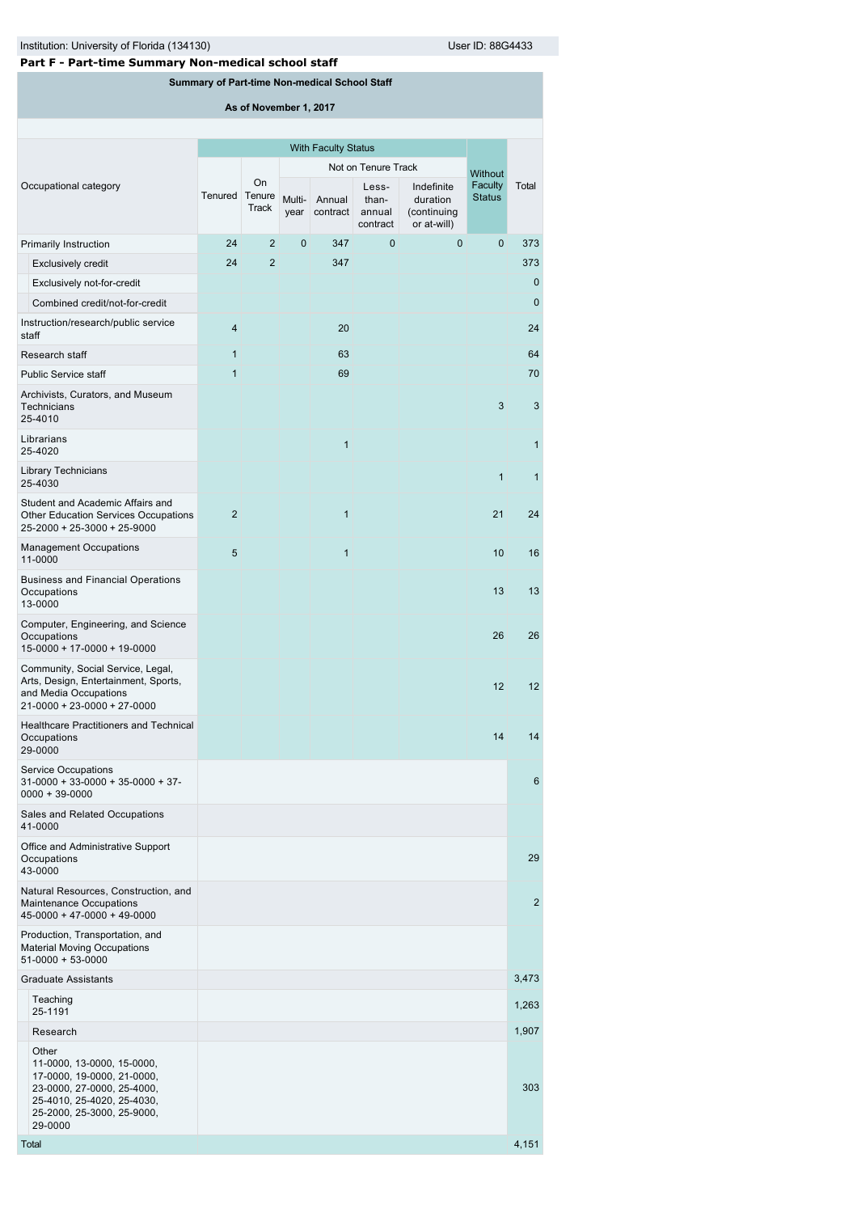Institution: University of Florida (134130) User ID: 88G4433

## Part F - Part-time Summary Non-medical school staff

**Summary of Part-time Non-medical School Staff**

**As of November 1, 2017**

| Occupational category | With Faculty Status | | | | | | Without Faculty Status | Total |
|---|---|---|---|---|---|---|---|---|
| | Tenured | On Tenure Track | Not on Tenure Track | | | | | |
| | | | Multi-year | Annual contract | Less-than-annual contract | Indefinite duration (continuing or at-will) | | |
| Primarily Instruction | 24 | 2 | 0 | 347 | 0 | 0 | 0 | 373 |
| Exclusively credit | 24 | 2 | | 347 | | | | 373 |
| Exclusively not-for-credit | | | | | | | | 0 |
| Combined credit/not-for-credit | | | | | | | | 0 |
| Instruction/research/public service staff | 4 | | | 20 | | | | 24 |
| Research staff | 1 | | | 63 | | | | 64 |
| Public Service staff | 1 | | | 69 | | | | 70 |
| Archivists, Curators, and Museum Technicians 25-4010 | | | | | | | 3 | 3 |
| Librarians 25-4020 | | | | 1 | | | | 1 |
| Library Technicians 25-4030 | | | | | | | 1 | 1 |
| Student and Academic Affairs and Other Education Services Occupations 25-2000 + 25-3000 + 25-9000 | 2 | | | 1 | | | 21 | 24 |
| Management Occupations 11-0000 | 5 | | | 1 | | | 10 | 16 |
| Business and Financial Operations Occupations 13-0000 | | | | | | | 13 | 13 |
| Computer, Engineering, and Science Occupations 15-0000 + 17-0000 + 19-0000 | | | | | | | 26 | 26 |
| Community, Social Service, Legal, Arts, Design, Entertainment, Sports, and Media Occupations 21-0000 + 23-0000 + 27-0000 | | | | | | | 12 | 12 |
| Healthcare Practitioners and Technical Occupations 29-0000 | | | | | | | 14 | 14 |
| Service Occupations 31-0000 + 33-0000 + 35-0000 + 37-0000 + 39-0000 | | | | | | | | 6 |
| Sales and Related Occupations 41-0000 | | | | | | | | |
| Office and Administrative Support Occupations 43-0000 | | | | | | | | 29 |
| Natural Resources, Construction, and Maintenance Occupations 45-0000 + 47-0000 + 49-0000 | | | | | | | | 2 |
| Production, Transportation, and Material Moving Occupations 51-0000 + 53-0000 | | | | | | | | |
| Graduate Assistants | | | | | | | | 3,473 |
| Teaching 25-1191 | | | | | | | | 1,263 |
| Research | | | | | | | | 1,907 |
| Other 11-0000, 13-0000, 15-0000, 17-0000, 19-0000, 21-0000, 23-0000, 27-0000, 25-4000, 25-4010, 25-4020, 25-4030, 25-2000, 25-3000, 25-9000, 29-0000 | | | | | | | | 303 |
| Total | | | | | | | | 4,151 |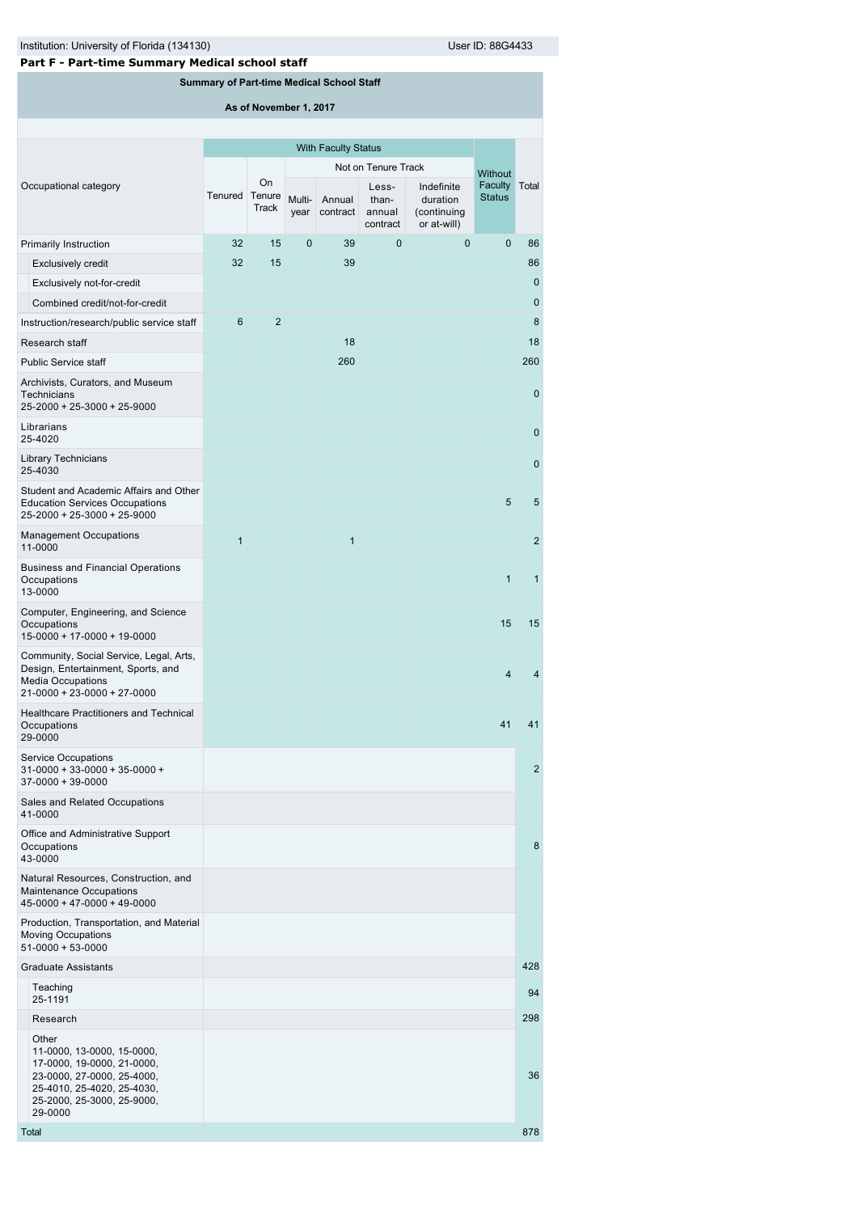Institution: University of Florida (134130) User ID: 88G4433

## Part F - Part-time Summary Medical school staff

**Summary of Part-time Medical School Staff**

**As of November 1, 2017**

| Occupational category | With Faculty Status | | | | | | Without Faculty Status | Total |
|---|---|---|---|---|---|---|---|---|
| | | | Not on Tenure Track | | | | | |
| | Tenured | On Tenure Track | Multi-year | Annual contract | Less-than-annual contract | Indefinite duration (continuing or at-will) | | |
| Primarily Instruction | 32 | 15 | 0 | 39 | 0 | 0 | 0 | 86 |
| Exclusively credit | 32 | 15 | | 39 | | | | 86 |
| Exclusively not-for-credit | | | | | | | | 0 |
| Combined credit/not-for-credit | | | | | | | | 0 |
| Instruction/research/public service staff | 6 | 2 | | | | | | 8 |
| Research staff | | | | 18 | | | | 18 |
| Public Service staff | | | | 260 | | | | 260 |
| Archivists, Curators, and Museum Technicians 25-2000 + 25-3000 + 25-9000 | | | | | | | | 0 |
| Librarians 25-4020 | | | | | | | | 0 |
| Library Technicians 25-4030 | | | | | | | | 0 |
| Student and Academic Affairs and Other Education Services Occupations 25-2000 + 25-3000 + 25-9000 | | | | | | | 5 | 5 |
| Management Occupations 11-0000 | 1 | | | 1 | | | | 2 |
| Business and Financial Operations Occupations 13-0000 | | | | | | | 1 | 1 |
| Computer, Engineering, and Science Occupations 15-0000 + 17-0000 + 19-0000 | | | | | | | 15 | 15 |
| Community, Social Service, Legal, Arts, Design, Entertainment, Sports, and Media Occupations 21-0000 + 23-0000 + 27-0000 | | | | | | | 4 | 4 |
| Healthcare Practitioners and Technical Occupations 29-0000 | | | | | | | 41 | 41 |
| Service Occupations 31-0000 + 33-0000 + 35-0000 + 37-0000 + 39-0000 | | | | | | | | 2 |
| Sales and Related Occupations 41-0000 | | | | | | | | |
| Office and Administrative Support Occupations 43-0000 | | | | | | | | 8 |
| Natural Resources, Construction, and Maintenance Occupations 45-0000 + 47-0000 + 49-0000 | | | | | | | | |
| Production, Transportation, and Material Moving Occupations 51-0000 + 53-0000 | | | | | | | | |
| Graduate Assistants | | | | | | | | 428 |
| Teaching 25-1191 | | | | | | | | 94 |
| Research | | | | | | | | 298 |
| Other 11-0000, 13-0000, 15-0000, 17-0000, 19-0000, 21-0000, 23-0000, 27-0000, 25-4000, 25-4010, 25-4020, 25-4030, 25-2000, 25-3000, 25-9000, 29-0000 | | | | | | | | 36 |
| Total | | | | | | | | 878 |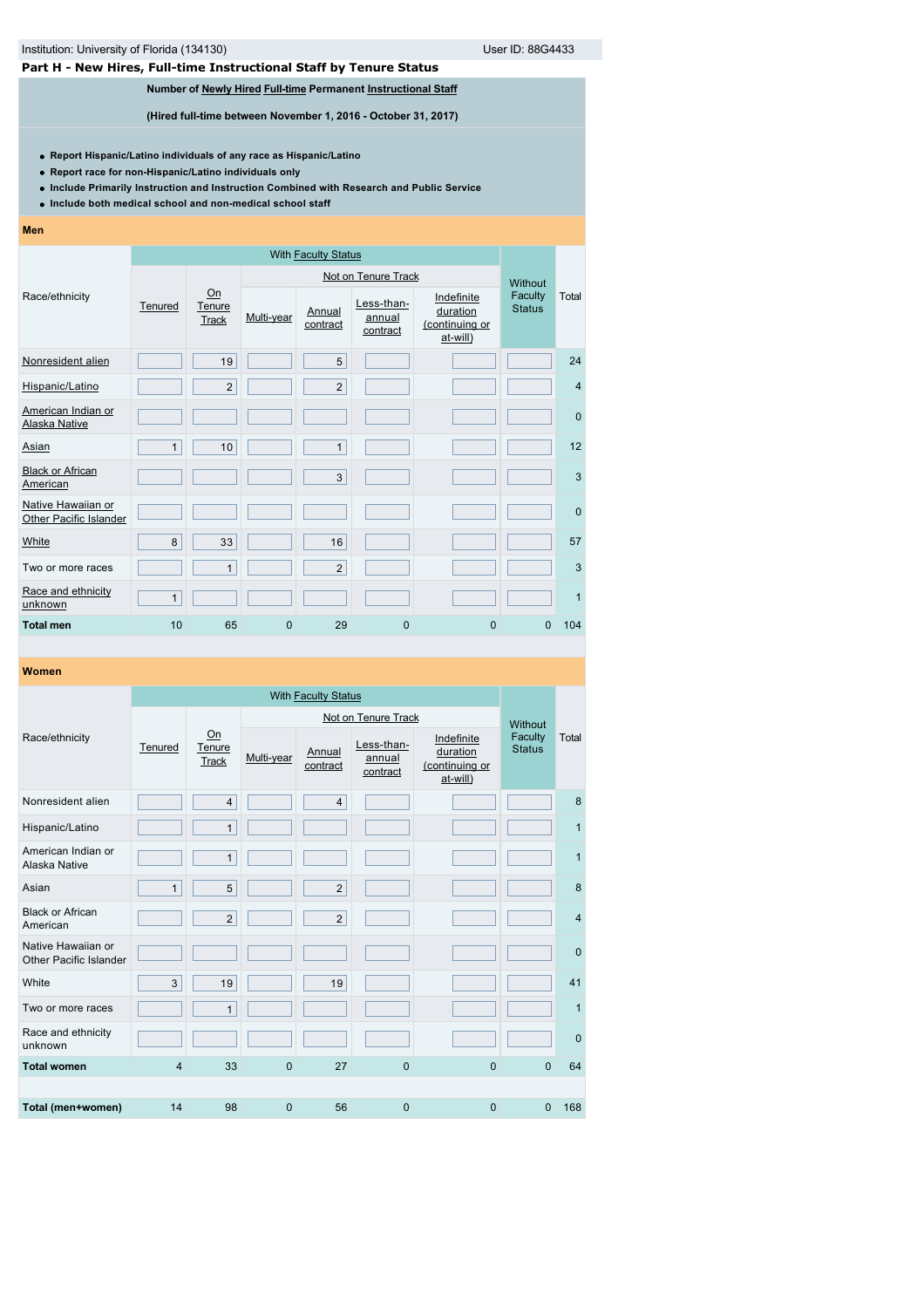Institution: University of Florida (134130) User ID: 88G4433

## Part H - New Hires, Full-time Instructional Staff by Tenure Status

**Number of Newly Hired Full-time Permanent Instructional Staff**

**(Hired full-time between November 1, 2016 - October 31, 2017)**

- **Report Hispanic/Latino individuals of any race as Hispanic/Latino**
- **Report race for non-Hispanic/Latino individuals only**
- **Include Primarily Instruction and Instruction Combined with Research and Public Service**
- **Include both medical school and non-medical school staff**

### Men

| Race/ethnicity | With Faculty Status | | | | | | Without Faculty Status | Total |
|---|---|---|---|---|---|---|---|---|
| | Tenured | On Tenure Track | Not on Tenure Track | | | | | |
| | | | Multi-year | Annual contract | Less-than-annual contract | Indefinite duration (continuing or at-will) | | |
| Nonresident alien | | 19 | | 5 | | | | 24 |
| Hispanic/Latino | | 2 | | 2 | | | | 4 |
| American Indian or Alaska Native | | | | | | | | 0 |
| Asian | 1 | 10 | | 1 | | | | 12 |
| Black or African American | | | | 3 | | | | 3 |
| Native Hawaiian or Other Pacific Islander | | | | | | | | 0 |
| White | 8 | 33 | | 16 | | | | 57 |
| Two or more races | | 1 | | 2 | | | | 3 |
| Race and ethnicity unknown | 1 | | | | | | | 1 |
| **Total men** | 10 | 65 | 0 | 29 | 0 | 0 | 0 | 104 |

### Women

| Race/ethnicity | With Faculty Status | | | | | | Without Faculty Status | Total |
|---|---|---|---|---|---|---|---|---|
| | Tenured | On Tenure Track | Not on Tenure Track | | | | | |
| | | | Multi-year | Annual contract | Less-than-annual contract | Indefinite duration (continuing or at-will) | | |
| Nonresident alien | | 4 | | 4 | | | | 8 |
| Hispanic/Latino | | 1 | | | | | | 1 |
| American Indian or Alaska Native | | 1 | | | | | | 1 |
| Asian | 1 | 5 | | 2 | | | | 8 |
| Black or African American | | 2 | | 2 | | | | 4 |
| Native Hawaiian or Other Pacific Islander | | | | | | | | 0 |
| White | 3 | 19 | | 19 | | | | 41 |
| Two or more races | | 1 | | | | | | 1 |
| Race and ethnicity unknown | | | | | | | | 0 |
| **Total women** | 4 | 33 | 0 | 27 | 0 | 0 | 0 | 64 |
| | | | | | | | | |
| **Total (men+women)** | 14 | 98 | 0 | 56 | 0 | 0 | 0 | 168 |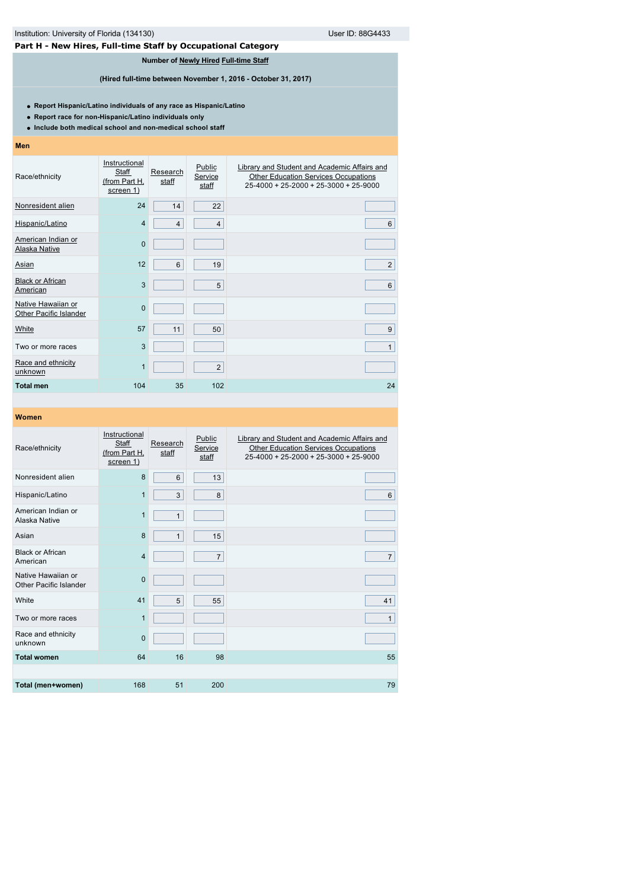Institution: University of Florida (134130) User ID: 88G4433

## Part H - New Hires, Full-time Staff by Occupational Category

**Number of Newly Hired Full-time Staff**

**(Hired full-time between November 1, 2016 - October 31, 2017)**

- **Report Hispanic/Latino individuals of any race as Hispanic/Latino**
- **Report race for non-Hispanic/Latino individuals only**
- **Include both medical school and non-medical school staff**

### Men

| Race/ethnicity | Instructional Staff (from Part H, screen 1) | Research staff | Public Service staff | Library and Student and Academic Affairs and Other Education Services Occupations 25-4000 + 25-2000 + 25-3000 + 25-9000 |
|---|---|---|---|---|
| Nonresident alien | 24 | 14 | 22 | |
| Hispanic/Latino | 4 | 4 | 4 | 6 |
| American Indian or Alaska Native | 0 | | | |
| Asian | 12 | 6 | 19 | 2 |
| Black or African American | 3 | | 5 | 6 |
| Native Hawaiian or Other Pacific Islander | 0 | | | |
| White | 57 | 11 | 50 | 9 |
| Two or more races | 3 | | | 1 |
| Race and ethnicity unknown | 1 | | 2 | |
| **Total men** | 104 | 35 | 102 | 24 |

### Women

| Race/ethnicity | Instructional Staff (from Part H, screen 1) | Research staff | Public Service staff | Library and Student and Academic Affairs and Other Education Services Occupations 25-4000 + 25-2000 + 25-3000 + 25-9000 |
|---|---|---|---|---|
| Nonresident alien | 8 | 6 | 13 | |
| Hispanic/Latino | 1 | 3 | 8 | 6 |
| American Indian or Alaska Native | 1 | 1 | | |
| Asian | 8 | 1 | 15 | |
| Black or African American | 4 | | 7 | 7 |
| Native Hawaiian or Other Pacific Islander | 0 | | | |
| White | 41 | 5 | 55 | 41 |
| Two or more races | 1 | | | 1 |
| Race and ethnicity unknown | 0 | | | |
| **Total women** | 64 | 16 | 98 | 55 |
| | | | | |
| **Total (men+women)** | 168 | 51 | 200 | 79 |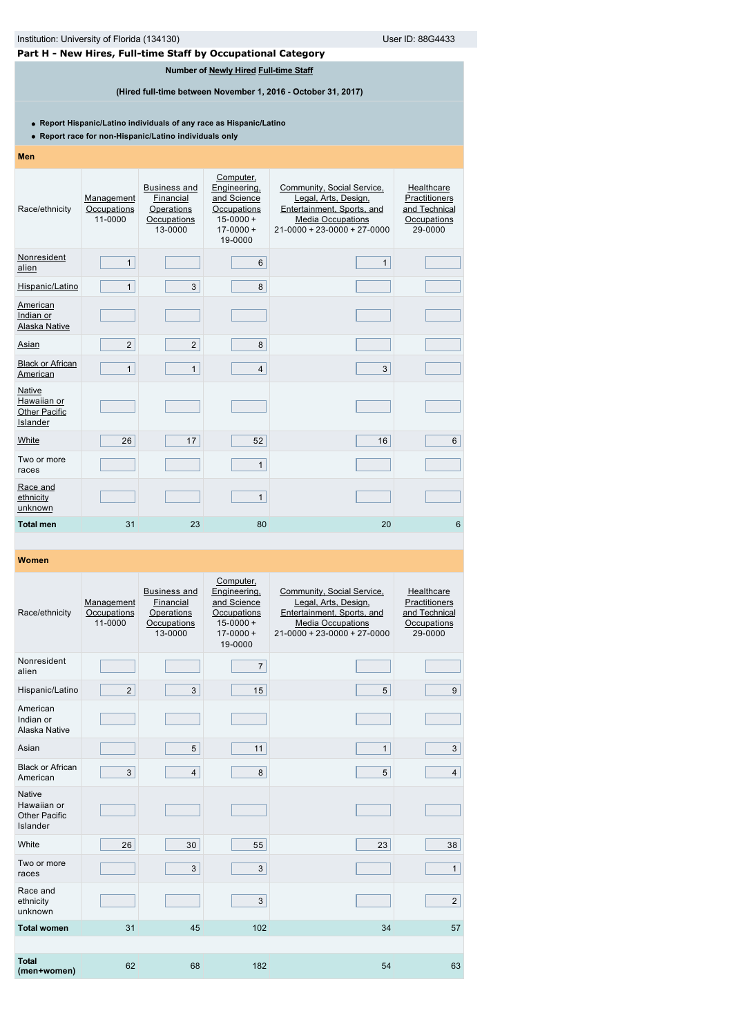Institution: University of Florida (134130) User ID: 88G4433

## Part H - New Hires, Full-time Staff by Occupational Category

**Number of Newly Hired Full-time Staff**

**(Hired full-time between November 1, 2016 - October 31, 2017)**

- **Report Hispanic/Latino individuals of any race as Hispanic/Latino**
- **Report race for non-Hispanic/Latino individuals only**

### Men

| Race/ethnicity | Management Occupations 11-0000 | Business and Financial Operations Occupations 13-0000 | Computer, Engineering, and Science Occupations 15-0000 + 17-0000 + 19-0000 | Community, Social Service, Legal, Arts, Design, Entertainment, Sports, and Media Occupations 21-0000 + 23-0000 + 27-0000 | Healthcare Practitioners and Technical Occupations 29-0000 |
|---|---|---|---|---|---|
| Nonresident alien | 1 | | 6 | 1 | |
| Hispanic/Latino | 1 | 3 | 8 | | |
| American Indian or Alaska Native | | | | | |
| Asian | 2 | 2 | 8 | | |
| Black or African American | 1 | 1 | 4 | 3 | |
| Native Hawaiian or Other Pacific Islander | | | | | |
| White | 26 | 17 | 52 | 16 | 6 |
| Two or more races | | | 1 | | |
| Race and ethnicity unknown | | | 1 | | |
| **Total men** | 31 | 23 | 80 | 20 | 6 |

### Women

| Race/ethnicity | Management Occupations 11-0000 | Business and Financial Operations Occupations 13-0000 | Computer, Engineering, and Science Occupations 15-0000 + 17-0000 + 19-0000 | Community, Social Service, Legal, Arts, Design, Entertainment, Sports, and Media Occupations 21-0000 + 23-0000 + 27-0000 | Healthcare Practitioners and Technical Occupations 29-0000 |
|---|---|---|---|---|---|
| Nonresident alien | | | 7 | | |
| Hispanic/Latino | 2 | 3 | 15 | 5 | 9 |
| American Indian or Alaska Native | | | | | |
| Asian | | 5 | 11 | 1 | 3 |
| Black or African American | 3 | 4 | 8 | 5 | 4 |
| Native Hawaiian or Other Pacific Islander | | | | | |
| White | 26 | 30 | 55 | 23 | 38 |
| Two or more races | | 3 | 3 | | 1 |
| Race and ethnicity unknown | | | 3 | | 2 |
| **Total women** | 31 | 45 | 102 | 34 | 57 |
| **Total (men+women)** | 62 | 68 | 182 | 54 | 63 |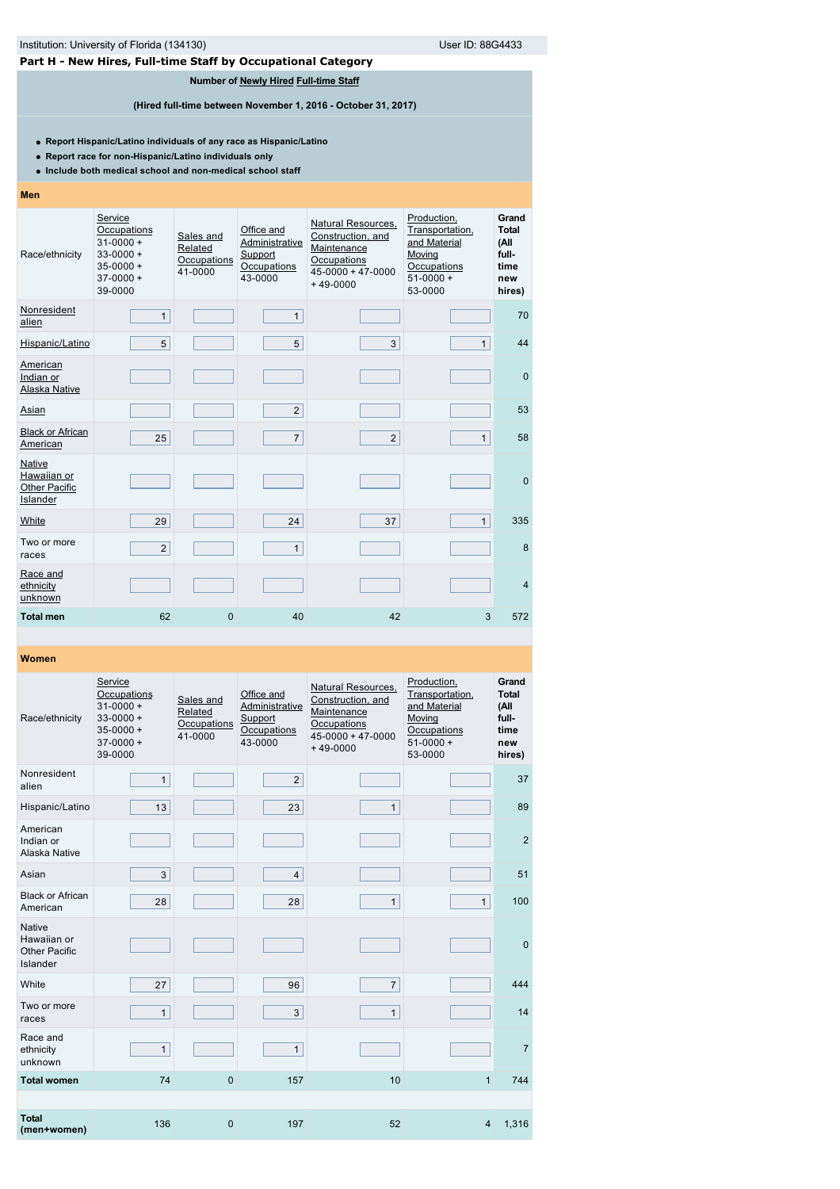Institution: University of Florida (134130) User ID: 88G4433

## Part H - New Hires, Full-time Staff by Occupational Category

**Number of Newly Hired Full-time Staff**

**(Hired full-time between November 1, 2016 - October 31, 2017)**

- **Report Hispanic/Latino individuals of any race as Hispanic/Latino**
- **Report race for non-Hispanic/Latino individuals only**
- **Include both medical school and non-medical school staff**

### Men

| Race/ethnicity | Service Occupations 31-0000 + 33-0000 + 35-0000 + 37-0000 + 39-0000 | Sales and Related Occupations 41-0000 | Office and Administrative Support Occupations 43-0000 | Natural Resources, Construction, and Maintenance Occupations 45-0000 + 47-0000 + 49-0000 | Production, Transportation, and Material Moving Occupations 51-0000 + 53-0000 | Grand Total (All full-time new hires) |
|---|---|---|---|---|---|---|
| Nonresident alien | 1 | | 1 | | | 70 |
| Hispanic/Latino | 5 | | 5 | 3 | 1 | 44 |
| American Indian or Alaska Native | | | | | | 0 |
| Asian | | | 2 | | | 53 |
| Black or African American | 25 | | 7 | 2 | 1 | 58 |
| Native Hawaiian or Other Pacific Islander | | | | | | 0 |
| White | 29 | | 24 | 37 | 1 | 335 |
| Two or more races | 2 | | 1 | | | 8 |
| Race and ethnicity unknown | | | | | | 4 |
| **Total men** | 62 | 0 | 40 | 42 | 3 | 572 |

### Women

| Race/ethnicity | Service Occupations 31-0000 + 33-0000 + 35-0000 + 37-0000 + 39-0000 | Sales and Related Occupations 41-0000 | Office and Administrative Support Occupations 43-0000 | Natural Resources, Construction, and Maintenance Occupations 45-0000 + 47-0000 + 49-0000 | Production, Transportation, and Material Moving Occupations 51-0000 + 53-0000 | Grand Total (All full-time new hires) |
|---|---|---|---|---|---|---|
| Nonresident alien | 1 | | 2 | | | 37 |
| Hispanic/Latino | 13 | | 23 | 1 | | 89 |
| American Indian or Alaska Native | | | | | | 2 |
| Asian | 3 | | 4 | | | 51 |
| Black or African American | 28 | | 28 | 1 | 1 | 100 |
| Native Hawaiian or Other Pacific Islander | | | | | | 0 |
| White | 27 | | 96 | 7 | | 444 |
| Two or more races | 1 | | 3 | 1 | | 14 |
| Race and ethnicity unknown | 1 | | 1 | | | 7 |
| **Total women** | 74 | 0 | 157 | 10 | 1 | 744 |
| **Total (men+women)** | 136 | 0 | 197 | 52 | 4 | 1,316 |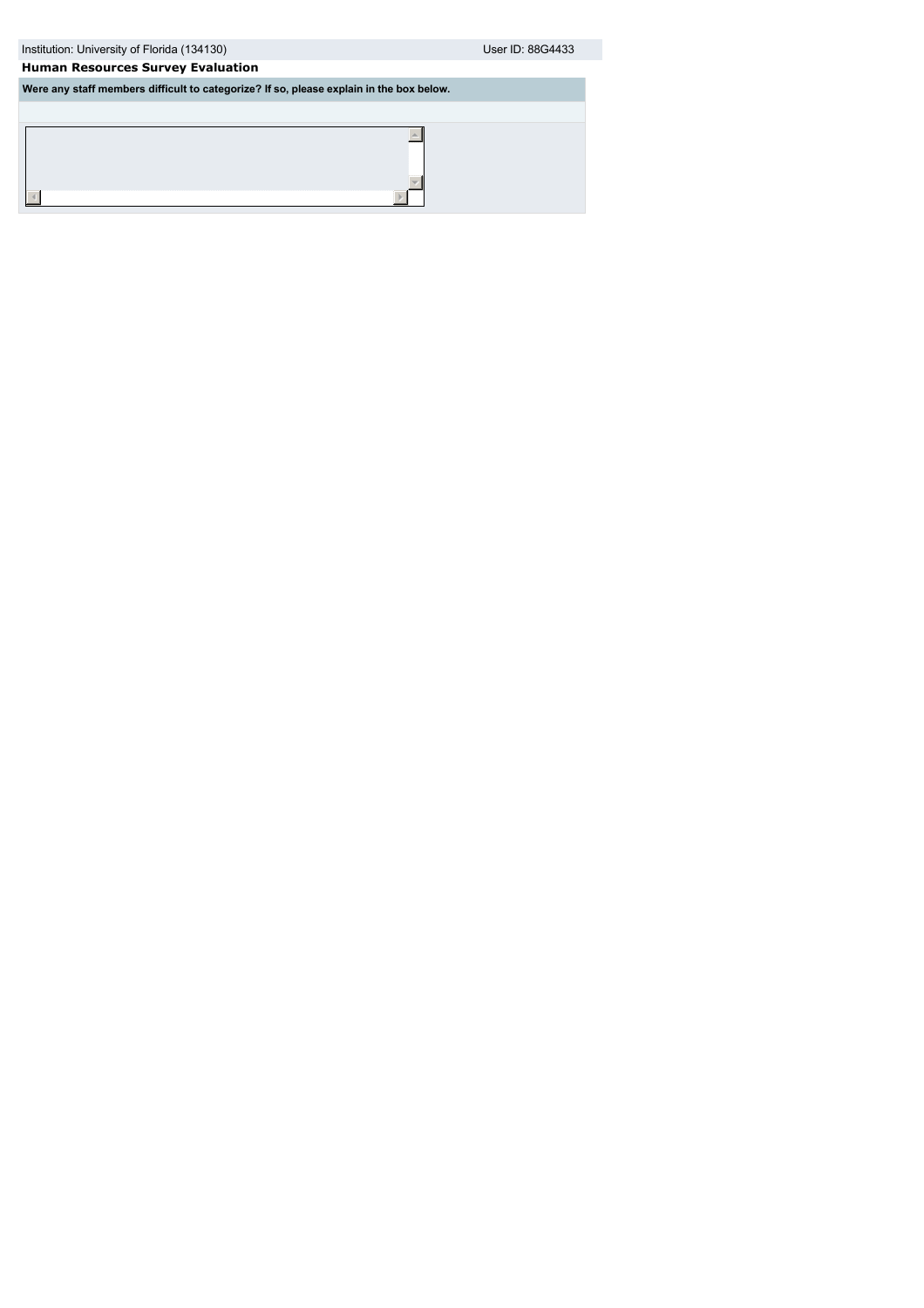Institution: University of Florida (134130) User ID: 88G4433

**Human Resources Survey Evaluation**

**Were any staff members difficult to categorize? If so, please explain in the box below.**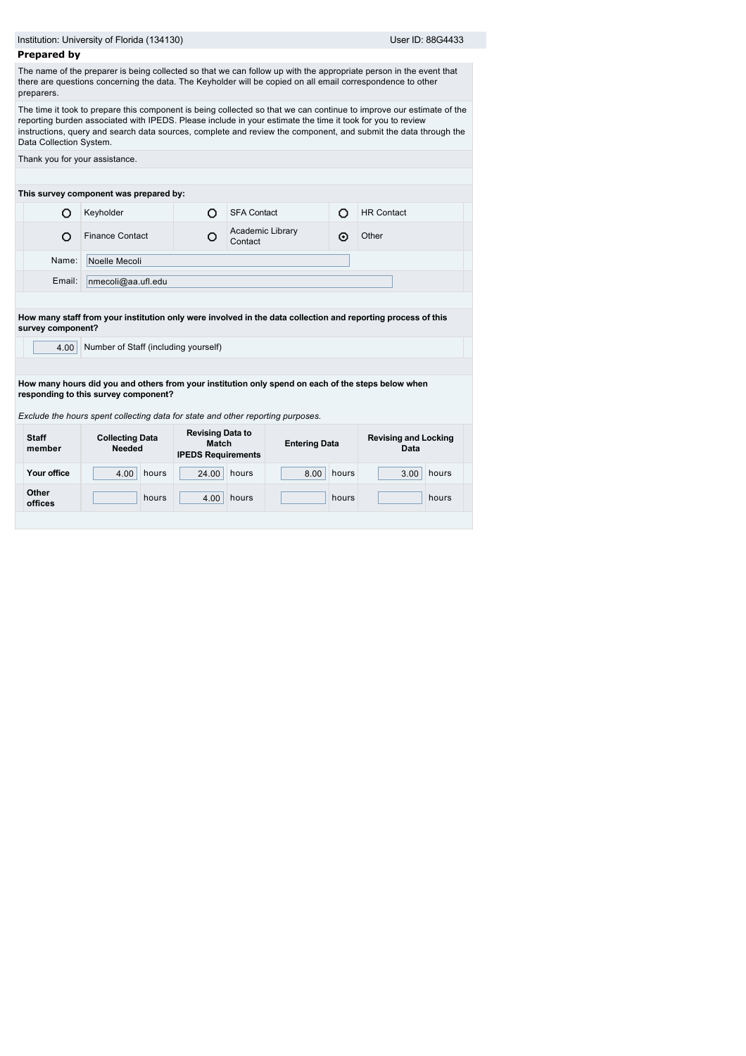Institution: University of Florida (134130) User ID: 88G4433

**Prepared by**

The name of the preparer is being collected so that we can follow up with the appropriate person in the event that there are questions concerning the data. The Keyholder will be copied on all email correspondence to other preparers.

The time it took to prepare this component is being collected so that we can continue to improve our estimate of the reporting burden associated with IPEDS. Please include in your estimate the time it took for you to review instructions, query and search data sources, complete and review the component, and submit the data through the Data Collection System.

Thank you for your assistance.

**This survey component was prepared by:**

| | | | | | |
|---|---|---|---|---|---|
| ○ | Keyholder | ○ | SFA Contact | ○ | HR Contact |
| ○ | Finance Contact | ○ | Academic Library Contact | ⊙ | Other |

Name: Noelle Mecoli

Email: nmecoli@aa.ufl.edu

**How many staff from your institution only were involved in the data collection and reporting process of this survey component?**

4.00 Number of Staff (including yourself)

**How many hours did you and others from your institution only spend on each of the steps below when responding to this survey component?**

*Exclude the hours spent collecting data for state and other reporting purposes.*

| Staff member | Collecting Data Needed | Revising Data to Match IPEDS Requirements | Entering Data | Revising and Locking Data |
|---|---|---|---|---|
| Your office | 4.00 hours | 24.00 hours | 8.00 hours | 3.00 hours |
| Other offices | hours | 4.00 hours | hours | hours |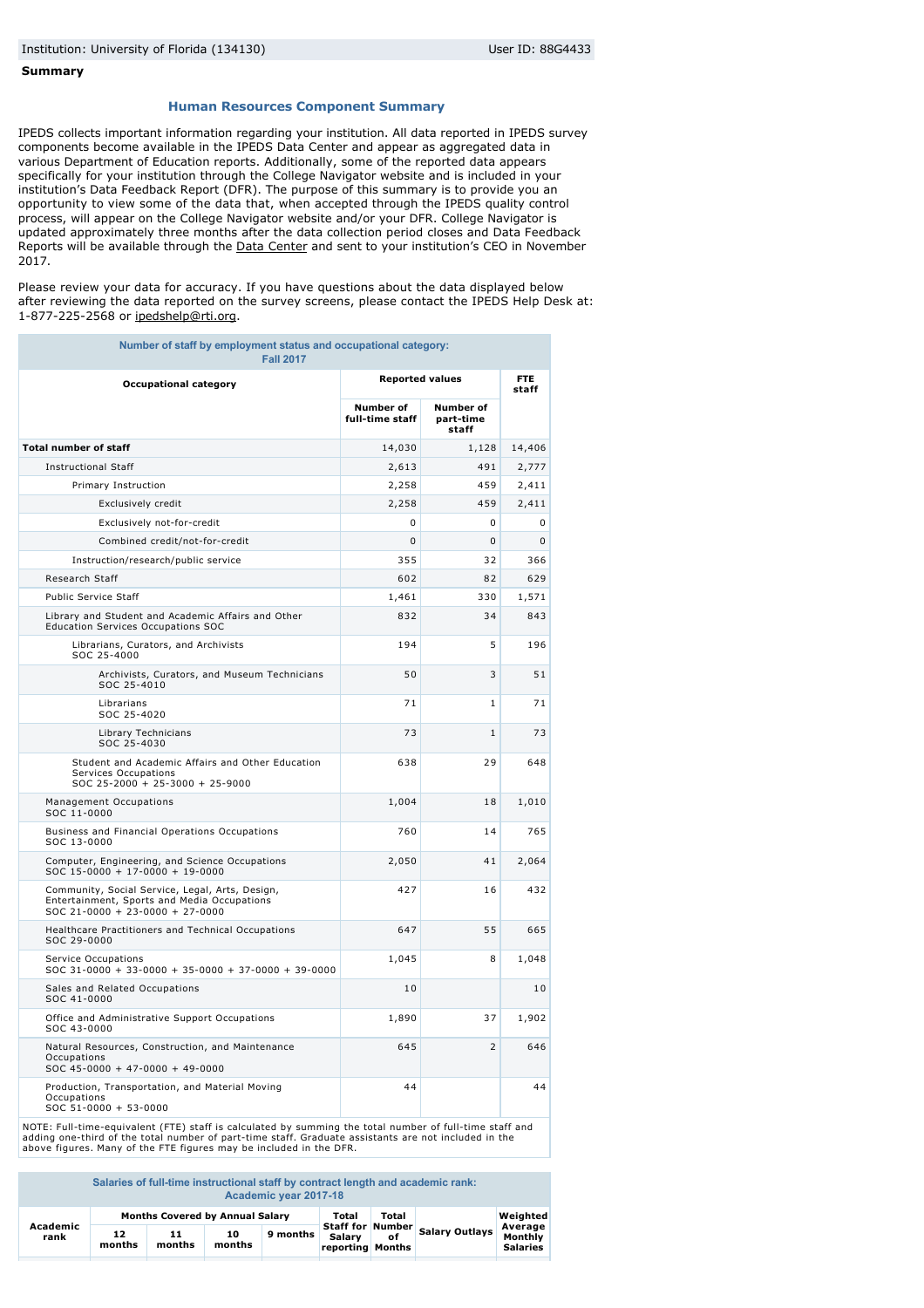Institution: University of Florida (134130) User ID: 88G4433

**Summary**

## Human Resources Component Summary

IPEDS collects important information regarding your institution. All data reported in IPEDS survey components become available in the IPEDS Data Center and appear as aggregated data in various Department of Education reports. Additionally, some of the reported data appears specifically for your institution through the College Navigator website and is included in your institution's Data Feedback Report (DFR). The purpose of this summary is to provide you an opportunity to view some of the data that, when accepted through the IPEDS quality control process, will appear on the College Navigator website and/or your DFR. College Navigator is updated approximately three months after the data collection period closes and Data Feedback Reports will be available through the Data Center and sent to your institution's CEO in November 2017.

Please review your data for accuracy. If you have questions about the data displayed below after reviewing the data reported on the survey screens, please contact the IPEDS Help Desk at: 1-877-225-2568 or ipedshelp@rti.org.

**Number of staff by employment status and occupational category: Fall 2017**

| Occupational category | Reported values | | FTE staff |
|---|---|---|---|
| | Number of full-time staff | Number of part-time staff | |
| **Total number of staff** | 14,030 | 1,128 | 14,406 |
| Instructional Staff | 2,613 | 491 | 2,777 |
| Primary Instruction | 2,258 | 459 | 2,411 |
| Exclusively credit | 2,258 | 459 | 2,411 |
| Exclusively not-for-credit | 0 | 0 | 0 |
| Combined credit/not-for-credit | 0 | 0 | 0 |
| Instruction/research/public service | 355 | 32 | 366 |
| Research Staff | 602 | 82 | 629 |
| Public Service Staff | 1,461 | 330 | 1,571 |
| Library and Student and Academic Affairs and Other Education Services Occupations SOC | 832 | 34 | 843 |
| Librarians, Curators, and Archivists SOC 25-4000 | 194 | 5 | 196 |
| Archivists, Curators, and Museum Technicians SOC 25-4010 | 50 | 3 | 51 |
| Librarians SOC 25-4020 | 71 | 1 | 71 |
| Library Technicians SOC 25-4030 | 73 | 1 | 73 |
| Student and Academic Affairs and Other Education Services Occupations SOC 25-2000 + 25-3000 + 25-9000 | 638 | 29 | 648 |
| Management Occupations SOC 11-0000 | 1,004 | 18 | 1,010 |
| Business and Financial Operations Occupations SOC 13-0000 | 760 | 14 | 765 |
| Computer, Engineering, and Science Occupations SOC 15-0000 + 17-0000 + 19-0000 | 2,050 | 41 | 2,064 |
| Community, Social Service, Legal, Arts, Design, Entertainment, Sports and Media Occupations SOC 21-0000 + 23-0000 + 27-0000 | 427 | 16 | 432 |
| Healthcare Practitioners and Technical Occupations SOC 29-0000 | 647 | 55 | 665 |
| Service Occupations SOC 31-0000 + 33-0000 + 35-0000 + 37-0000 + 39-0000 | 1,045 | 8 | 1,048 |
| Sales and Related Occupations SOC 41-0000 | 10 | | 10 |
| Office and Administrative Support Occupations SOC 43-0000 | 1,890 | 37 | 1,902 |
| Natural Resources, Construction, and Maintenance Occupations SOC 45-0000 + 47-0000 + 49-0000 | 645 | 2 | 646 |
| Production, Transportation, and Material Moving Occupations SOC 51-0000 + 53-0000 | 44 | | 44 |

NOTE: Full-time-equivalent (FTE) staff is calculated by summing the total number of full-time staff and adding one-third of the total number of part-time staff. Graduate assistants are not included in the above figures. Many of the FTE figures may be included in the DFR.

**Salaries of full-time instructional staff by contract length and academic rank: Academic year 2017-18**

| Academic rank | Months Covered by Annual Salary | | | | Total Staff for Salary reporting | Total Number of Months | Salary Outlays | Weighted Average Monthly Salaries |
|---|---|---|---|---|---|---|---|---|
| | 12 months | 11 months | 10 months | 9 months | | | | |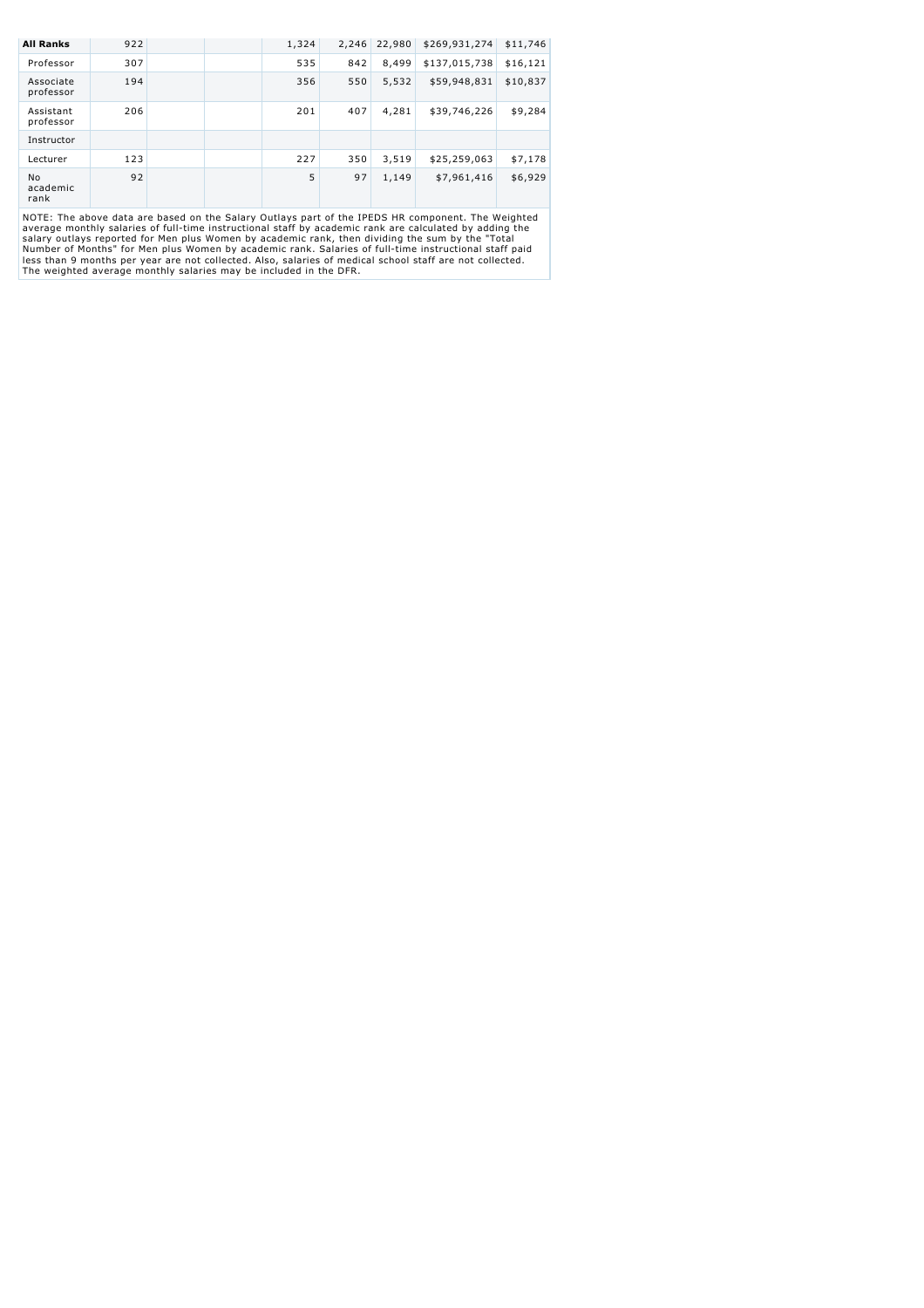| | | | | | | | | |
|---|---|---|---|---|---|---|---|---|
| **All Ranks** | 922 | | | 1,324 | 2,246 | 22,980 | $269,931,274 | $11,746 |
| Professor | 307 | | | 535 | 842 | 8,499 | $137,015,738 | $16,121 |
| Associate professor | 194 | | | 356 | 550 | 5,532 | $59,948,831 | $10,837 |
| Assistant professor | 206 | | | 201 | 407 | 4,281 | $39,746,226 | $9,284 |
| Instructor | | | | | | | | |
| Lecturer | 123 | | | 227 | 350 | 3,519 | $25,259,063 | $7,178 |
| No academic rank | 92 | | | 5 | 97 | 1,149 | $7,961,416 | $6,929 |

NOTE: The above data are based on the Salary Outlays part of the IPEDS HR component. The Weighted average monthly salaries of full-time instructional staff by academic rank are calculated by adding the salary outlays reported for Men plus Women by academic rank, then dividing the sum by the "Total Number of Months" for Men plus Women by academic rank. Salaries of full-time instructional staff paid less than 9 months per year are not collected. Also, salaries of medical school staff are not collected. The weighted average monthly salaries may be included in the DFR.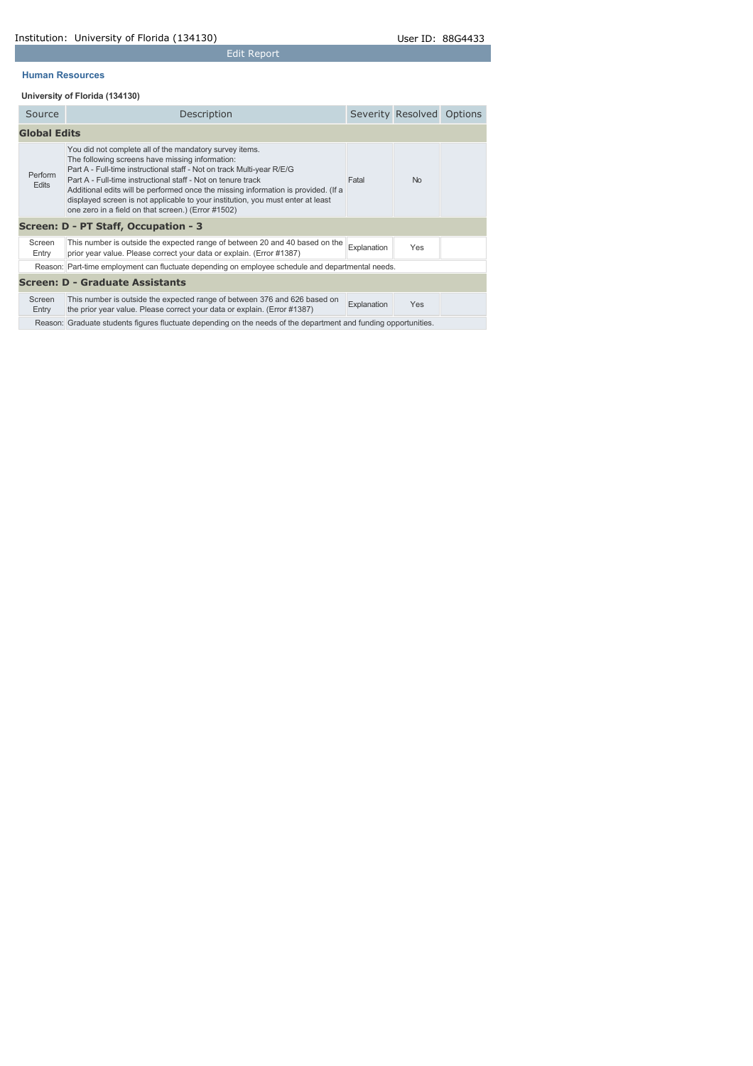Institution: University of Florida (134130) User ID: 88G4433

Edit Report

### Human Resources

**University of Florida (134130)**

| Source | Description | Severity | Resolved | Options |
|---|---|---|---|---|
| **Global Edits** | | | | |
| Perform Edits | You did not complete all of the mandatory survey items. The following screens have missing information: Part A - Full-time instructional staff - Not on track Multi-year R/E/G Part A - Full-time instructional staff - Not on tenure track Additional edits will be performed once the missing information is provided. (If a displayed screen is not applicable to your institution, you must enter at least one zero in a field on that screen.) (Error #1502) | Fatal | No | |
| **Screen: D - PT Staff, Occupation - 3** | | | | |
| Screen Entry | This number is outside the expected range of between 20 and 40 based on the prior year value. Please correct your data or explain. (Error #1387) | Explanation | Yes | |
| Reason: | Part-time employment can fluctuate depending on employee schedule and departmental needs. | | | |
| **Screen: D - Graduate Assistants** | | | | |
| Screen Entry | This number is outside the expected range of between 376 and 626 based on the prior year value. Please correct your data or explain. (Error #1387) | Explanation | Yes | |
| Reason: | Graduate students figures fluctuate depending on the needs of the department and funding opportunities. | | | |